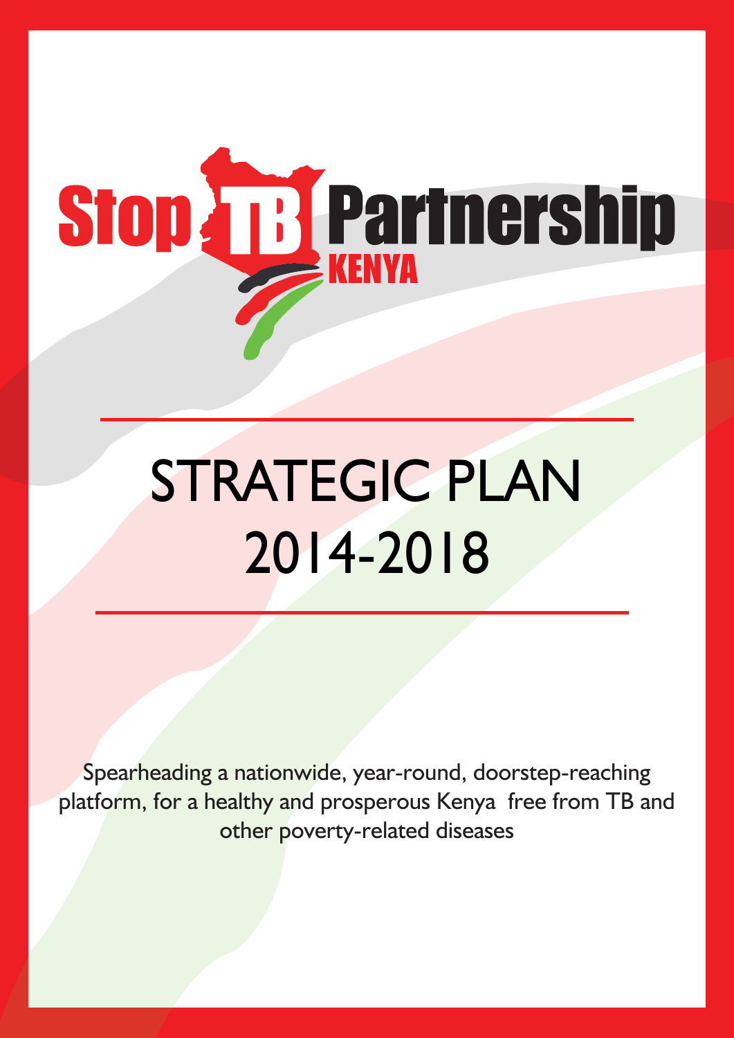# Stop TB Partnership KENYA

# STRATEGIC PLAN 2014-2018

Spearheading a nationwide, year-round, doorstep-reaching platform, for a healthy and prosperous Kenya free from TB and other poverty-related diseases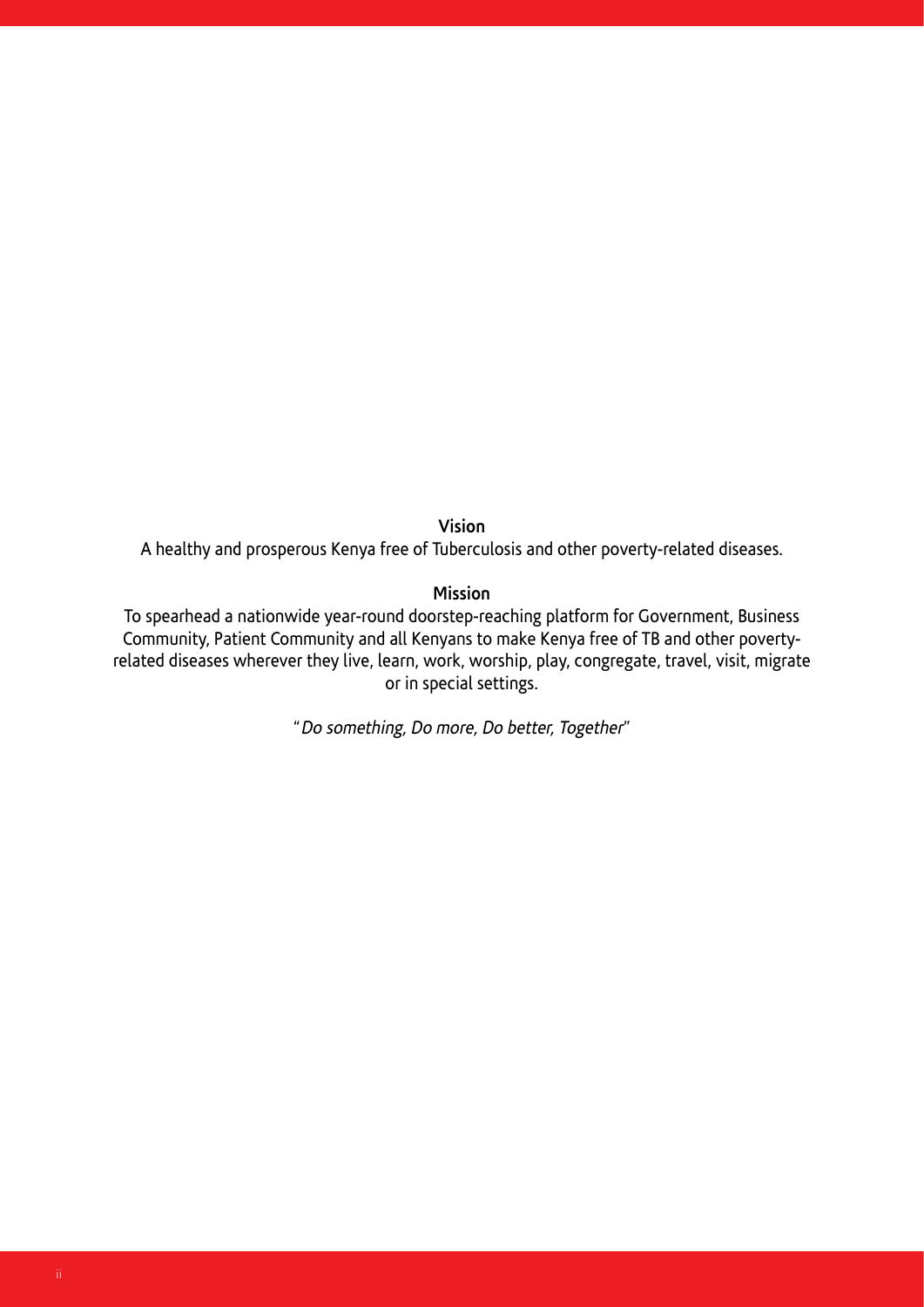**Vision**

A healthy and prosperous Kenya free of Tuberculosis and other poverty-related diseases.

**Mission**

To spearhead a nationwide year-round doorstep-reaching platform for Government, Business Community, Patient Community and all Kenyans to make Kenya free of TB and other poverty-related diseases wherever they live, learn, work, worship, play, congregate, travel, visit, migrate or in special settings.

"*Do something, Do more, Do better, Together*"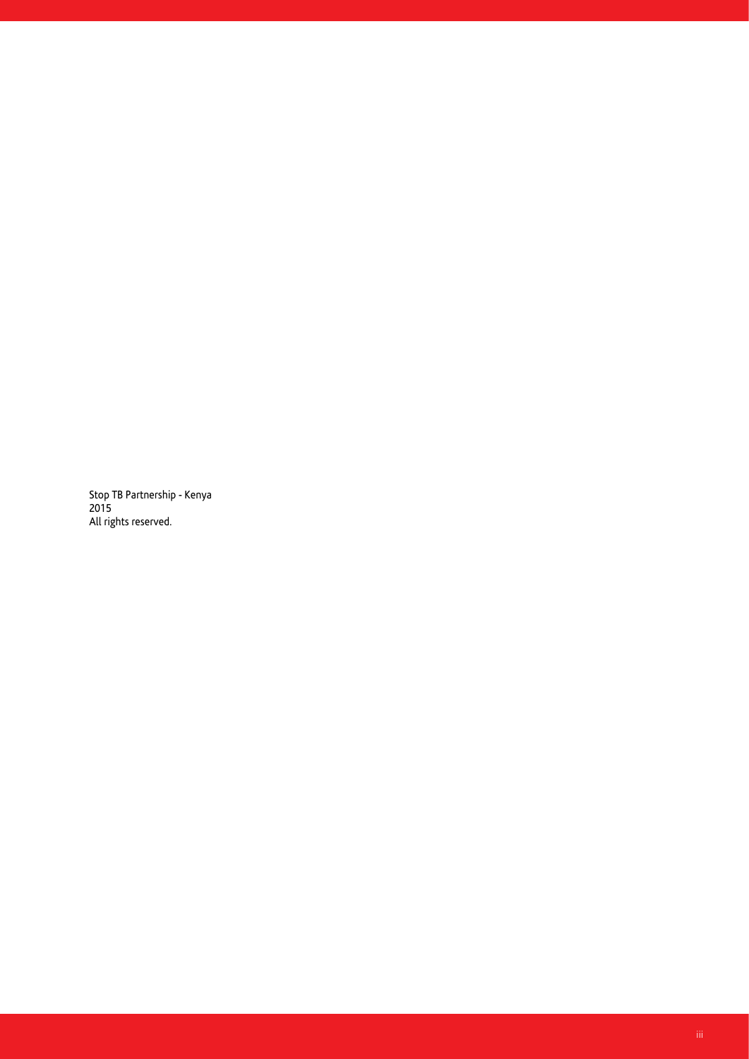Stop TB Partnership - Kenya
2015
All rights reserved.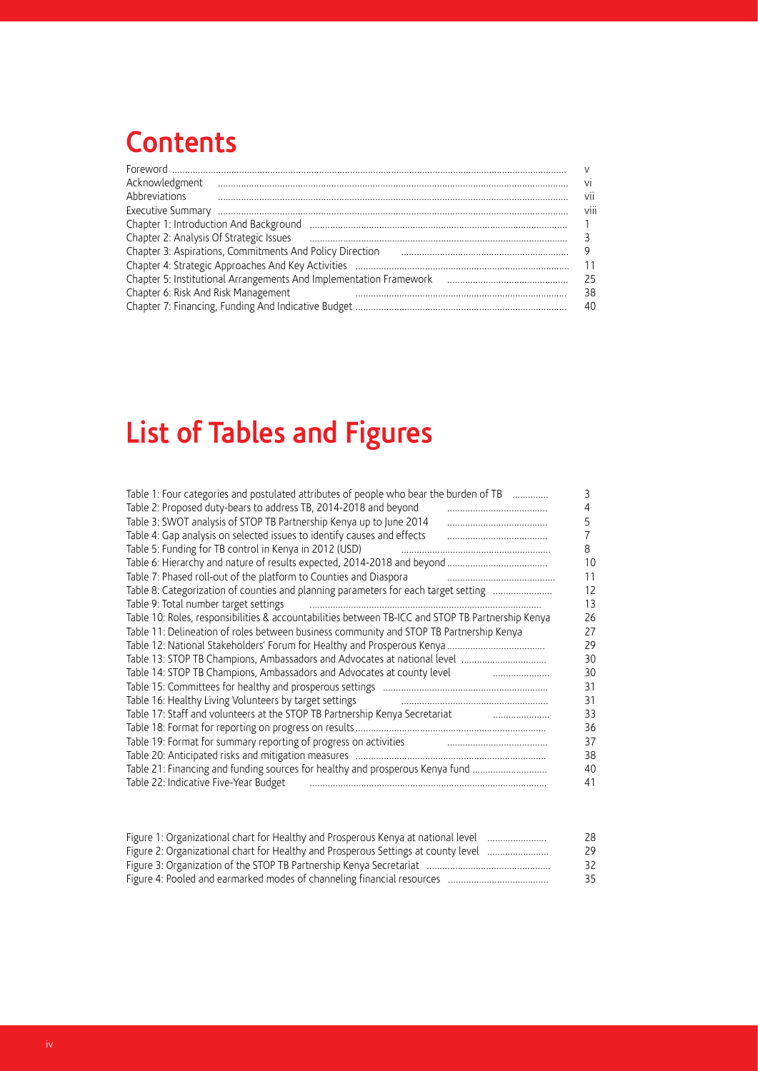# Contents

| | |
|---|---|
| Foreword | v |
| Acknowledgment | vi |
| Abbreviations | vii |
| Executive Summary | viii |
| Chapter 1: Introduction And Background | 1 |
| Chapter 2: Analysis Of Strategic Issues | 3 |
| Chapter 3: Aspirations, Commitments And Policy Direction | 9 |
| Chapter 4: Strategic Approaches And Key Activities | 11 |
| Chapter 5: Institutional Arrangements And Implementation Framework | 25 |
| Chapter 6: Risk And Risk Management | 38 |
| Chapter 7: Financing, Funding And Indicative Budget | 40 |

# List of Tables and Figures

| | |
|---|---|
| Table 1: Four categories and postulated attributes of people who bear the burden of TB | 3 |
| Table 2: Proposed duty-bears to address TB, 2014-2018 and beyond | 4 |
| Table 3: SWOT analysis of STOP TB Partnership Kenya up to June 2014 | 5 |
| Table 4: Gap analysis on selected issues to identify causes and effects | 7 |
| Table 5: Funding for TB control in Kenya in 2012 (USD) | 8 |
| Table 6: Hierarchy and nature of results expected, 2014-2018 and beyond | 10 |
| Table 7: Phased roll-out of the platform to Counties and Diaspora | 11 |
| Table 8: Categorization of counties and planning parameters for each target setting | 12 |
| Table 9: Total number target settings | 13 |
| Table 10: Roles, responsibilities & accountabilities between TB-ICC and STOP TB Partnership Kenya | 26 |
| Table 11: Delineation of roles between business community and STOP TB Partnership Kenya | 27 |
| Table 12: National Stakeholders' Forum for Healthy and Prosperous Kenya | 29 |
| Table 13: STOP TB Champions, Ambassadors and Advocates at national level | 30 |
| Table 14: STOP TB Champions, Ambassadors and Advocates at county level | 30 |
| Table 15: Committees for healthy and prosperous settings | 31 |
| Table 16: Healthy Living Volunteers by target settings | 31 |
| Table 17: Staff and volunteers at the STOP TB Partnership Kenya Secretariat | 33 |
| Table 18: Format for reporting on progress on results | 36 |
| Table 19: Format for summary reporting of progress on activities | 37 |
| Table 20: Anticipated risks and mitigation measures | 38 |
| Table 21: Financing and funding sources for healthy and prosperous Kenya fund | 40 |
| Table 22: Indicative Five-Year Budget | 41 |

| | |
|---|---|
| Figure 1: Organizational chart for Healthy and Prosperous Kenya at national level | 28 |
| Figure 2: Organizational chart for Healthy and Prosperous Settings at county level | 29 |
| Figure 3: Organization of the STOP TB Partnership Kenya Secretariat | 32 |
| Figure 4: Pooled and earmarked modes of channeling financial resources | 35 |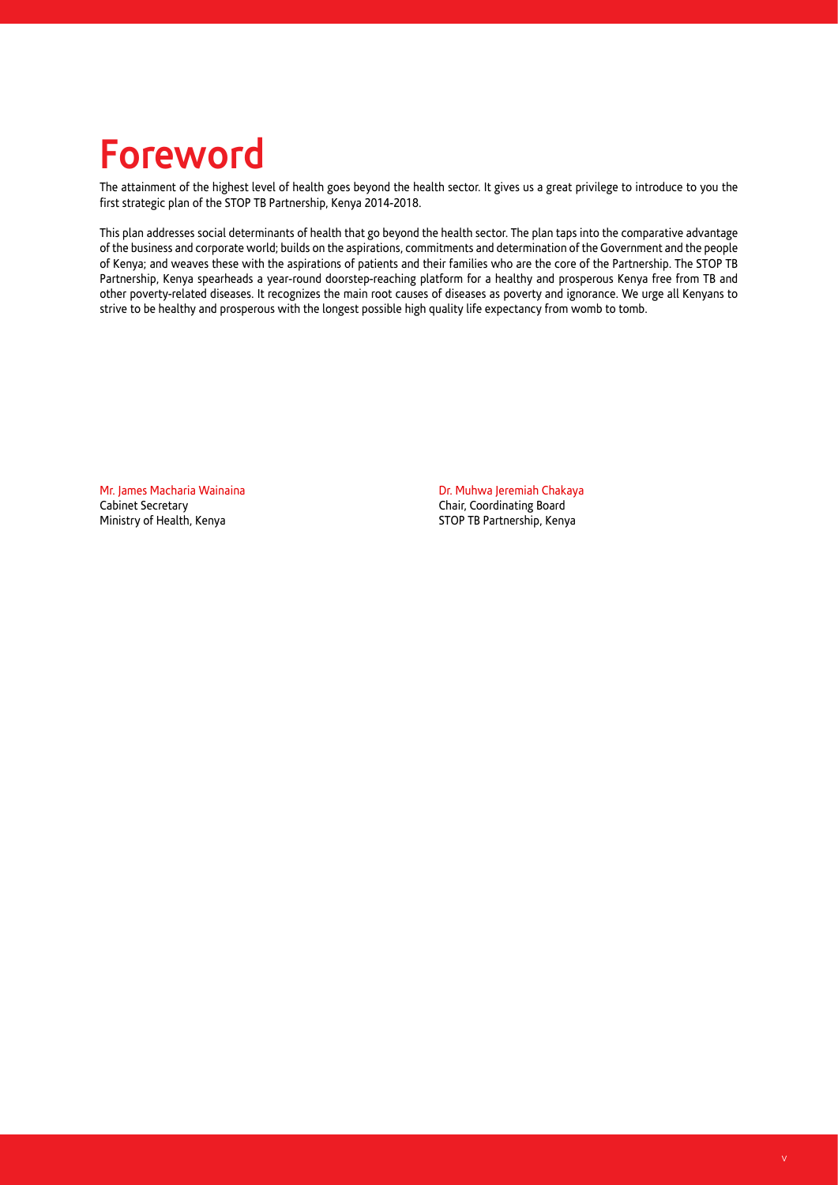# Foreword

The attainment of the highest level of health goes beyond the health sector. It gives us a great privilege to introduce to you the first strategic plan of the STOP TB Partnership, Kenya 2014-2018.

This plan addresses social determinants of health that go beyond the health sector. The plan taps into the comparative advantage of the business and corporate world; builds on the aspirations, commitments and determination of the Government and the people of Kenya; and weaves these with the aspirations of patients and their families who are the core of the Partnership. The STOP TB Partnership, Kenya spearheads a year-round doorstep-reaching platform for a healthy and prosperous Kenya free from TB and other poverty-related diseases. It recognizes the main root causes of diseases as poverty and ignorance. We urge all Kenyans to strive to be healthy and prosperous with the longest possible high quality life expectancy from womb to tomb.

Mr. James Macharia Wainaina
Cabinet Secretary
Ministry of Health, Kenya

Dr. Muhwa Jeremiah Chakaya
Chair, Coordinating Board
STOP TB Partnership, Kenya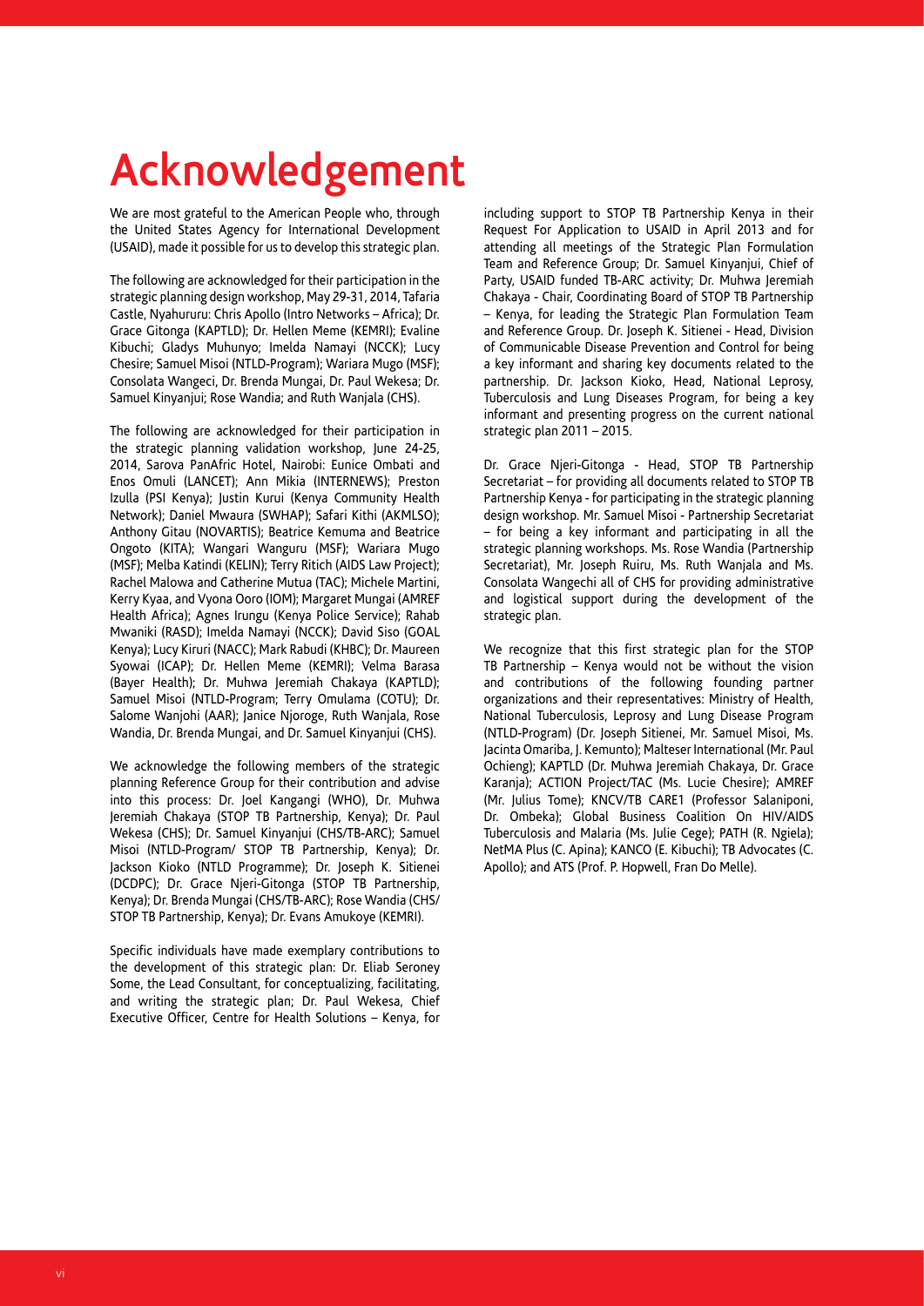# Acknowledgement

We are most grateful to the American People who, through the United States Agency for International Development (USAID), made it possible for us to develop this strategic plan.

The following are acknowledged for their participation in the strategic planning design workshop, May 29-31, 2014, Tafaria Castle, Nyahururu: Chris Apollo (Intro Networks – Africa); Dr. Grace Gitonga (KAPTLD); Dr. Hellen Meme (KEMRI); Evaline Kibuchi; Gladys Muhunyo; Imelda Namayi (NCCK); Lucy Chesire; Samuel Misoi (NTLD-Program); Wariara Mugo (MSF); Consolata Wangeci, Dr. Brenda Mungai, Dr. Paul Wekesa; Dr. Samuel Kinyanjui; Rose Wandia; and Ruth Wanjala (CHS).

The following are acknowledged for their participation in the strategic planning validation workshop, June 24-25, 2014, Sarova PanAfric Hotel, Nairobi: Eunice Ombati and Enos Omuli (LANCET); Ann Mikia (INTERNEWS); Preston Izulla (PSI Kenya); Justin Kurui (Kenya Community Health Network); Daniel Mwaura (SWHAP); Safari Kithi (AKMLSO); Anthony Gitau (NOVARTIS); Beatrice Kemuma and Beatrice Ongoto (KITA); Wangari Wanguru (MSF); Wariara Mugo (MSF); Melba Katindi (KELIN); Terry Ritich (AIDS Law Project); Rachel Malowa and Catherine Mutua (TAC); Michele Martini, Kerry Kyaa, and Vyona Ooro (IOM); Margaret Mungai (AMREF Health Africa); Agnes Irungu (Kenya Police Service); Rahab Mwaniki (RASD); Imelda Namayi (NCCK); David Siso (GOAL Kenya); Lucy Kiruri (NACC); Mark Rabudi (KHBC); Dr. Maureen Syowai (ICAP); Dr. Hellen Meme (KEMRI); Velma Barasa (Bayer Health); Dr. Muhwa Jeremiah Chakaya (KAPTLD); Samuel Misoi (NTLD-Program; Terry Omulama (COTU); Dr. Salome Wanjohi (AAR); Janice Njoroge, Ruth Wanjala, Rose Wandia, Dr. Brenda Mungai, and Dr. Samuel Kinyanjui (CHS).

We acknowledge the following members of the strategic planning Reference Group for their contribution and advise into this process: Dr. Joel Kangangi (WHO), Dr. Muhwa Jeremiah Chakaya (STOP TB Partnership, Kenya); Dr. Paul Wekesa (CHS); Dr. Samuel Kinyanjui (CHS/TB-ARC); Samuel Misoi (NTLD-Program/ STOP TB Partnership, Kenya); Dr. Jackson Kioko (NTLD Programme); Dr. Joseph K. Sitienei (DCDPC); Dr. Grace Njeri-Gitonga (STOP TB Partnership, Kenya); Dr. Brenda Mungai (CHS/TB-ARC); Rose Wandia (CHS/ STOP TB Partnership, Kenya); Dr. Evans Amukoye (KEMRI).

Specific individuals have made exemplary contributions to the development of this strategic plan: Dr. Eliab Seroney Some, the Lead Consultant, for conceptualizing, facilitating, and writing the strategic plan; Dr. Paul Wekesa, Chief Executive Officer, Centre for Health Solutions – Kenya, for including support to STOP TB Partnership Kenya in their Request For Application to USAID in April 2013 and for attending all meetings of the Strategic Plan Formulation Team and Reference Group; Dr. Samuel Kinyanjui, Chief of Party, USAID funded TB-ARC activity; Dr. Muhwa Jeremiah Chakaya - Chair, Coordinating Board of STOP TB Partnership – Kenya, for leading the Strategic Plan Formulation Team and Reference Group. Dr. Joseph K. Sitienei - Head, Division of Communicable Disease Prevention and Control for being a key informant and sharing key documents related to the partnership. Dr. Jackson Kioko, Head, National Leprosy, Tuberculosis and Lung Diseases Program, for being a key informant and presenting progress on the current national strategic plan 2011 – 2015.

Dr. Grace Njeri-Gitonga - Head, STOP TB Partnership Secretariat – for providing all documents related to STOP TB Partnership Kenya - for participating in the strategic planning design workshop. Mr. Samuel Misoi - Partnership Secretariat – for being a key informant and participating in all the strategic planning workshops. Ms. Rose Wandia (Partnership Secretariat), Mr. Joseph Ruiru, Ms. Ruth Wanjala and Ms. Consolata Wangechi all of CHS for providing administrative and logistical support during the development of the strategic plan.

We recognize that this first strategic plan for the STOP TB Partnership – Kenya would not be without the vision and contributions of the following founding partner organizations and their representatives: Ministry of Health, National Tuberculosis, Leprosy and Lung Disease Program (NTLD-Program) (Dr. Joseph Sitienei, Mr. Samuel Misoi, Ms. Jacinta Omariba, J. Kemunto); Malteser International (Mr. Paul Ochieng); KAPTLD (Dr. Muhwa Jeremiah Chakaya, Dr. Grace Karanja); ACTION Project/TAC (Ms. Lucie Chesire); AMREF (Mr. Julius Tome); KNCV/TB CARE1 (Professor Salaniponi, Dr. Ombeka); Global Business Coalition On HIV/AIDS Tuberculosis and Malaria (Ms. Julie Cege); PATH (R. Ngiela); NetMA Plus (C. Apina); KANCO (E. Kibuchi); TB Advocates (C. Apollo); and ATS (Prof. P. Hopwell, Fran Do Melle).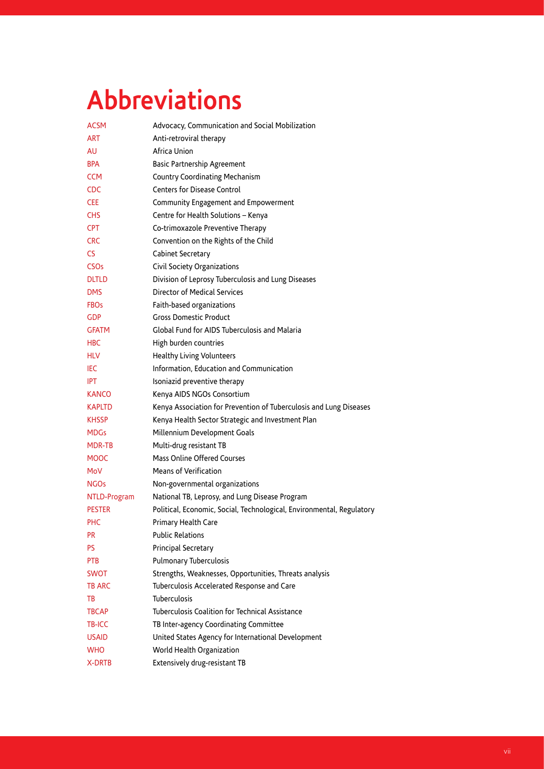# Abbreviations

| | |
|---|---|
| ACSM | Advocacy, Communication and Social Mobilization |
| ART | Anti-retroviral therapy |
| AU | Africa Union |
| BPA | Basic Partnership Agreement |
| CCM | Country Coordinating Mechanism |
| CDC | Centers for Disease Control |
| CEE | Community Engagement and Empowerment |
| CHS | Centre for Health Solutions – Kenya |
| CPT | Co-trimoxazole Preventive Therapy |
| CRC | Convention on the Rights of the Child |
| CS | Cabinet Secretary |
| CSOs | Civil Society Organizations |
| DLTLD | Division of Leprosy Tuberculosis and Lung Diseases |
| DMS | Director of Medical Services |
| FBOs | Faith-based organizations |
| GDP | Gross Domestic Product |
| GFATM | Global Fund for AIDS Tuberculosis and Malaria |
| HBC | High burden countries |
| HLV | Healthy Living Volunteers |
| IEC | Information, Education and Communication |
| IPT | Isoniazid preventive therapy |
| KANCO | Kenya AIDS NGOs Consortium |
| KAPLTD | Kenya Association for Prevention of Tuberculosis and Lung Diseases |
| KHSSP | Kenya Health Sector Strategic and Investment Plan |
| MDGs | Millennium Development Goals |
| MDR-TB | Multi-drug resistant TB |
| MOOC | Mass Online Offered Courses |
| MoV | Means of Verification |
| NGOs | Non-governmental organizations |
| NTLD-Program | National TB, Leprosy, and Lung Disease Program |
| PESTER | Political, Economic, Social, Technological, Environmental, Regulatory |
| PHC | Primary Health Care |
| PR | Public Relations |
| PS | Principal Secretary |
| PTB | Pulmonary Tuberculosis |
| SWOT | Strengths, Weaknesses, Opportunities, Threats analysis |
| TB ARC | Tuberculosis Accelerated Response and Care |
| TB | Tuberculosis |
| TBCAP | Tuberculosis Coalition for Technical Assistance |
| TB-ICC | TB Inter-agency Coordinating Committee |
| USAID | United States Agency for International Development |
| WHO | World Health Organization |
| X-DRTB | Extensively drug-resistant TB |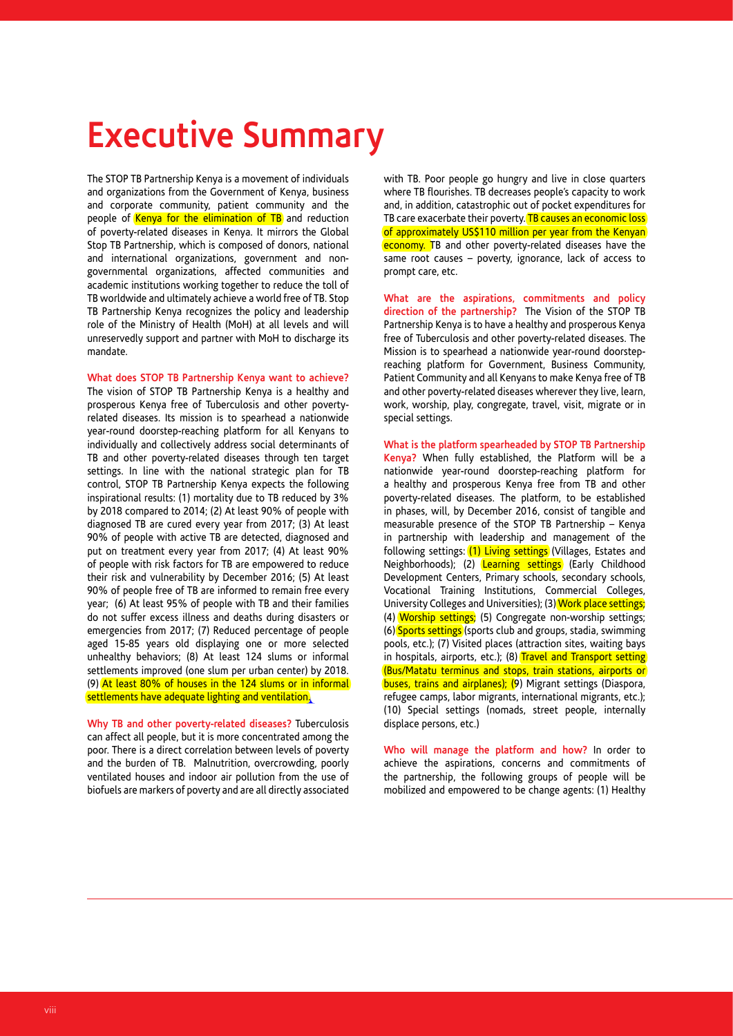# Executive Summary

The STOP TB Partnership Kenya is a movement of individuals and organizations from the Government of Kenya, business and corporate community, patient community and the people of Kenya for the elimination of TB and reduction of poverty-related diseases in Kenya. It mirrors the Global Stop TB Partnership, which is composed of donors, national and international organizations, government and non-governmental organizations, affected communities and academic institutions working together to reduce the toll of TB worldwide and ultimately achieve a world free of TB. Stop TB Partnership Kenya recognizes the policy and leadership role of the Ministry of Health (MoH) at all levels and will unreservedly support and partner with MoH to discharge its mandate.

**What does STOP TB Partnership Kenya want to achieve?** The vision of STOP TB Partnership Kenya is a healthy and prosperous Kenya free of Tuberculosis and other poverty-related diseases. Its mission is to spearhead a nationwide year-round doorstep-reaching platform for all Kenyans to individually and collectively address social determinants of TB and other poverty-related diseases through ten target settings. In line with the national strategic plan for TB control, STOP TB Partnership Kenya expects the following inspirational results: (1) mortality due to TB reduced by 3% by 2018 compared to 2014; (2) At least 90% of people with diagnosed TB are cured every year from 2017; (3) At least 90% of people with active TB are detected, diagnosed and put on treatment every year from 2017; (4) At least 90% of people with risk factors for TB are empowered to reduce their risk and vulnerability by December 2016; (5) At least 90% of people free of TB are informed to remain free every year; (6) At least 95% of people with TB and their families do not suffer excess illness and deaths during disasters or emergencies from 2017; (7) Reduced percentage of people aged 15-85 years old displaying one or more selected unhealthy behaviors; (8) At least 124 slums or informal settlements improved (one slum per urban center) by 2018. (9) At least 80% of houses in the 124 slums or in informal settlements have adequate lighting and ventilation.

**Why TB and other poverty-related diseases?** Tuberculosis can affect all people, but it is more concentrated among the poor. There is a direct correlation between levels of poverty and the burden of TB. Malnutrition, overcrowding, poorly ventilated houses and indoor air pollution from the use of biofuels are markers of poverty and are all directly associated with TB. Poor people go hungry and live in close quarters where TB flourishes. TB decreases people's capacity to work and, in addition, catastrophic out of pocket expenditures for TB care exacerbate their poverty. TB causes an economic loss of approximately US$110 million per year from the Kenyan economy. TB and other poverty-related diseases have the same root causes – poverty, ignorance, lack of access to prompt care, etc.

**What are the aspirations, commitments and policy direction of the partnership?** The Vision of the STOP TB Partnership Kenya is to have a healthy and prosperous Kenya free of Tuberculosis and other poverty-related diseases. The Mission is to spearhead a nationwide year-round doorstep-reaching platform for Government, Business Community, Patient Community and all Kenyans to make Kenya free of TB and other poverty-related diseases wherever they live, learn, work, worship, play, congregate, travel, visit, migrate or in special settings.

**What is the platform spearheaded by STOP TB Partnership Kenya?** When fully established, the Platform will be a nationwide year-round doorstep-reaching platform for a healthy and prosperous Kenya free from TB and other poverty-related diseases. The platform, to be established in phases, will, by December 2016, consist of tangible and measurable presence of the STOP TB Partnership – Kenya in partnership with leadership and management of the following settings: (1) Living settings (Villages, Estates and Neighborhoods); (2) Learning settings (Early Childhood Development Centers, Primary schools, secondary schools, Vocational Training Institutions, Commercial Colleges, University Colleges and Universities); (3) Work place settings; (4) Worship settings; (5) Congregate non-worship settings; (6) Sports settings (sports club and groups, stadia, swimming pools, etc.); (7) Visited places (attraction sites, waiting bays in hospitals, airports, etc.); (8) Travel and Transport setting (Bus/Matatu terminus and stops, train stations, airports or buses, trains and airplanes); (9) Migrant settings (Diaspora, refugee camps, labor migrants, international migrants, etc.); (10) Special settings (nomads, street people, internally displace persons, etc.)

**Who will manage the platform and how?** In order to achieve the aspirations, concerns and commitments of the partnership, the following groups of people will be mobilized and empowered to be change agents: (1) Healthy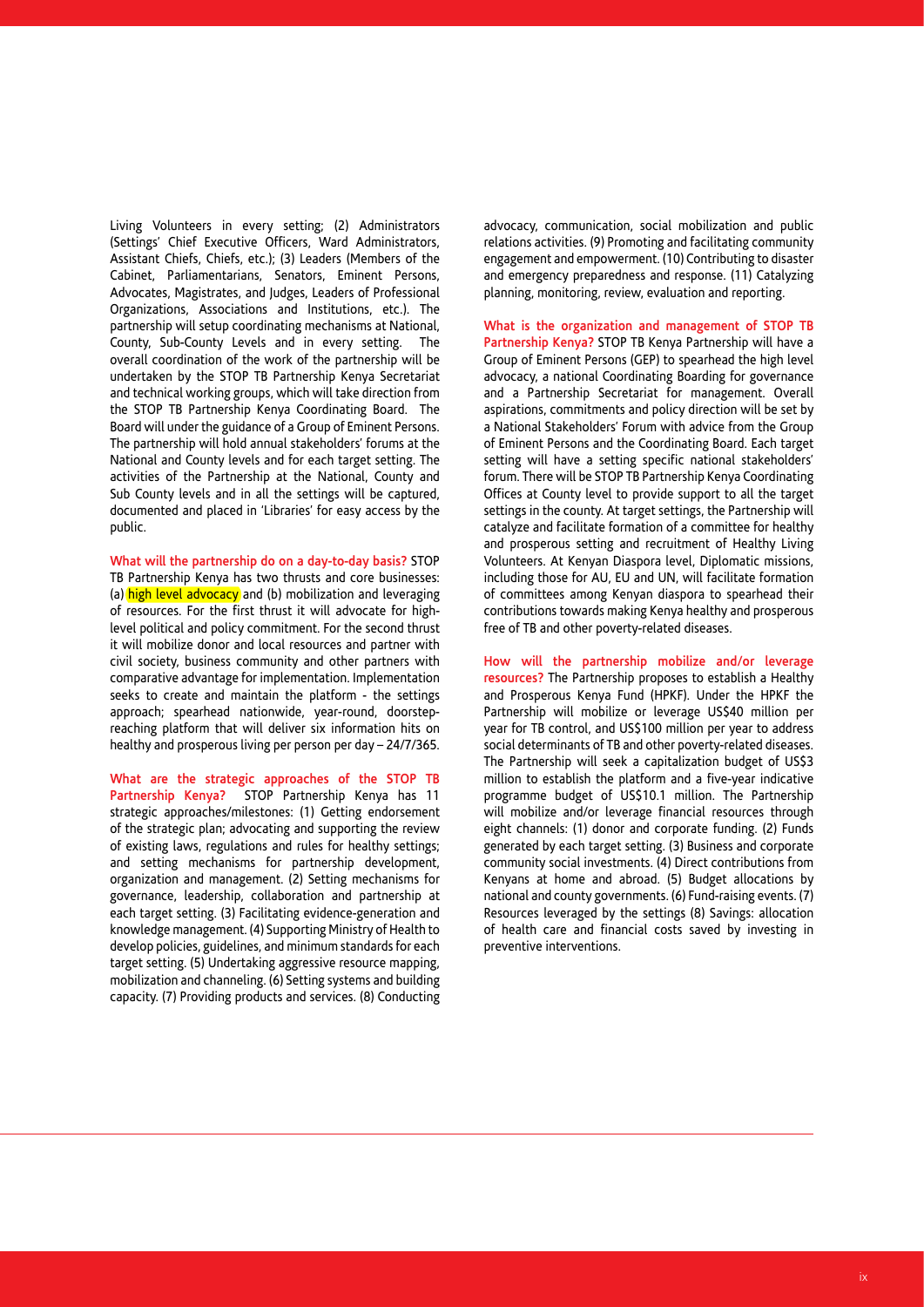Living Volunteers in every setting; (2) Administrators (Settings' Chief Executive Officers, Ward Administrators, Assistant Chiefs, Chiefs, etc.); (3) Leaders (Members of the Cabinet, Parliamentarians, Senators, Eminent Persons, Advocates, Magistrates, and Judges, Leaders of Professional Organizations, Associations and Institutions, etc.). The partnership will setup coordinating mechanisms at National, County, Sub-County Levels and in every setting. The overall coordination of the work of the partnership will be undertaken by the STOP TB Partnership Kenya Secretariat and technical working groups, which will take direction from the STOP TB Partnership Kenya Coordinating Board. The Board will under the guidance of a Group of Eminent Persons. The partnership will hold annual stakeholders' forums at the National and County levels and for each target setting. The activities of the Partnership at the National, County and Sub County levels and in all the settings will be captured, documented and placed in 'Libraries' for easy access by the public.

**What will the partnership do on a day-to-day basis?** STOP TB Partnership Kenya has two thrusts and core businesses: (a) high level advocacy and (b) mobilization and leveraging of resources. For the first thrust it will advocate for high-level political and policy commitment. For the second thrust it will mobilize donor and local resources and partner with civil society, business community and other partners with comparative advantage for implementation. Implementation seeks to create and maintain the platform - the settings approach; spearhead nationwide, year-round, doorstep-reaching platform that will deliver six information hits on healthy and prosperous living per person per day – 24/7/365.

**What are the strategic approaches of the STOP TB Partnership Kenya?** STOP Partnership Kenya has 11 strategic approaches/milestones: (1) Getting endorsement of the strategic plan; advocating and supporting the review of existing laws, regulations and rules for healthy settings; and setting mechanisms for partnership development, organization and management. (2) Setting mechanisms for governance, leadership, collaboration and partnership at each target setting. (3) Facilitating evidence-generation and knowledge management. (4) Supporting Ministry of Health to develop policies, guidelines, and minimum standards for each target setting. (5) Undertaking aggressive resource mapping, mobilization and channeling. (6) Setting systems and building capacity. (7) Providing products and services. (8) Conducting advocacy, communication, social mobilization and public relations activities. (9) Promoting and facilitating community engagement and empowerment. (10) Contributing to disaster and emergency preparedness and response. (11) Catalyzing planning, monitoring, review, evaluation and reporting.

**What is the organization and management of STOP TB Partnership Kenya?** STOP TB Kenya Partnership will have a Group of Eminent Persons (GEP) to spearhead the high level advocacy, a national Coordinating Boarding for governance and a Partnership Secretariat for management. Overall aspirations, commitments and policy direction will be set by a National Stakeholders' Forum with advice from the Group of Eminent Persons and the Coordinating Board. Each target setting will have a setting specific national stakeholders' forum. There will be STOP TB Partnership Kenya Coordinating Offices at County level to provide support to all the target settings in the county. At target settings, the Partnership will catalyze and facilitate formation of a committee for healthy and prosperous setting and recruitment of Healthy Living Volunteers. At Kenyan Diaspora level, Diplomatic missions, including those for AU, EU and UN, will facilitate formation of committees among Kenyan diaspora to spearhead their contributions towards making Kenya healthy and prosperous free of TB and other poverty-related diseases.

**How will the partnership mobilize and/or leverage resources?** The Partnership proposes to establish a Healthy and Prosperous Kenya Fund (HPKF). Under the HPKF the Partnership will mobilize or leverage US$40 million per year for TB control, and US$100 million per year to address social determinants of TB and other poverty-related diseases. The Partnership will seek a capitalization budget of US$3 million to establish the platform and a five-year indicative programme budget of US$10.1 million. The Partnership will mobilize and/or leverage financial resources through eight channels: (1) donor and corporate funding. (2) Funds generated by each target setting. (3) Business and corporate community social investments. (4) Direct contributions from Kenyans at home and abroad. (5) Budget allocations by national and county governments. (6) Fund-raising events. (7) Resources leveraged by the settings (8) Savings: allocation of health care and financial costs saved by investing in preventive interventions.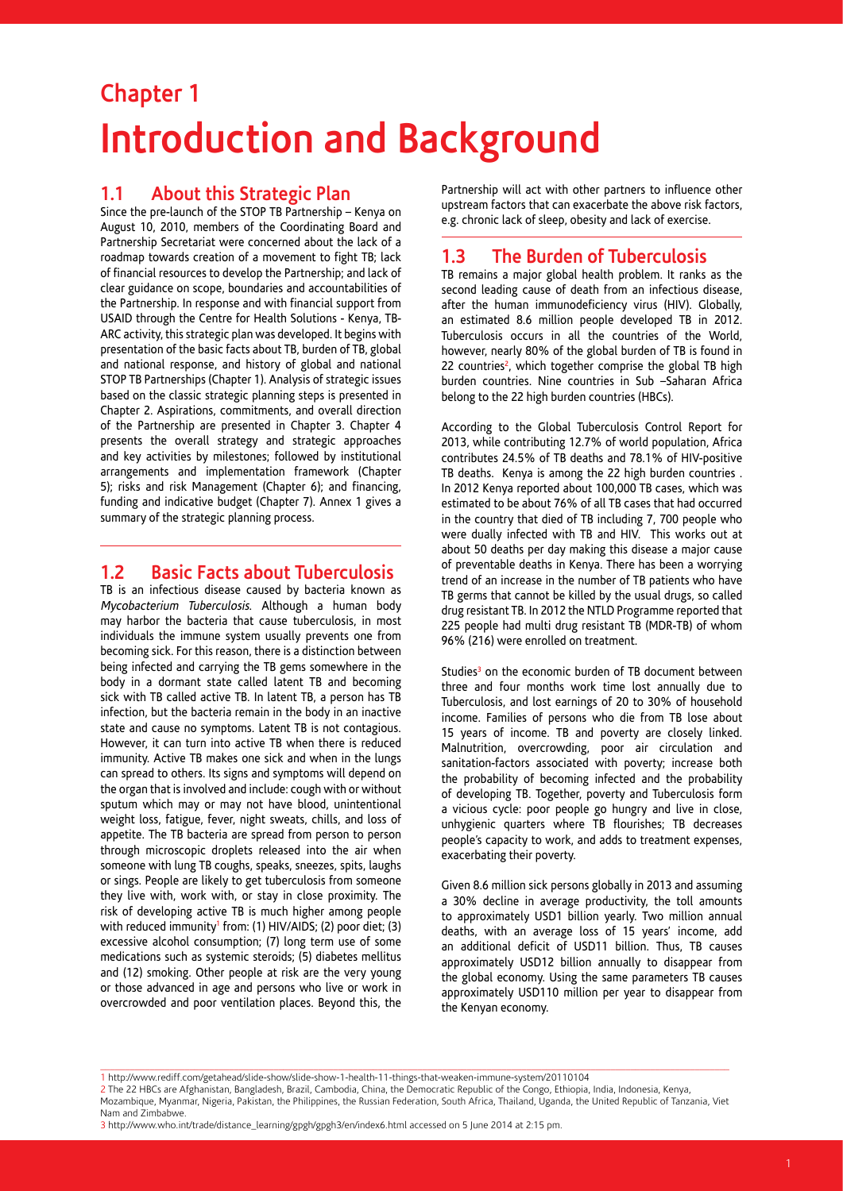# Chapter 1

# Introduction and Background

## 1.1 About this Strategic Plan

Since the pre-launch of the STOP TB Partnership – Kenya on August 10, 2010, members of the Coordinating Board and Partnership Secretariat were concerned about the lack of a roadmap towards creation of a movement to fight TB; lack of financial resources to develop the Partnership; and lack of clear guidance on scope, boundaries and accountabilities of the Partnership. In response and with financial support from USAID through the Centre for Health Solutions - Kenya, TB-ARC activity, this strategic plan was developed. It begins with presentation of the basic facts about TB, burden of TB, global and national response, and history of global and national STOP TB Partnerships (Chapter 1). Analysis of strategic issues based on the classic strategic planning steps is presented in Chapter 2. Aspirations, commitments, and overall direction of the Partnership are presented in Chapter 3. Chapter 4 presents the overall strategy and strategic approaches and key activities by milestones; followed by institutional arrangements and implementation framework (Chapter 5); risks and risk Management (Chapter 6); and financing, funding and indicative budget (Chapter 7). Annex 1 gives a summary of the strategic planning process.

## 1.2 Basic Facts about Tuberculosis

TB is an infectious disease caused by bacteria known as *Mycobacterium Tuberculosis*. Although a human body may harbor the bacteria that cause tuberculosis, in most individuals the immune system usually prevents one from becoming sick. For this reason, there is a distinction between being infected and carrying the TB gems somewhere in the body in a dormant state called latent TB and becoming sick with TB called active TB. In latent TB, a person has TB infection, but the bacteria remain in the body in an inactive state and cause no symptoms. Latent TB is not contagious. However, it can turn into active TB when there is reduced immunity. Active TB makes one sick and when in the lungs can spread to others. Its signs and symptoms will depend on the organ that is involved and include: cough with or without sputum which may or may not have blood, unintentional weight loss, fatigue, fever, night sweats, chills, and loss of appetite. The TB bacteria are spread from person to person through microscopic droplets released into the air when someone with lung TB coughs, speaks, sneezes, spits, laughs or sings. People are likely to get tuberculosis from someone they live with, work with, or stay in close proximity. The risk of developing active TB is much higher among people with reduced immunity[1] from: (1) HIV/AIDS; (2) poor diet; (3) excessive alcohol consumption; (7) long term use of some medications such as systemic steroids; (5) diabetes mellitus and (12) smoking. Other people at risk are the very young or those advanced in age and persons who live or work in overcrowded and poor ventilation places. Beyond this, the Partnership will act with other partners to influence other upstream factors that can exacerbate the above risk factors, e.g. chronic lack of sleep, obesity and lack of exercise.

## 1.3 The Burden of Tuberculosis

TB remains a major global health problem. It ranks as the second leading cause of death from an infectious disease, after the human immunodeficiency virus (HIV). Globally, an estimated 8.6 million people developed TB in 2012. Tuberculosis occurs in all the countries of the World, however, nearly 80% of the global burden of TB is found in 22 countries[2], which together comprise the global TB high burden countries. Nine countries in Sub –Saharan Africa belong to the 22 high burden countries (HBCs).

According to the Global Tuberculosis Control Report for 2013, while contributing 12.7% of world population, Africa contributes 24.5% of TB deaths and 78.1% of HIV-positive TB deaths. Kenya is among the 22 high burden countries . In 2012 Kenya reported about 100,000 TB cases, which was estimated to be about 76% of all TB cases that had occurred in the country that died of TB including 7, 700 people who were dually infected with TB and HIV. This works out at about 50 deaths per day making this disease a major cause of preventable deaths in Kenya. There has been a worrying trend of an increase in the number of TB patients who have TB germs that cannot be killed by the usual drugs, so called drug resistant TB. In 2012 the NTLD Programme reported that 225 people had multi drug resistant TB (MDR-TB) of whom 96% (216) were enrolled on treatment.

Studies[3] on the economic burden of TB document between three and four months work time lost annually due to Tuberculosis, and lost earnings of 20 to 30% of household income. Families of persons who die from TB lose about 15 years of income. TB and poverty are closely linked. Malnutrition, overcrowding, poor air circulation and sanitation-factors associated with poverty; increase both the probability of becoming infected and the probability of developing TB. Together, poverty and Tuberculosis form a vicious cycle: poor people go hungry and live in close, unhygienic quarters where TB flourishes; TB decreases people's capacity to work, and adds to treatment expenses, exacerbating their poverty.

Given 8.6 million sick persons globally in 2013 and assuming a 30% decline in average productivity, the toll amounts to approximately USD1 billion yearly. Two million annual deaths, with an average loss of 15 years' income, add an additional deficit of USD11 billion. Thus, TB causes approximately USD12 billion annually to disappear from the global economy. Using the same parameters TB causes approximately USD110 million per year to disappear from the Kenyan economy.

---

1 http://www.rediff.com/getahead/slide-show/slide-show-1-health-11-things-that-weaken-immune-system/20110104

2 The 22 HBCs are Afghanistan, Bangladesh, Brazil, Cambodia, China, the Democratic Republic of the Congo, Ethiopia, India, Indonesia, Kenya, Mozambique, Myanmar, Nigeria, Pakistan, the Philippines, the Russian Federation, South Africa, Thailand, Uganda, the United Republic of Tanzania, Viet Nam and Zimbabwe.

3 http://www.who.int/trade/distance_learning/gpgh/gpgh3/en/index6.html accessed on 5 June 2014 at 2:15 pm.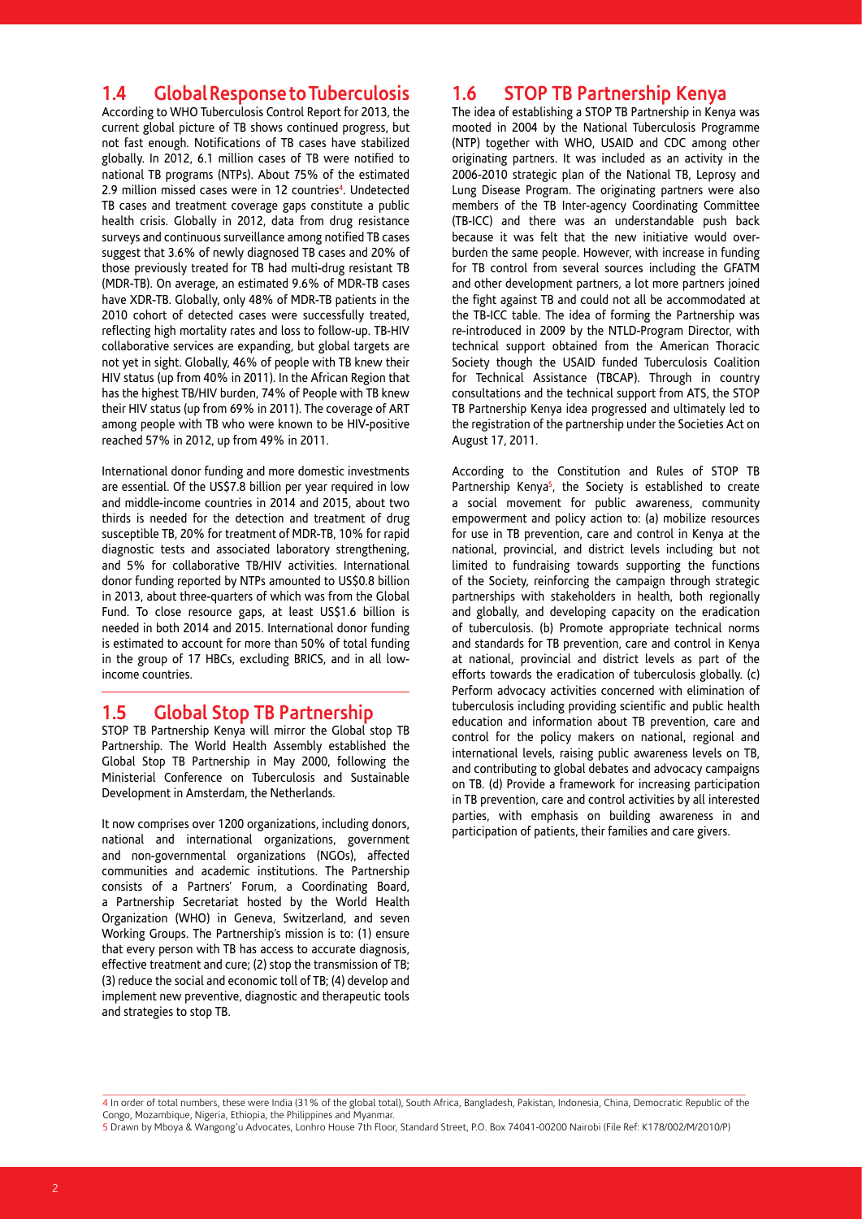## 1.4 Global Response to Tuberculosis

According to WHO Tuberculosis Control Report for 2013, the current global picture of TB shows continued progress, but not fast enough. Notifications of TB cases have stabilized globally. In 2012, 6.1 million cases of TB were notified to national TB programs (NTPs). About 75% of the estimated 2.9 million missed cases were in 12 countries[4]. Undetected TB cases and treatment coverage gaps constitute a public health crisis. Globally in 2012, data from drug resistance surveys and continuous surveillance among notified TB cases suggest that 3.6% of newly diagnosed TB cases and 20% of those previously treated for TB had multi-drug resistant TB (MDR-TB). On average, an estimated 9.6% of MDR-TB cases have XDR-TB. Globally, only 48% of MDR-TB patients in the 2010 cohort of detected cases were successfully treated, reflecting high mortality rates and loss to follow-up. TB-HIV collaborative services are expanding, but global targets are not yet in sight. Globally, 46% of people with TB knew their HIV status (up from 40% in 2011). In the African Region that has the highest TB/HIV burden, 74% of People with TB knew their HIV status (up from 69% in 2011). The coverage of ART among people with TB who were known to be HIV-positive reached 57% in 2012, up from 49% in 2011.

International donor funding and more domestic investments are essential. Of the US$7.8 billion per year required in low and middle-income countries in 2014 and 2015, about two thirds is needed for the detection and treatment of drug susceptible TB, 20% for treatment of MDR-TB, 10% for rapid diagnostic tests and associated laboratory strengthening, and 5% for collaborative TB/HIV activities. International donor funding reported by NTPs amounted to US$0.8 billion in 2013, about three-quarters of which was from the Global Fund. To close resource gaps, at least US$1.6 billion is needed in both 2014 and 2015. International donor funding is estimated to account for more than 50% of total funding in the group of 17 HBCs, excluding BRICS, and in all low-income countries.

## 1.5 Global Stop TB Partnership

STOP TB Partnership Kenya will mirror the Global stop TB Partnership. The World Health Assembly established the Global Stop TB Partnership in May 2000, following the Ministerial Conference on Tuberculosis and Sustainable Development in Amsterdam, the Netherlands.

It now comprises over 1200 organizations, including donors, national and international organizations, government and non-governmental organizations (NGOs), affected communities and academic institutions. The Partnership consists of a Partners' Forum, a Coordinating Board, a Partnership Secretariat hosted by the World Health Organization (WHO) in Geneva, Switzerland, and seven Working Groups. The Partnership's mission is to: (1) ensure that every person with TB has access to accurate diagnosis, effective treatment and cure; (2) stop the transmission of TB; (3) reduce the social and economic toll of TB; (4) develop and implement new preventive, diagnostic and therapeutic tools and strategies to stop TB.

## 1.6 STOP TB Partnership Kenya

The idea of establishing a STOP TB Partnership in Kenya was mooted in 2004 by the National Tuberculosis Programme (NTP) together with WHO, USAID and CDC among other originating partners. It was included as an activity in the 2006-2010 strategic plan of the National TB, Leprosy and Lung Disease Program. The originating partners were also members of the TB Inter-agency Coordinating Committee (TB-ICC) and there was an understandable push back because it was felt that the new initiative would over-burden the same people. However, with increase in funding for TB control from several sources including the GFATM and other development partners, a lot more partners joined the fight against TB and could not all be accommodated at the TB-ICC table. The idea of forming the Partnership was re-introduced in 2009 by the NTLD-Program Director, with technical support obtained from the American Thoracic Society though the USAID funded Tuberculosis Coalition for Technical Assistance (TBCAP). Through in country consultations and the technical support from ATS, the STOP TB Partnership Kenya idea progressed and ultimately led to the registration of the partnership under the Societies Act on August 17, 2011.

According to the Constitution and Rules of STOP TB Partnership Kenya[5], the Society is established to create a social movement for public awareness, community empowerment and policy action to: (a) mobilize resources for use in TB prevention, care and control in Kenya at the national, provincial, and district levels including but not limited to fundraising towards supporting the functions of the Society, reinforcing the campaign through strategic partnerships with stakeholders in health, both regionally and globally, and developing capacity on the eradication of tuberculosis. (b) Promote appropriate technical norms and standards for TB prevention, care and control in Kenya at national, provincial and district levels as part of the efforts towards the eradication of tuberculosis globally. (c) Perform advocacy activities concerned with elimination of tuberculosis including providing scientific and public health education and information about TB prevention, care and control for the policy makers on national, regional and international levels, raising public awareness levels on TB, and contributing to global debates and advocacy campaigns on TB. (d) Provide a framework for increasing participation in TB prevention, care and control activities by all interested parties, with emphasis on building awareness in and participation of patients, their families and care givers.

---

4 In order of total numbers, these were India (31% of the global total), South Africa, Bangladesh, Pakistan, Indonesia, China, Democratic Republic of the Congo, Mozambique, Nigeria, Ethiopia, the Philippines and Myanmar.

5 Drawn by Mboya & Wangong'u Advocates, Lonhro House 7th Floor, Standard Street, P.O. Box 74041-00200 Nairobi (File Ref: K178/002/M/2010/P)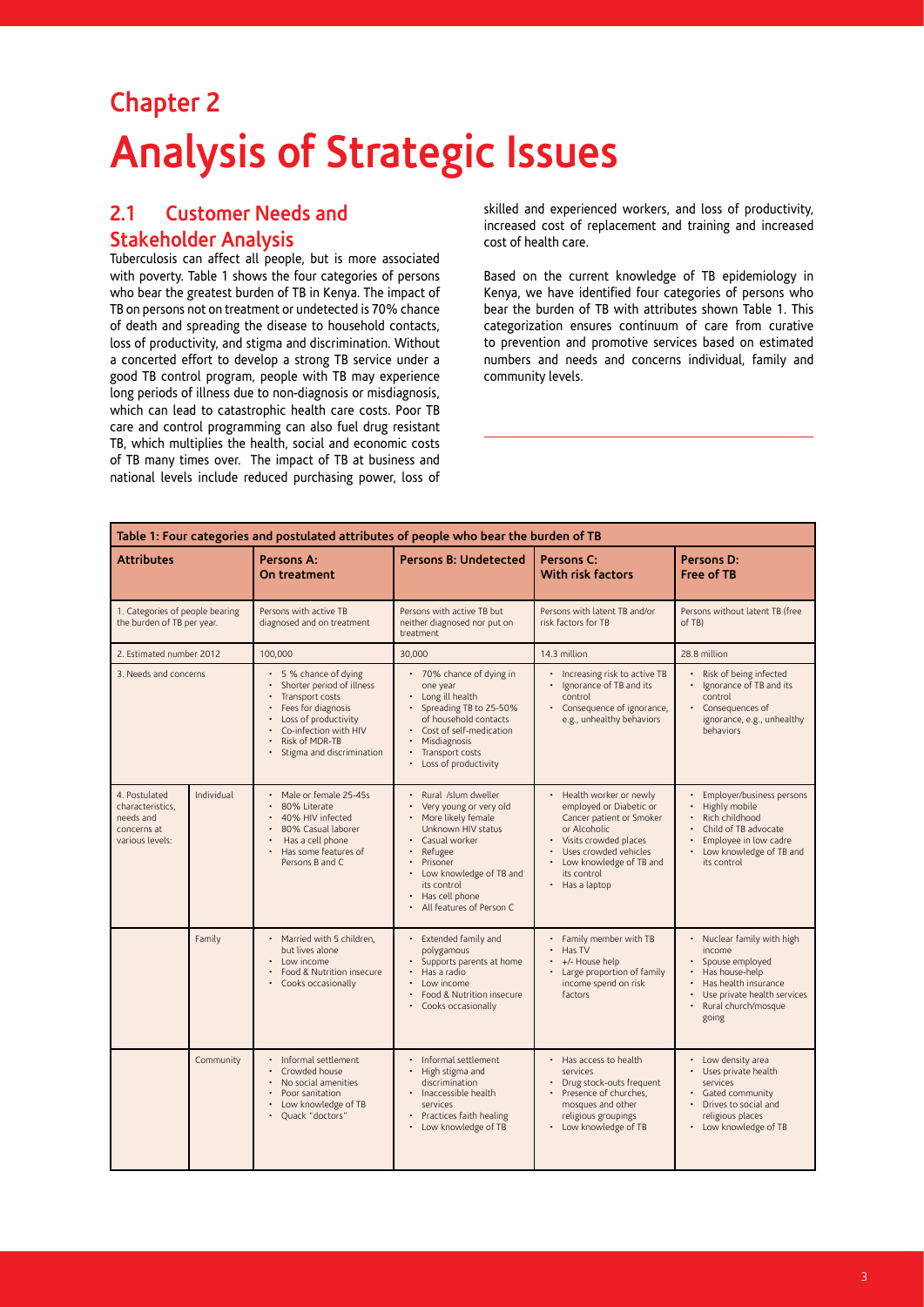# Chapter 2

# Analysis of Strategic Issues

## 2.1 Customer Needs and Stakeholder Analysis

Tuberculosis can affect all people, but is more associated with poverty. Table 1 shows the four categories of persons who bear the greatest burden of TB in Kenya. The impact of TB on persons not on treatment or undetected is 70% chance of death and spreading the disease to household contacts, loss of productivity, and stigma and discrimination. Without a concerted effort to develop a strong TB service under a good TB control program, people with TB may experience long periods of illness due to non-diagnosis or misdiagnosis, which can lead to catastrophic health care costs. Poor TB care and control programming can also fuel drug resistant TB, which multiplies the health, social and economic costs of TB many times over. The impact of TB at business and national levels include reduced purchasing power, loss of skilled and experienced workers, and loss of productivity, increased cost of replacement and training and increased cost of health care.

Based on the current knowledge of TB epidemiology in Kenya, we have identified four categories of persons who bear the burden of TB with attributes shown Table 1. This categorization ensures continuum of care from curative to prevention and promotive services based on estimated numbers and needs and concerns individual, family and community levels.

**Table 1: Four categories and postulated attributes of people who bear the burden of TB**

| Attributes | | Persons A: On treatment | Persons B: Undetected | Persons C: With risk factors | Persons D: Free of TB |
|---|---|---|---|---|---|
| 1. Categories of people bearing the burden of TB per year. | | Persons with active TB diagnosed and on treatment | Persons with active TB but neither diagnosed nor put on treatment | Persons with latent TB and/or risk factors for TB | Persons without latent TB (free of TB) |
| 2. Estimated number 2012 | | 100,000 | 30,000 | 14.3 million | 28.8 million |
| 3. Needs and concerns | | • 5 % chance of dying<br>• Shorter period of illness<br>• Transport costs<br>• Fees for diagnosis<br>• Loss of productivity<br>• Co-infection with HIV<br>• Risk of MDR-TB<br>• Stigma and discrimination | • 70% chance of dying in one year<br>• Long ill health<br>• Spreading TB to 25-50% of household contacts<br>• Cost of self-medication<br>• Misdiagnosis<br>• Transport costs<br>• Loss of productivity | • Increasing risk to active TB<br>• Ignorance of TB and its control<br>• Consequence of ignorance, e.g., unhealthy behaviors | • Risk of being infected<br>• Ignorance of TB and its control<br>• Consequences of ignorance, e.g., unhealthy behaviors |
| 4. Postulated characteristics, needs and concerns at various levels: | Individual | • Male or female 25-45s<br>• 80% Literate<br>• 40% HIV infected<br>• 80% Casual laborer<br>• Has a cell phone<br>• Has some features of Persons B and C | • Rural /slum dweller<br>• Very young or very old<br>• More likely female Unknown HIV status<br>• Casual worker<br>• Refugee<br>• Prisoner<br>• Low knowledge of TB and its control<br>• Has cell phone<br>• All features of Person C | • Health worker or newly employed or Diabetic or Cancer patient or Smoker or Alcoholic<br>• Visits crowded places<br>• Uses crowded vehicles<br>• Low knowledge of TB and its control<br>• Has a laptop | • Employer/business persons<br>• Highly mobile<br>• Rich childhood<br>• Child of TB advocate<br>• Employee in low cadre<br>• Low knowledge of TB and its control |
| | Family | • Married with 5 children, but lives alone<br>• Low income<br>• Food & Nutrition insecure<br>• Cooks occasionally | • Extended family and polygamous<br>• Supports parents at home<br>• Has a radio<br>• Low income<br>• Food & Nutrition insecure<br>• Cooks occasionally | • Family member with TB<br>• Has TV<br>• +/- House help<br>• Large proportion of family income spend on risk factors | • Nuclear family with high income<br>• Spouse employed<br>• Has house-help<br>• Has health insurance<br>• Use private health services<br>• Rural church/mosque going |
| | Community | • Informal settlement<br>• Crowded house<br>• No social amenities<br>• Poor sanitation<br>• Low knowledge of TB<br>• Quack "doctors" | • Informal settlement<br>• High stigma and discrimination<br>• Inaccessible health services<br>• Practices faith healing<br>• Low knowledge of TB | • Has access to health services<br>• Drug stock-outs frequent<br>• Presence of churches, mosques and other religious groupings<br>• Low knowledge of TB | • Low density area<br>• Uses private health services<br>• Gated community<br>• Drives to social and religious places<br>• Low knowledge of TB |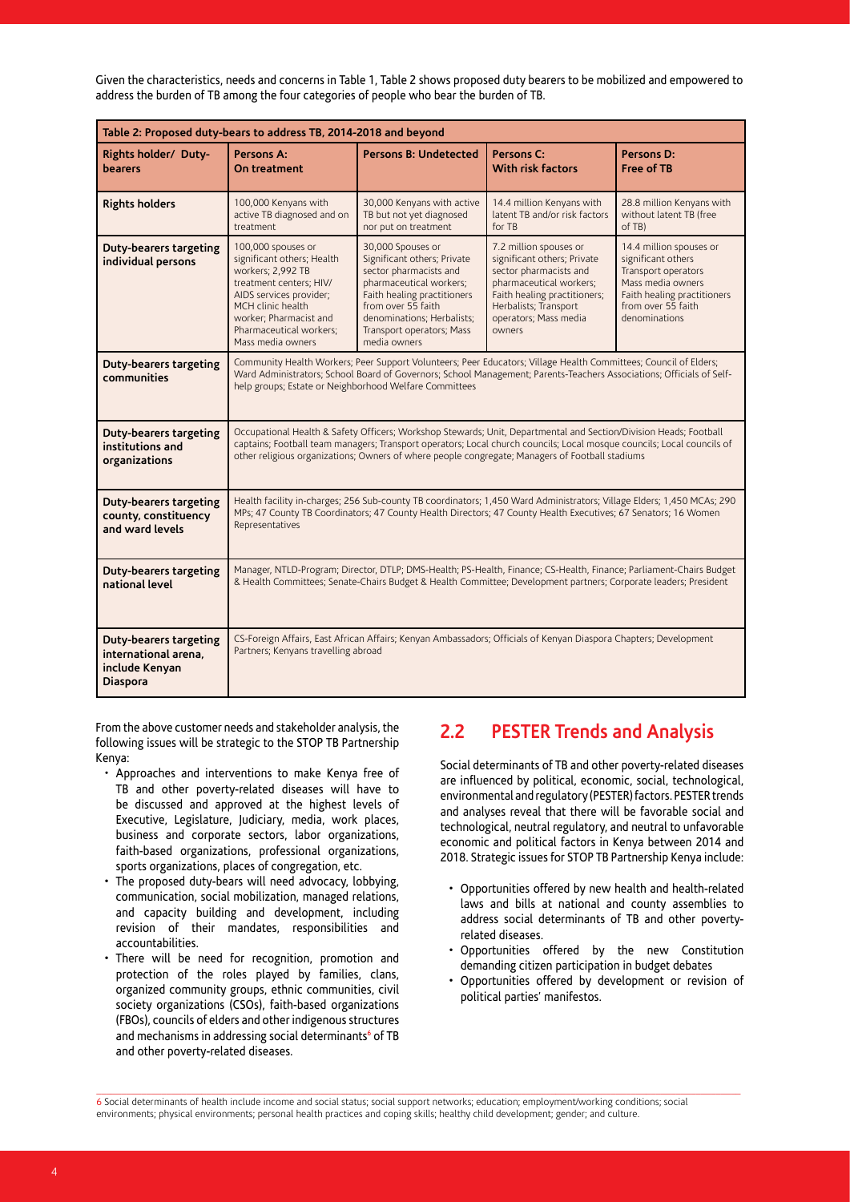Given the characteristics, needs and concerns in Table 1, Table 2 shows proposed duty bearers to be mobilized and empowered to address the burden of TB among the four categories of people who bear the burden of TB.

| Table 2: Proposed duty-bears to address TB, 2014-2018 and beyond | | | | |
|---|---|---|---|---|
| **Rights holder/ Duty-bearers** | **Persons A: On treatment** | **Persons B: Undetected** | **Persons C: With risk factors** | **Persons D: Free of TB** |
| **Rights holders** | 100,000 Kenyans with active TB diagnosed and on treatment | 30,000 Kenyans with active TB but not yet diagnosed nor put on treatment | 14.4 million Kenyans with latent TB and/or risk factors for TB | 28.8 million Kenyans with without latent TB (free of TB) |
| **Duty-bearers targeting individual persons** | 100,000 spouses or significant others; Health workers; 2,992 TB treatment centers; HIV/ AIDS services provider; MCH clinic health worker; Pharmacist and Pharmaceutical workers; Mass media owners | 30,000 Spouses or Significant others; Private sector pharmacists and pharmaceutical workers; Faith healing practitioners from over 55 faith denominations; Herbalists; Transport operators; Mass media owners | 7.2 million spouses or significant others; Private sector pharmacists and pharmaceutical workers; Faith healing practitioners; Herbalists; Transport operators; Mass media owners | 14.4 million spouses or significant others Transport operators Mass media owners Faith healing practitioners from over 55 faith denominations |
| **Duty-bearers targeting communities** | Community Health Workers; Peer Support Volunteers; Peer Educators; Village Health Committees; Council of Elders; Ward Administrators; School Board of Governors; School Management; Parents-Teachers Associations; Officials of Self-help groups; Estate or Neighborhood Welfare Committees | | | |
| **Duty-bearers targeting institutions and organizations** | Occupational Health & Safety Officers; Workshop Stewards; Unit, Departmental and Section/Division Heads; Football captains; Football team managers; Transport operators; Local church councils; Local mosque councils; Local councils of other religious organizations; Owners of where people congregate; Managers of Football stadiums | | | |
| **Duty-bearers targeting county, constituency and ward levels** | Health facility in-charges; 256 Sub-county TB coordinators; 1,450 Ward Administrators; Village Elders; 1,450 MCAs; 290 MPs; 47 County TB Coordinators; 47 County Health Directors; 47 County Health Executives; 67 Senators; 16 Women Representatives | | | |
| **Duty-bearers targeting national level** | Manager, NTLD-Program; Director, DTLP; DMS-Health; PS-Health, Finance; CS-Health, Finance; Parliament-Chairs Budget & Health Committees; Senate-Chairs Budget & Health Committee; Development partners; Corporate leaders; President | | | |
| **Duty-bearers targeting international arena, include Kenyan Diaspora** | CS-Foreign Affairs, East African Affairs; Kenyan Ambassadors; Officials of Kenyan Diaspora Chapters; Development Partners; Kenyans travelling abroad | | | |

From the above customer needs and stakeholder analysis, the following issues will be strategic to the STOP TB Partnership Kenya:

- Approaches and interventions to make Kenya free of TB and other poverty-related diseases will have to be discussed and approved at the highest levels of Executive, Legislature, Judiciary, media, work places, business and corporate sectors, labor organizations, faith-based organizations, professional organizations, sports organizations, places of congregation, etc.
- The proposed duty-bears will need advocacy, lobbying, communication, social mobilization, managed relations, and capacity building and development, including revision of their mandates, responsibilities and accountabilities.
- There will be need for recognition, promotion and protection of the roles played by families, clans, organized community groups, ethnic communities, civil society organizations (CSOs), faith-based organizations (FBOs), councils of elders and other indigenous structures and mechanisms in addressing social determinants[6] of TB and other poverty-related diseases.

## 2.2 PESTER Trends and Analysis

Social determinants of TB and other poverty-related diseases are influenced by political, economic, social, technological, environmental and regulatory (PESTER) factors. PESTER trends and analyses reveal that there will be favorable social and technological, neutral regulatory, and neutral to unfavorable economic and political factors in Kenya between 2014 and 2018. Strategic issues for STOP TB Partnership Kenya include:

- Opportunities offered by new health and health-related laws and bills at national and county assemblies to address social determinants of TB and other poverty-related diseases.
- Opportunities offered by the new Constitution demanding citizen participation in budget debates
- Opportunities offered by development or revision of political parties' manifestos.

6 Social determinants of health include income and social status; social support networks; education; employment/working conditions; social environments; physical environments; personal health practices and coping skills; healthy child development; gender; and culture.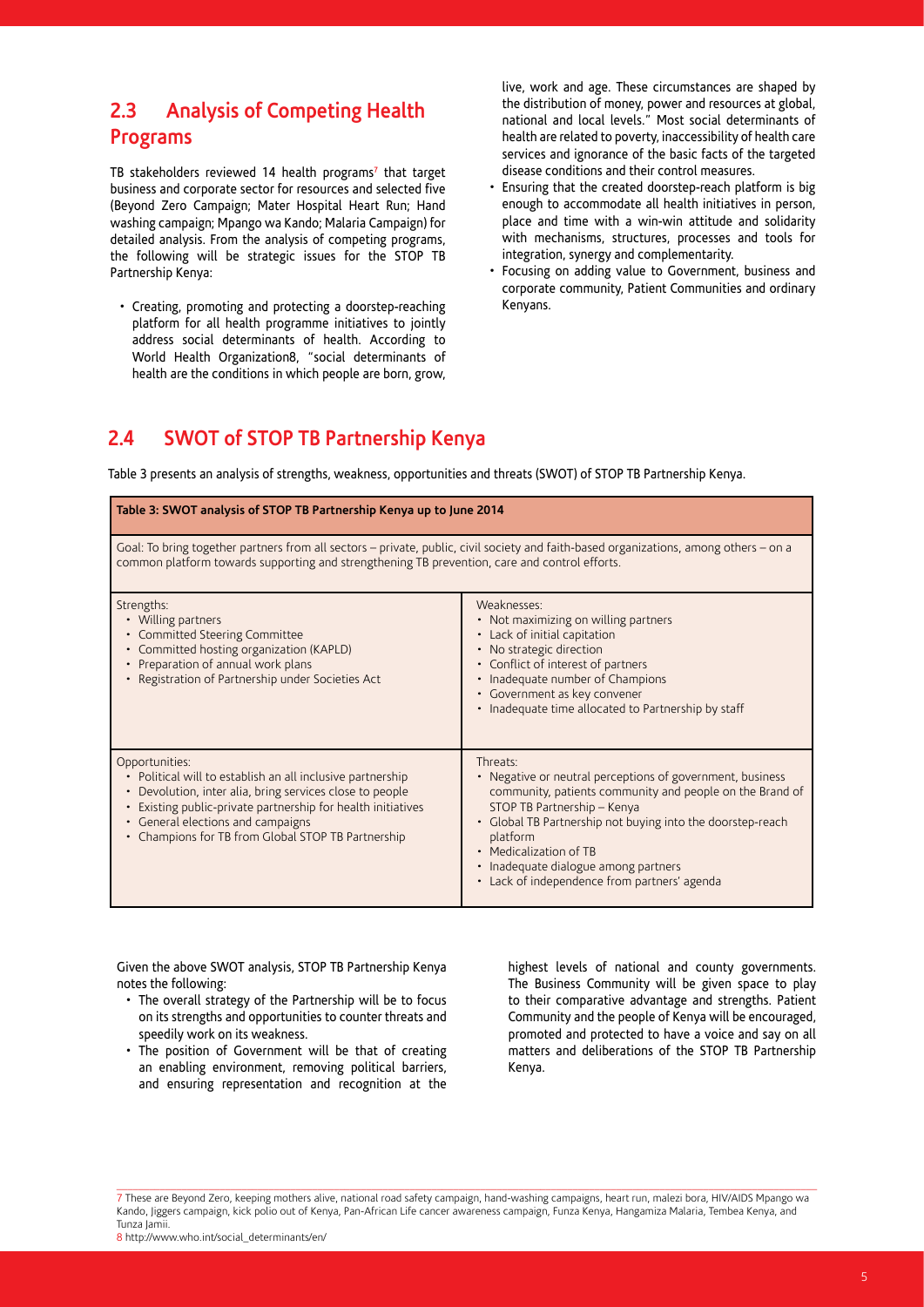## 2.3 Analysis of Competing Health Programs

TB stakeholders reviewed 14 health programs[7] that target business and corporate sector for resources and selected five (Beyond Zero Campaign; Mater Hospital Heart Run; Hand washing campaign; Mpango wa Kando; Malaria Campaign) for detailed analysis. From the analysis of competing programs, the following will be strategic issues for the STOP TB Partnership Kenya:

- Creating, promoting and protecting a doorstep-reaching platform for all health programme initiatives to jointly address social determinants of health. According to World Health Organization8, "social determinants of health are the conditions in which people are born, grow, live, work and age. These circumstances are shaped by the distribution of money, power and resources at global, national and local levels." Most social determinants of health are related to poverty, inaccessibility of health care services and ignorance of the basic facts of the targeted disease conditions and their control measures.
- Ensuring that the created doorstep-reach platform is big enough to accommodate all health initiatives in person, place and time with a win-win attitude and solidarity with mechanisms, structures, processes and tools for integration, synergy and complementarity.
- Focusing on adding value to Government, business and corporate community, Patient Communities and ordinary Kenyans.

## 2.4 SWOT of STOP TB Partnership Kenya

Table 3 presents an analysis of strengths, weakness, opportunities and threats (SWOT) of STOP TB Partnership Kenya.

**Table 3: SWOT analysis of STOP TB Partnership Kenya up to June 2014**

Goal: To bring together partners from all sectors – private, public, civil society and faith-based organizations, among others – on a common platform towards supporting and strengthening TB prevention, care and control efforts.

| Strengths: | Weaknesses: |
|---|---|
| • Willing partners<br>• Committed Steering Committee<br>• Committed hosting organization (KAPLD)<br>• Preparation of annual work plans<br>• Registration of Partnership under Societies Act | • Not maximizing on willing partners<br>• Lack of initial capitation<br>• No strategic direction<br>• Conflict of interest of partners<br>• Inadequate number of Champions<br>• Government as key convener<br>• Inadequate time allocated to Partnership by staff |
| **Opportunities:** | **Threats:** |
| • Political will to establish an all inclusive partnership<br>• Devolution, inter alia, bring services close to people<br>• Existing public-private partnership for health initiatives<br>• General elections and campaigns<br>• Champions for TB from Global STOP TB Partnership | • Negative or neutral perceptions of government, business community, patients community and people on the Brand of STOP TB Partnership – Kenya<br>• Global TB Partnership not buying into the doorstep-reach platform<br>• Medicalization of TB<br>• Inadequate dialogue among partners<br>• Lack of independence from partners' agenda |

Given the above SWOT analysis, STOP TB Partnership Kenya notes the following:

- The overall strategy of the Partnership will be to focus on its strengths and opportunities to counter threats and speedily work on its weakness.
- The position of Government will be that of creating an enabling environment, removing political barriers, and ensuring representation and recognition at the highest levels of national and county governments. The Business Community will be given space to play to their comparative advantage and strengths. Patient Community and the people of Kenya will be encouraged, promoted and protected to have a voice and say on all matters and deliberations of the STOP TB Partnership Kenya.

---

7 These are Beyond Zero, keeping mothers alive, national road safety campaign, hand-washing campaigns, heart run, malezi bora, HIV/AIDS Mpango wa Kando, Jiggers campaign, kick polio out of Kenya, Pan-African Life cancer awareness campaign, Funza Kenya, Hangamiza Malaria, Tembea Kenya, and Tunza Jamii.

8 http://www.who.int/social_determinants/en/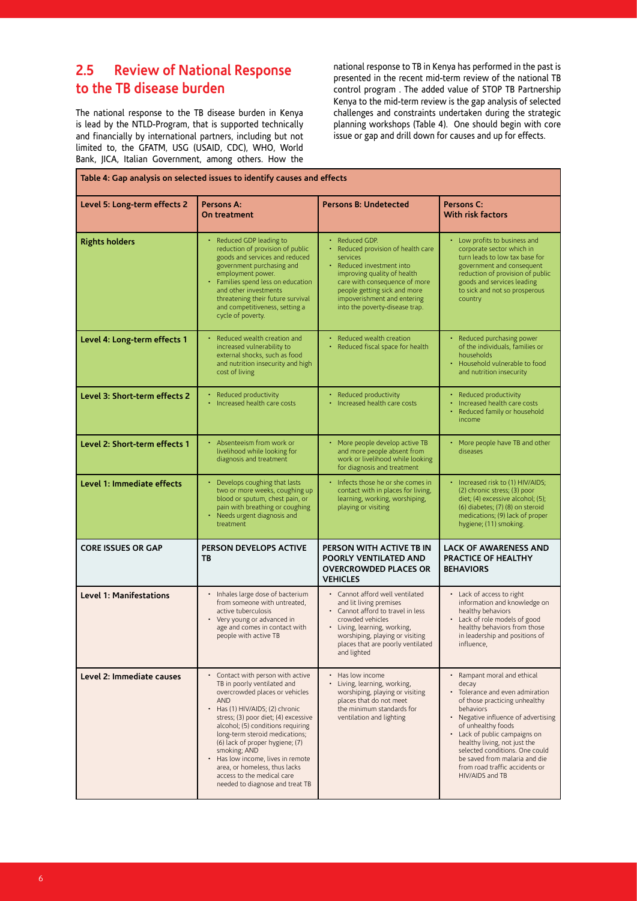## 2.5 Review of National Response to the TB disease burden

The national response to the TB disease burden in Kenya is lead by the NTLD-Program, that is supported technically and financially by international partners, including but not limited to, the GFATM, USG (USAID, CDC), WHO, World Bank, JICA, Italian Government, among others. How the national response to TB in Kenya has performed in the past is presented in the recent mid-term review of the national TB control program . The added value of STOP TB Partnership Kenya to the mid-term review is the gap analysis of selected challenges and constraints undertaken during the strategic planning workshops (Table 4). One should begin with core issue or gap and drill down for causes and up for effects.

**Table 4: Gap analysis on selected issues to identify causes and effects**

| Level 5: Long-term effects 2 | Persons A: On treatment | Persons B: Undetected | Persons C: With risk factors |
|---|---|---|---|
| **Rights holders** | • Reduced GDP leading to reduction of provision of public goods and services and reduced government purchasing and employment power.<br>• Families spend less on education and other investments threatening their future survival and competitiveness, setting a cycle of poverty. | • Reduced GDP.<br>• Reduced provision of health care services<br>• Reduced investment into improving quality of health care with consequence of more people getting sick and more impoverishment and entering into the poverty-disease trap. | • Low profits to business and corporate sector which in turn leads to low tax base for government and consequent reduction of provision of public goods and services leading to sick and not so prosperous country |
| **Level 4: Long-term effects 1** | • Reduced wealth creation and increased vulnerability to external shocks, such as food and nutrition insecurity and high cost of living | • Reduced wealth creation<br>• Reduced fiscal space for health | • Reduced purchasing power of the individuals, families or households<br>• Household vulnerable to food and nutrition insecurity |
| **Level 3: Short-term effects 2** | • Reduced productivity<br>• Increased health care costs | • Reduced productivity<br>• Increased health care costs | • Reduced productivity<br>• Increased health care costs<br>• Reduced family or household income |
| **Level 2: Short-term effects 1** | • Absenteeism from work or livelihood while looking for diagnosis and treatment | • More people develop active TB and more people absent from work or livelihood while looking for diagnosis and treatment | • More people have TB and other diseases |
| **Level 1: Immediate effects** | • Develops coughing that lasts two or more weeks, coughing up blood or sputum, chest pain, or pain with breathing or coughing<br>• Needs urgent diagnosis and treatment | • Infects those he or she comes in contact with in places for living, learning, working, worshiping, playing or visiting | • Increased risk to (1) HIV/AIDS; (2) chronic stress; (3) poor diet; (4) excessive alcohol; (5); (6) diabetes; (7) (8) on steroid medications; (9) lack of proper hygiene; (11) smoking. |
| **CORE ISSUES OR GAP** | **PERSON DEVELOPS ACTIVE TB** | **PERSON WITH ACTIVE TB IN POORLY VENTILATED AND OVERCROWDED PLACES OR VEHICLES** | **LACK OF AWARENESS AND PRACTICE OF HEALTHY BEHAVIORS** |
| **Level 1: Manifestations** | • Inhales large dose of bacterium from someone with untreated, active tuberculosis<br>• Very young or advanced in age and comes in contact with people with active TB | • Cannot afford well ventilated and lit living premises<br>• Cannot afford to travel in less crowded vehicles<br>• Living, learning, working, worshiping, playing or visiting places that are poorly ventilated and lighted | • Lack of access to right information and knowledge on healthy behaviors<br>• Lack of role models of good healthy behaviors from those in leadership and positions of influence, |
| **Level 2: Immediate causes** | • Contact with person with active TB in poorly ventilated and overcrowded places or vehicles AND<br>• Has (1) HIV/AIDS; (2) chronic stress; (3) poor diet; (4) excessive alcohol; (5) conditions requiring long-term steroid medications; (6) lack of proper hygiene; (7) smoking; AND<br>• Has low income, lives in remote area, or homeless, thus lacks access to the medical care needed to diagnose and treat TB | • Has low income<br>• Living, learning, working, worshiping, playing or visiting places that do not meet the minimum standards for ventilation and lighting | • Rampant moral and ethical decay<br>• Tolerance and even admiration of those practicing unhealthy behaviors<br>• Negative influence of advertising of unhealthy foods<br>• Lack of public campaigns on healthy living, not just the selected conditions. One could be saved from malaria and die from road traffic accidents or HIV/AIDS and TB |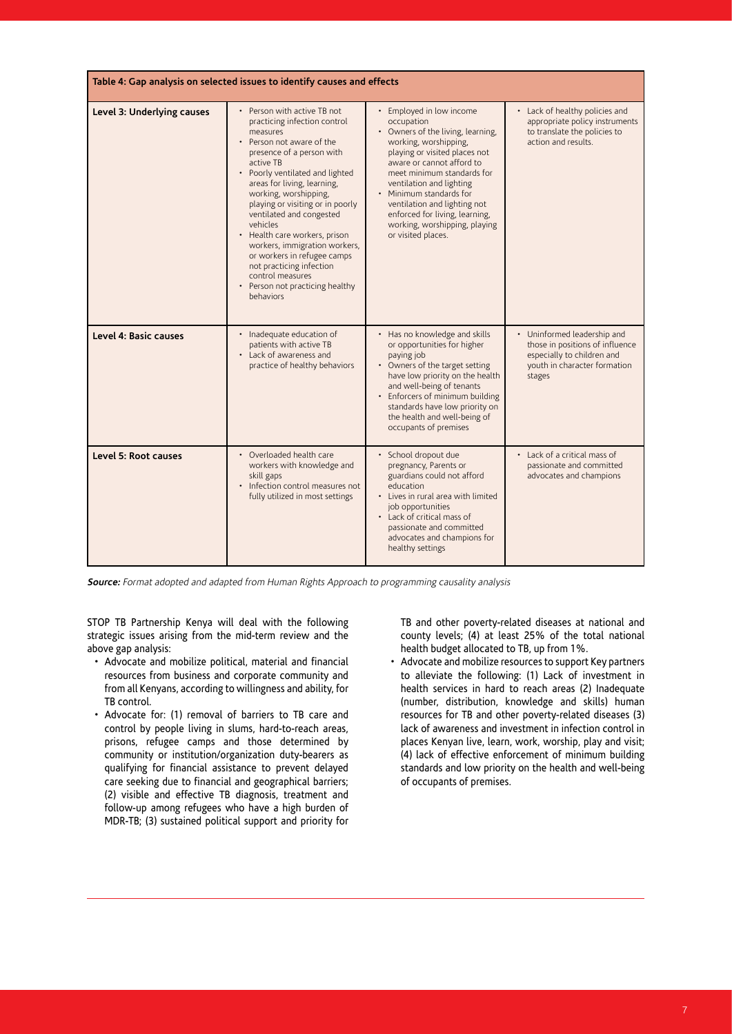**Table 4: Gap analysis on selected issues to identify causes and effects**

| | | | |
|---|---|---|---|
| **Level 3: Underlying causes** | • Person with active TB not practicing infection control measures<br>• Person not aware of the presence of a person with active TB<br>• Poorly ventilated and lighted areas for living, learning, working, worshipping, playing or visiting or in poorly ventilated and congested vehicles<br>• Health care workers, prison workers, immigration workers, or workers in refugee camps not practicing infection control measures<br>• Person not practicing healthy behaviors | • Employed in low income occupation<br>• Owners of the living, learning, working, worshipping, playing or visited places not aware or cannot afford to meet minimum standards for ventilation and lighting<br>• Minimum standards for ventilation and lighting not enforced for living, learning, working, worshipping, playing or visited places. | • Lack of healthy policies and appropriate policy instruments to translate the policies to action and results. |
| **Level 4: Basic causes** | • Inadequate education of patients with active TB<br>• Lack of awareness and practice of healthy behaviors | • Has no knowledge and skills or opportunities for higher paying job<br>• Owners of the target setting have low priority on the health and well-being of tenants<br>• Enforcers of minimum building standards have low priority on the health and well-being of occupants of premises | • Uninformed leadership and those in positions of influence especially to children and youth in character formation stages |
| **Level 5: Root causes** | • Overloaded health care workers with knowledge and skill gaps<br>• Infection control measures not fully utilized in most settings | • School dropout due pregnancy, Parents or guardians could not afford education<br>• Lives in rural area with limited job opportunities<br>• Lack of critical mass of passionate and committed advocates and champions for healthy settings | • Lack of a critical mass of passionate and committed advocates and champions |

***Source:*** *Format adopted and adapted from Human Rights Approach to programming causality analysis*

STOP TB Partnership Kenya will deal with the following strategic issues arising from the mid-term review and the above gap analysis:

- Advocate and mobilize political, material and financial resources from business and corporate community and from all Kenyans, according to willingness and ability, for TB control.
- Advocate for: (1) removal of barriers to TB care and control by people living in slums, hard-to-reach areas, prisons, refugee camps and those determined by community or institution/organization duty-bearers as qualifying for financial assistance to prevent delayed care seeking due to financial and geographical barriers; (2) visible and effective TB diagnosis, treatment and follow-up among refugees who have a high burden of MDR-TB; (3) sustained political support and priority for TB and other poverty-related diseases at national and county levels; (4) at least 25% of the total national health budget allocated to TB, up from 1%.
- Advocate and mobilize resources to support Key partners to alleviate the following: (1) Lack of investment in health services in hard to reach areas (2) Inadequate (number, distribution, knowledge and skills) human resources for TB and other poverty-related diseases (3) lack of awareness and investment in infection control in places Kenyan live, learn, work, worship, play and visit; (4) lack of effective enforcement of minimum building standards and low priority on the health and well-being of occupants of premises.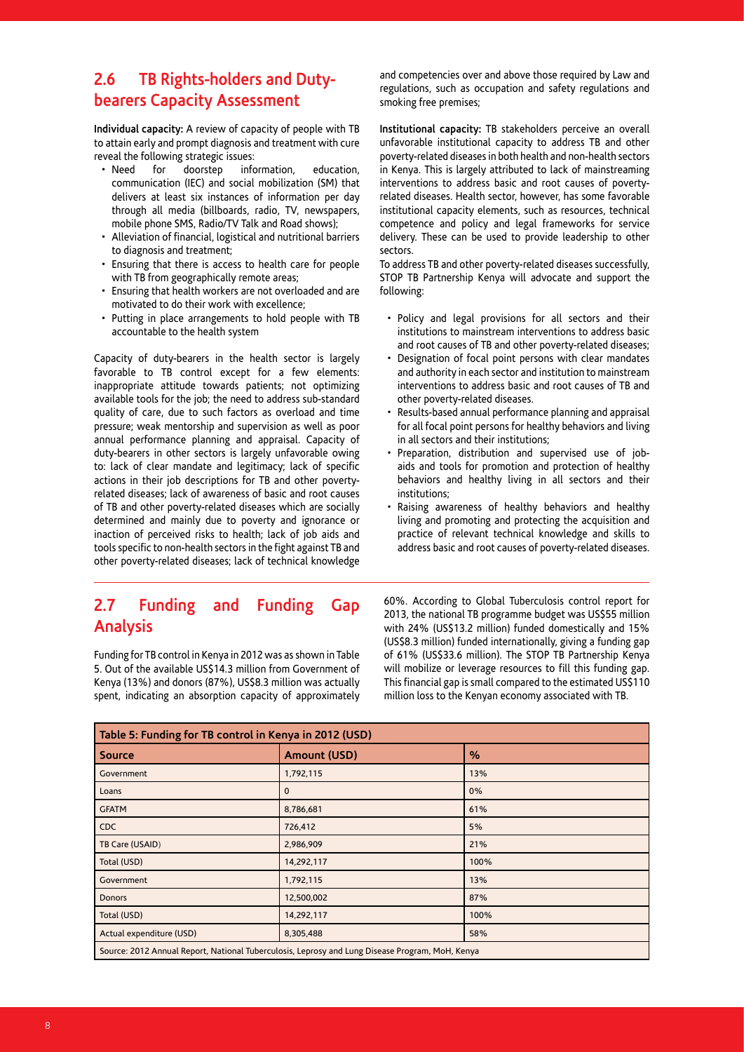## 2.6 TB Rights-holders and Duty-bearers Capacity Assessment

**Individual capacity:** A review of capacity of people with TB to attain early and prompt diagnosis and treatment with cure reveal the following strategic issues:

- Need for doorstep information, education, communication (IEC) and social mobilization (SM) that delivers at least six instances of information per day through all media (billboards, radio, TV, newspapers, mobile phone SMS, Radio/TV Talk and Road shows);
- Alleviation of financial, logistical and nutritional barriers to diagnosis and treatment;
- Ensuring that there is access to health care for people with TB from geographically remote areas;
- Ensuring that health workers are not overloaded and are motivated to do their work with excellence;
- Putting in place arrangements to hold people with TB accountable to the health system

Capacity of duty-bearers in the health sector is largely favorable to TB control except for a few elements: inappropriate attitude towards patients; not optimizing available tools for the job; the need to address sub-standard quality of care, due to such factors as overload and time pressure; weak mentorship and supervision as well as poor annual performance planning and appraisal. Capacity of duty-bearers in other sectors is largely unfavorable owing to: lack of clear mandate and legitimacy; lack of specific actions in their job descriptions for TB and other poverty-related diseases; lack of awareness of basic and root causes of TB and other poverty-related diseases which are socially determined and mainly due to poverty and ignorance or inaction of perceived risks to health; lack of job aids and tools specific to non-health sectors in the fight against TB and other poverty-related diseases; lack of technical knowledge and competencies over and above those required by Law and regulations, such as occupation and safety regulations and smoking free premises;

**Institutional capacity:** TB stakeholders perceive an overall unfavorable institutional capacity to address TB and other poverty-related diseases in both health and non-health sectors in Kenya. This is largely attributed to lack of mainstreaming interventions to address basic and root causes of poverty-related diseases. Health sector, however, has some favorable institutional capacity elements, such as resources, technical competence and policy and legal frameworks for service delivery. These can be used to provide leadership to other sectors.

To address TB and other poverty-related diseases successfully, STOP TB Partnership Kenya will advocate and support the following:

- Policy and legal provisions for all sectors and their institutions to mainstream interventions to address basic and root causes of TB and other poverty-related diseases;
- Designation of focal point persons with clear mandates and authority in each sector and institution to mainstream interventions to address basic and root causes of TB and other poverty-related diseases.
- Results-based annual performance planning and appraisal for all focal point persons for healthy behaviors and living in all sectors and their institutions;
- Preparation, distribution and supervised use of job-aids and tools for promotion and protection of healthy behaviors and healthy living in all sectors and their institutions;
- Raising awareness of healthy behaviors and healthy living and promoting and protecting the acquisition and practice of relevant technical knowledge and skills to address basic and root causes of poverty-related diseases.

## 2.7 Funding and Funding Gap Analysis

Funding for TB control in Kenya in 2012 was as shown in Table 5. Out of the available US$14.3 million from Government of Kenya (13%) and donors (87%), US$8.3 million was actually spent, indicating an absorption capacity of approximately 60%. According to Global Tuberculosis control report for 2013, the national TB programme budget was US$55 million with 24% (US$13.2 million) funded domestically and 15% (US$8.3 million) funded internationally, giving a funding gap of 61% (US$33.6 million). The STOP TB Partnership Kenya will mobilize or leverage resources to fill this funding gap. This financial gap is small compared to the estimated US$110 million loss to the Kenyan economy associated with TB.

| Table 5: Funding for TB control in Kenya in 2012 (USD) | | |
|---|---|---|
| **Source** | **Amount (USD)** | **%** |
| Government | 1,792,115 | 13% |
| Loans | 0 | 0% |
| GFATM | 8,786,681 | 61% |
| CDC | 726,412 | 5% |
| TB Care (USAID) | 2,986,909 | 21% |
| Total (USD) | 14,292,117 | 100% |
| Government | 1,792,115 | 13% |
| Donors | 12,500,002 | 87% |
| Total (USD) | 14,292,117 | 100% |
| Actual expenditure (USD) | 8,305,488 | 58% |
| Source: 2012 Annual Report, National Tuberculosis, Leprosy and Lung Disease Program, MoH, Kenya | | |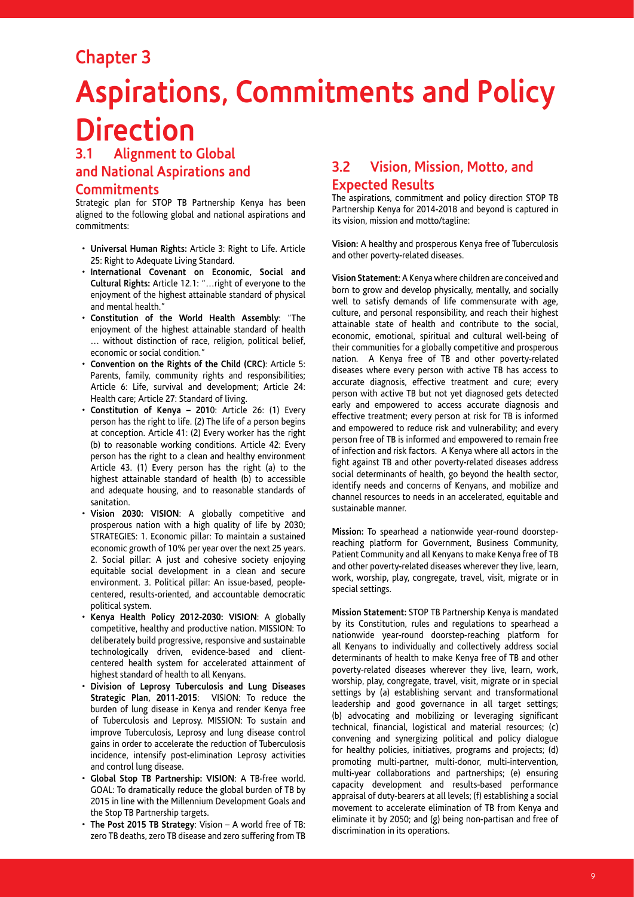## Chapter 3

# Aspirations, Commitments and Policy Direction

### 3.1 Alignment to Global and National Aspirations and Commitments

Strategic plan for STOP TB Partnership Kenya has been aligned to the following global and national aspirations and commitments:

- **Universal Human Rights:** Article 3: Right to Life. Article 25: Right to Adequate Living Standard.
- **International Covenant on Economic, Social and Cultural Rights:** Article 12.1: "…right of everyone to the enjoyment of the highest attainable standard of physical and mental health."
- **Constitution of the World Health Assembly**: "The enjoyment of the highest attainable standard of health … without distinction of race, religion, political belief, economic or social condition."
- **Convention on the Rights of the Child (CRC)**: Article 5: Parents, family, community rights and responsibilities; Article 6: Life, survival and development; Article 24: Health care; Article 27: Standard of living.
- **Constitution of Kenya – 2010**: Article 26: (1) Every person has the right to life. (2) The life of a person begins at conception. Article 41: (2) Every worker has the right (b) to reasonable working conditions. Article 42: Every person has the right to a clean and healthy environment Article 43. (1) Every person has the right (a) to the highest attainable standard of health (b) to accessible and adequate housing, and to reasonable standards of sanitation.
- **Vision 2030: VISION**: A globally competitive and prosperous nation with a high quality of life by 2030; STRATEGIES: 1. Economic pillar: To maintain a sustained economic growth of 10% per year over the next 25 years. 2. Social pillar: A just and cohesive society enjoying equitable social development in a clean and secure environment. 3. Political pillar: An issue-based, people-centered, results-oriented, and accountable democratic political system.
- **Kenya Health Policy 2012-2030: VISION**: A globally competitive, healthy and productive nation. MISSION: To deliberately build progressive, responsive and sustainable technologically driven, evidence-based and client-centered health system for accelerated attainment of highest standard of health to all Kenyans.
- **Division of Leprosy Tuberculosis and Lung Diseases Strategic Plan, 2011-2015**: VISION: To reduce the burden of lung disease in Kenya and render Kenya free of Tuberculosis and Leprosy. MISSION: To sustain and improve Tuberculosis, Leprosy and lung disease control gains in order to accelerate the reduction of Tuberculosis incidence, intensify post-elimination Leprosy activities and control lung disease.
- **Global Stop TB Partnership: VISION**: A TB-free world. GOAL: To dramatically reduce the global burden of TB by 2015 in line with the Millennium Development Goals and the Stop TB Partnership targets.
- **The Post 2015 TB Strategy**: Vision – A world free of TB: zero TB deaths, zero TB disease and zero suffering from TB

### 3.2 Vision, Mission, Motto, and Expected Results

The aspirations, commitment and policy direction STOP TB Partnership Kenya for 2014-2018 and beyond is captured in its vision, mission and motto/tagline:

**Vision:** A healthy and prosperous Kenya free of Tuberculosis and other poverty-related diseases.

**Vision Statement:** A Kenya where children are conceived and born to grow and develop physically, mentally, and socially well to satisfy demands of life commensurate with age, culture, and personal responsibility, and reach their highest attainable state of health and contribute to the social, economic, emotional, spiritual and cultural well-being of their communities for a globally competitive and prosperous nation. A Kenya free of TB and other poverty-related diseases where every person with active TB has access to accurate diagnosis, effective treatment and cure; every person with active TB but not yet diagnosed gets detected early and empowered to access accurate diagnosis and effective treatment; every person at risk for TB is informed and empowered to reduce risk and vulnerability; and every person free of TB is informed and empowered to remain free of infection and risk factors. A Kenya where all actors in the fight against TB and other poverty-related diseases address social determinants of health, go beyond the health sector, identify needs and concerns of Kenyans, and mobilize and channel resources to needs in an accelerated, equitable and sustainable manner.

**Mission:** To spearhead a nationwide year-round doorstep-reaching platform for Government, Business Community, Patient Community and all Kenyans to make Kenya free of TB and other poverty-related diseases wherever they live, learn, work, worship, play, congregate, travel, visit, migrate or in special settings.

**Mission Statement:** STOP TB Partnership Kenya is mandated by its Constitution, rules and regulations to spearhead a nationwide year-round doorstep-reaching platform for all Kenyans to individually and collectively address social determinants of health to make Kenya free of TB and other poverty-related diseases wherever they live, learn, work, worship, play, congregate, travel, visit, migrate or in special settings by (a) establishing servant and transformational leadership and good governance in all target settings; (b) advocating and mobilizing or leveraging significant technical, financial, logistical and material resources; (c) convening and synergizing political and policy dialogue for healthy policies, initiatives, programs and projects; (d) promoting multi-partner, multi-donor, multi-intervention, multi-year collaborations and partnerships; (e) ensuring capacity development and results-based performance appraisal of duty-bearers at all levels; (f) establishing a social movement to accelerate elimination of TB from Kenya and eliminate it by 2050; and (g) being non-partisan and free of discrimination in its operations.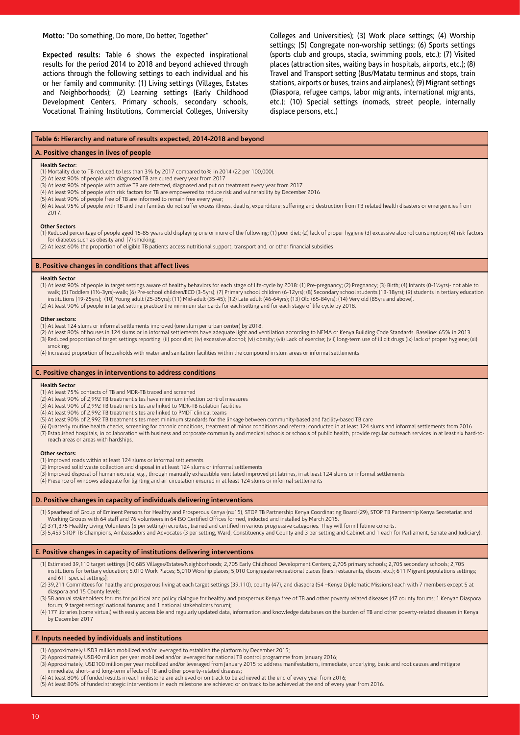**Motto:** "Do something, Do more, Do better, Together"

**Expected results:** Table 6 shows the expected inspirational results for the period 2014 to 2018 and beyond achieved through actions through the following settings to each individual and his or her family and community: (1) Living settings (Villages, Estates and Neighborhoods); (2) Learning settings (Early Childhood Development Centers, Primary schools, secondary schools, Vocational Training Institutions, Commercial Colleges, University Colleges and Universities); (3) Work place settings; (4) Worship settings; (5) Congregate non-worship settings; (6) Sports settings (sports club and groups, stadia, swimming pools, etc.); (7) Visited places (attraction sites, waiting bays in hospitals, airports, etc.); (8) Travel and Transport setting (Bus/Matatu terminus and stops, train stations, airports or buses, trains and airplanes); (9) Migrant settings (Diaspora, refugee camps, labor migrants, international migrants, etc.); (10) Special settings (nomads, street people, internally displace persons, etc.)

**Table 6: Hierarchy and nature of results expected, 2014-2018 and beyond**

**A. Positive changes in lives of people**

**Health Sector:**

(1) Mortality due to TB reduced to less than 3% by 2017 compared to% in 2014 (22 per 100,000).
(2) At least 90% of people with diagnosed TB are cured every year from 2017
(3) At least 90% of people with active TB are detected, diagnosed and put on treatment every year from 2017
(4) At least 90% of people with risk factors for TB are empowered to reduce risk and vulnerability by December 2016
(5) At least 90% of people free of TB are informed to remain free every year;
(6) At least 95% of people with TB and their families do not suffer excess illness, deaths, expenditure; suffering and destruction from TB related health disasters or emergencies from 2017.

**Other Sectors**

(1) Reduced percentage of people aged 15-85 years old displaying one or more of the following: (1) poor diet; (2) lack of proper hygiene (3) excessive alcohol consumption; (4) risk factors for diabetes such as obesity and (7) smoking;
(2) At least 60% the proportion of eligible TB patients access nutritional support, transport and, or other financial subsidies

**B. Positive changes in conditions that affect lives**

**Health Sector**

(1) At least 90% of people in target settings aware of healthy behaviors for each stage of life-cycle by 2018: (1) Pre-pregnancy; (2) Pregnancy; (3) Birth; (4) Infants (0-1½yrs)- not able to walk; (5) Toddlers (1½-3yrs)-walk; (6) Pre-school children/ECD (3-5yrs); (7) Primary school children (6-12yrs); (8) Secondary school students (13-18yrs); (9) students in tertiary education institutions (19-25yrs); (10) Young adult (25-35yrs); (11) Mid-adult (35-45); (12) Late adult (46-64yrs); (13) Old (65-84yrs); (14) Very old (85yrs and above).
(2) At least 90% of people in target setting practice the minimum standards for each setting and for each stage of life cycle by 2018.

**Other sectors:**

(1) At least 124 slums or informal settlements improved (one slum per urban center) by 2018.
(2) At least 80% of houses in 124 slums or in informal settlements have adequate light and ventilation according to NEMA or Kenya Building Code Standards. Baseline: 65% in 2013.
(3) Reduced proportion of target settings reporting (ii) poor diet; (iv) excessive alcohol; (vi) obesity; (vii) Lack of exercise; (vii) long-term use of illicit drugs (ix) lack of proper hygiene; (xi) smoking;
(4) Increased proportion of households with water and sanitation facilities within the compound in slum areas or informal settlements

**C. Positive changes in interventions to address conditions**

**Health Sector**

(1) At least 75% contacts of TB and MDR-TB traced and screened
(2) At least 90% of 2,992 TB treatment sites have minimum infection control measures
(3) At least 90% of 2,992 TB treatment sites are linked to MDR-TB isolation facilities
(4) At least 90% of 2,992 TB treatment sites are linked to PMDT clinical teams
(5) At least 90% of 2,992 TB treatment sites meet minimum standards for the linkage between community-based and facility-based TB care
(6) Quarterly routine health checks, screening for chronic conditions, treatment of minor conditions and referral conducted in at least 124 slums and informal settlements from 2016
(7) Established hospitals, in collaboration with business and corporate community and medical schools or schools of public health, provide regular outreach services in at least six hard-to-reach areas or areas with hardships.

**Other sectors:**

(1) Improved roads within at least 124 slums or informal settlements
(2) Improved solid waste collection and disposal in at least 124 slums or informal settlements
(3) Improved disposal of human excreta, e.g., through manually exhaustible ventilated improved pit latrines, in at least 124 slums or informal settlements
(4) Presence of windows adequate for lighting and air circulation ensured in at least 124 slums or informal settlements

**D. Positive changes in capacity of individuals delivering interventions**

(1) Spearhead of Group of Eminent Persons for Healthy and Prosperous Kenya (n=15), STOP TB Partnership Kenya Coordinating Board (29), STOP TB Partnership Kenya Secretariat and Working Groups with 64 staff and 76 volunteers in 64 ISO Certified Offices formed, inducted and installed by March 2015.
(2) 371,375 Healthy Living Volunteers (5 per setting) recruited, trained and certified in various progressive categories. They will form lifetime cohorts.
(3) 5,459 STOP TB Champions, Ambassadors and Advocates (3 per setting, Ward, Constituency and County and 3 per setting and Cabinet and 1 each for Parliament, Senate and Judiciary).

**E. Positive changes in capacity of institutions delivering interventions**

(1) Estimated 39,110 target settings [10,685 Villages/Estates/Neighborhoods; 2,705 Early Childhood Development Centers; 2,705 primary schools; 2,705 secondary schools; 2,705 institutions for tertiary education; 5,010 Work Places; 5,010 Worship places; 5,010 Congregate recreational places (bars, restaurants, discos, etc.); 611 Migrant populations settings; and 611 special settings];
(2) 39,211 Committees for healthy and prosperous living at each target settings (39,110), county (47), and diaspora (54 –Kenya Diplomatic Missions) each with 7 members except 5 at diaspora and 15 County levels;
(3) 58 annual stakeholders forums for political and policy dialogue for healthy and prosperous Kenya free of TB and other poverty related diseases (47 county forums; 1 Kenyan Diaspora forum; 9 target settings' national forums; and 1 national stakeholders forum);
(4) 177 libraries (some virtual) with easily accessible and regularly updated data, information and knowledge databases on the burden of TB and other poverty-related diseases in Kenya by December 2017

**F. Inputs needed by individuals and institutions**

(1) Approximately USD3 million mobilized and/or leveraged to establish the platform by December 2015;
(2) Approximately USD40 million per year mobilized and/or leveraged for national TB control programme from January 2016;
(3) Approximately, USD100 million per year mobilized and/or leveraged from January 2015 to address manifestations, immediate, underlying, basic and root causes and mitigate immediate, short- and long-term effects of TB and other poverty-related diseases;
(4) At least 80% of funded results in each milestone are achieved or on track to be achieved at the end of every year from 2016;
(5) At least 80% of funded strategic interventions in each milestone are achieved or on track to be achieved at the end of every year from 2016.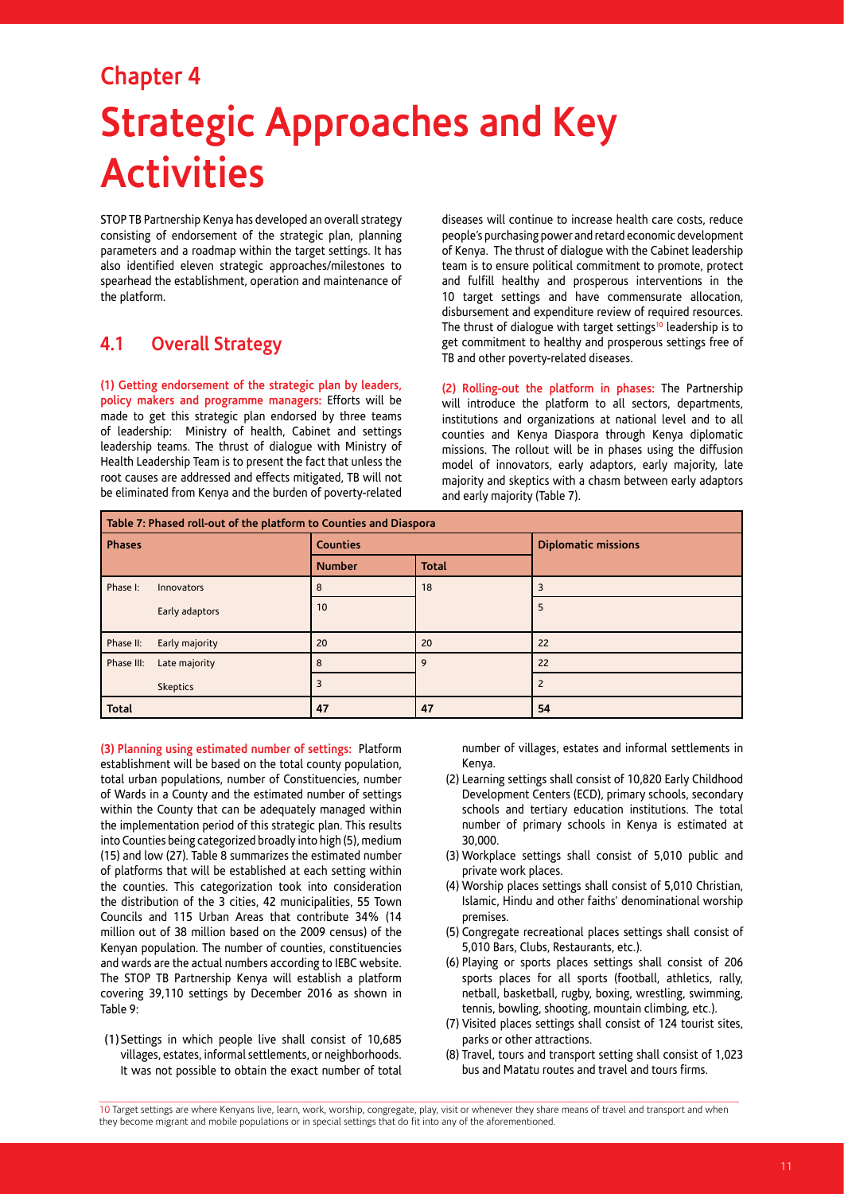# Chapter 4

# Strategic Approaches and Key Activities

STOP TB Partnership Kenya has developed an overall strategy consisting of endorsement of the strategic plan, planning parameters and a roadmap within the target settings. It has also identified eleven strategic approaches/milestones to spearhead the establishment, operation and maintenance of the platform.

## 4.1 Overall Strategy

**(1) Getting endorsement of the strategic plan by leaders, policy makers and programme managers:** Efforts will be made to get this strategic plan endorsed by three teams of leadership: Ministry of health, Cabinet and settings leadership teams. The thrust of dialogue with Ministry of Health Leadership Team is to present the fact that unless the root causes are addressed and effects mitigated, TB will not be eliminated from Kenya and the burden of poverty-related diseases will continue to increase health care costs, reduce people's purchasing power and retard economic development of Kenya. The thrust of dialogue with the Cabinet leadership team is to ensure political commitment to promote, protect and fulfill healthy and prosperous interventions in the 10 target settings and have commensurate allocation, disbursement and expenditure review of required resources. The thrust of dialogue with target settings[10] leadership is to get commitment to healthy and prosperous settings free of TB and other poverty-related diseases.

**(2) Rolling-out the platform in phases:** The Partnership will introduce the platform to all sectors, departments, institutions and organizations at national level and to all counties and Kenya Diaspora through Kenya diplomatic missions. The rollout will be in phases using the diffusion model of innovators, early adaptors, early majority, late majority and skeptics with a chasm between early adaptors and early majority (Table 7).

**Table 7: Phased roll-out of the platform to Counties and Diaspora**

| Phases | | Counties | | Diplomatic missions |
|---|---|---|---|---|
| | | Number | Total | |
| Phase I: | Innovators | 8 | 18 | 3 |
| | Early adaptors | 10 | | 5 |
| Phase II: | Early majority | 20 | 20 | 22 |
| Phase III: | Late majority | 8 | 9 | 22 |
| | Skeptics | 3 | | 2 |
| **Total** | | **47** | **47** | **54** |

**(3) Planning using estimated number of settings:** Platform establishment will be based on the total county population, total urban populations, number of Constituencies, number of Wards in a County and the estimated number of settings within the County that can be adequately managed within the implementation period of this strategic plan. This results into Counties being categorized broadly into high (5), medium (15) and low (27). Table 8 summarizes the estimated number of platforms that will be established at each setting within the counties. This categorization took into consideration the distribution of the 3 cities, 42 municipalities, 55 Town Councils and 115 Urban Areas that contribute 34% (14 million out of 38 million based on the 2009 census) of the Kenyan population. The number of counties, constituencies and wards are the actual numbers according to IEBC website. The STOP TB Partnership Kenya will establish a platform covering 39,110 settings by December 2016 as shown in Table 9:

(1) Settings in which people live shall consist of 10,685 villages, estates, informal settlements, or neighborhoods. It was not possible to obtain the exact number of total number of villages, estates and informal settlements in Kenya.
(2) Learning settings shall consist of 10,820 Early Childhood Development Centers (ECD), primary schools, secondary schools and tertiary education institutions. The total number of primary schools in Kenya is estimated at 30,000.
(3) Workplace settings shall consist of 5,010 public and private work places.
(4) Worship places settings shall consist of 5,010 Christian, Islamic, Hindu and other faiths' denominational worship premises.
(5) Congregate recreational places settings shall consist of 5,010 Bars, Clubs, Restaurants, etc.).
(6) Playing or sports places settings shall consist of 206 sports places for all sports (football, athletics, rally, netball, basketball, rugby, boxing, wrestling, swimming, tennis, bowling, shooting, mountain climbing, etc.).
(7) Visited places settings shall consist of 124 tourist sites, parks or other attractions.
(8) Travel, tours and transport setting shall consist of 1,023 bus and Matatu routes and travel and tours firms.

10 Target settings are where Kenyans live, learn, work, worship, congregate, play, visit or whenever they share means of travel and transport and when they become migrant and mobile populations or in special settings that do fit into any of the aforementioned.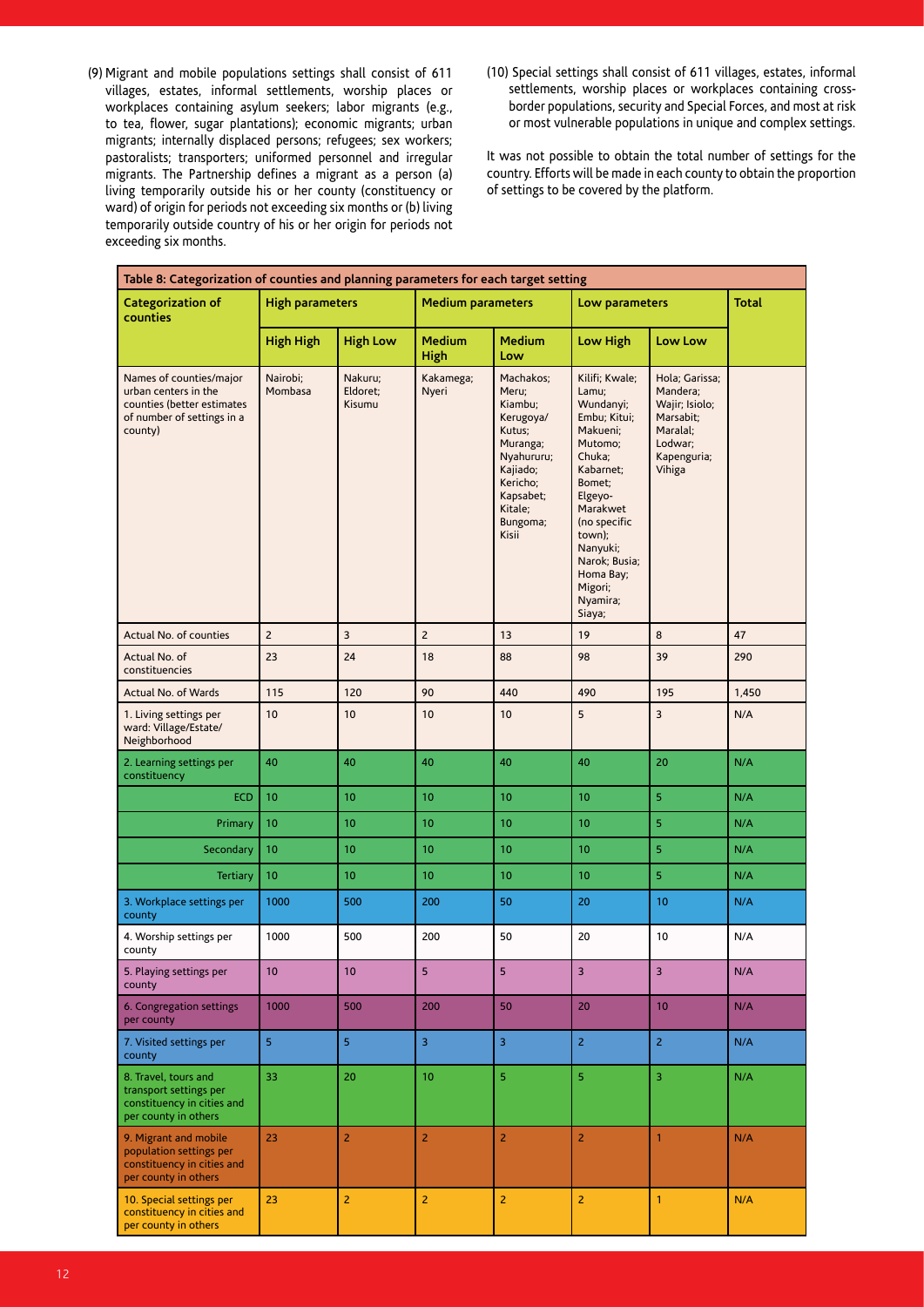(9) Migrant and mobile populations settings shall consist of 611 villages, estates, informal settlements, worship places or workplaces containing asylum seekers; labor migrants (e.g., to tea, flower, sugar plantations); economic migrants; urban migrants; internally displaced persons; refugees; sex workers; pastoralists; transporters; uniformed personnel and irregular migrants. The Partnership defines a migrant as a person (a) living temporarily outside his or her county (constituency or ward) of origin for periods not exceeding six months or (b) living temporarily outside country of his or her origin for periods not exceeding six months.

(10) Special settings shall consist of 611 villages, estates, informal settlements, worship places or workplaces containing cross-border populations, security and Special Forces, and most at risk or most vulnerable populations in unique and complex settings.

It was not possible to obtain the total number of settings for the country. Efforts will be made in each county to obtain the proportion of settings to be covered by the platform.

**Table 8: Categorization of counties and planning parameters for each target setting**

| Categorization of counties | High parameters | | Medium parameters | | Low parameters | | Total |
|---|---|---|---|---|---|---|---|
| | High High | High Low | Medium High | Medium Low | Low High | Low Low | |
| Names of counties/major urban centers in the counties (better estimates of number of settings in a county) | Nairobi; Mombasa | Nakuru; Eldoret; Kisumu | Kakamega; Nyeri | Machakos; Meru; Kiambu; Kerugoya/ Kutus; Muranga; Nyahururu; Kajiado; Kericho; Kapsabet; Kitale; Bungoma; Kisii | Kilifi; Kwale; Lamu; Wundanyi; Embu; Kitui; Makueni; Mutomo; Chuka; Kabarnet; Bomet; Elgeyo-Marakwet (no specific town); Nanyuki; Narok; Busia; Homa Bay; Migori; Nyamira; Siaya; | Hola; Garissa; Mandera; Wajir; Isiolo; Marsabit; Maralal; Lodwar; Kapenguria; Vihiga | |
| Actual No. of counties | 2 | 3 | 2 | 13 | 19 | 8 | 47 |
| Actual No. of constituencies | 23 | 24 | 18 | 88 | 98 | 39 | 290 |
| Actual No. of Wards | 115 | 120 | 90 | 440 | 490 | 195 | 1,450 |
| 1. Living settings per ward: Village/Estate/ Neighborhood | 10 | 10 | 10 | 10 | 5 | 3 | N/A |
| 2. Learning settings per constituency | 40 | 40 | 40 | 40 | 40 | 20 | N/A |
| ECD | 10 | 10 | 10 | 10 | 10 | 5 | N/A |
| Primary | 10 | 10 | 10 | 10 | 10 | 5 | N/A |
| Secondary | 10 | 10 | 10 | 10 | 10 | 5 | N/A |
| Tertiary | 10 | 10 | 10 | 10 | 10 | 5 | N/A |
| 3. Workplace settings per county | 1000 | 500 | 200 | 50 | 20 | 10 | N/A |
| 4. Worship settings per county | 1000 | 500 | 200 | 50 | 20 | 10 | N/A |
| 5. Playing settings per county | 10 | 10 | 5 | 5 | 3 | 3 | N/A |
| 6. Congregation settings per county | 1000 | 500 | 200 | 50 | 20 | 10 | N/A |
| 7. Visited settings per county | 5 | 5 | 3 | 3 | 2 | 2 | N/A |
| 8. Travel, tours and transport settings per constituency in cities and per county in others | 33 | 20 | 10 | 5 | 5 | 3 | N/A |
| 9. Migrant and mobile population settings per constituency in cities and per county in others | 23 | 2 | 2 | 2 | 2 | 1 | N/A |
| 10. Special settings per constituency in cities and per county in others | 23 | 2 | 2 | 2 | 2 | 1 | N/A |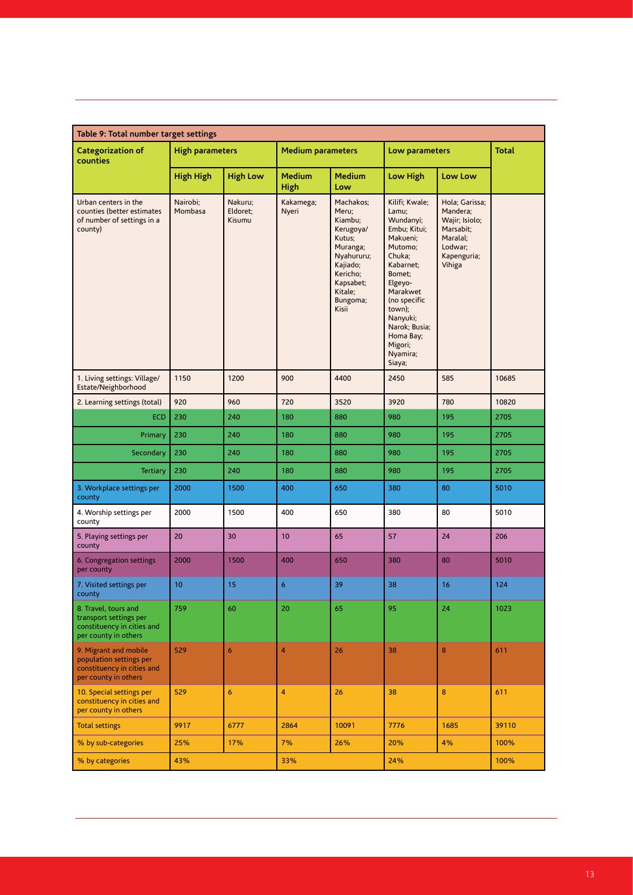**Table 9: Total number target settings**

| Categorization of counties | High parameters | | Medium parameters | | Low parameters | | Total |
|---|---|---|---|---|---|---|---|
| | High High | High Low | Medium High | Medium Low | Low High | Low Low | |
| Urban centers in the counties (better estimates of number of settings in a county) | Nairobi; Mombasa | Nakuru; Eldoret; Kisumu | Kakamega; Nyeri | Machakos; Meru; Kiambu; Kerugoya/ Kutus; Muranga; Nyahururu; Kajiado; Kericho; Kapsabet; Kitale; Bungoma; Kisii | Kilifi; Kwale; Lamu; Wundanyi; Embu; Kitui; Makueni; Mutomo; Chuka; Kabarnet; Bomet; Elgeyo-Marakwet (no specific town); Nanyuki; Narok; Busia; Homa Bay; Migori; Nyamira; Siaya; | Hola; Garissa; Mandera; Wajir; Isiolo; Marsabit; Maralal; Lodwar; Kapenguria; Vihiga | |
| 1. Living settings: Village/ Estate/Neighborhood | 1150 | 1200 | 900 | 4400 | 2450 | 585 | 10685 |
| 2. Learning settings (total) | 920 | 960 | 720 | 3520 | 3920 | 780 | 10820 |
| ECD | 230 | 240 | 180 | 880 | 980 | 195 | 2705 |
| Primary | 230 | 240 | 180 | 880 | 980 | 195 | 2705 |
| Secondary | 230 | 240 | 180 | 880 | 980 | 195 | 2705 |
| Tertiary | 230 | 240 | 180 | 880 | 980 | 195 | 2705 |
| 3. Workplace settings per county | 2000 | 1500 | 400 | 650 | 380 | 80 | 5010 |
| 4. Worship settings per county | 2000 | 1500 | 400 | 650 | 380 | 80 | 5010 |
| 5. Playing settings per county | 20 | 30 | 10 | 65 | 57 | 24 | 206 |
| 6. Congregation settings per county | 2000 | 1500 | 400 | 650 | 380 | 80 | 5010 |
| 7. Visited settings per county | 10 | 15 | 6 | 39 | 38 | 16 | 124 |
| 8. Travel, tours and transport settings per constituency in cities and per county in others | 759 | 60 | 20 | 65 | 95 | 24 | 1023 |
| 9. Migrant and mobile population settings per constituency in cities and per county in others | 529 | 6 | 4 | 26 | 38 | 8 | 611 |
| 10. Special settings per constituency in cities and per county in others | 529 | 6 | 4 | 26 | 38 | 8 | 611 |
| Total settings | 9917 | 6777 | 2864 | 10091 | 7776 | 1685 | 39110 |
| % by sub-categories | 25% | 17% | 7% | 26% | 20% | 4% | 100% |
| % by categories | 43% | | 33% | | 24% | | 100% |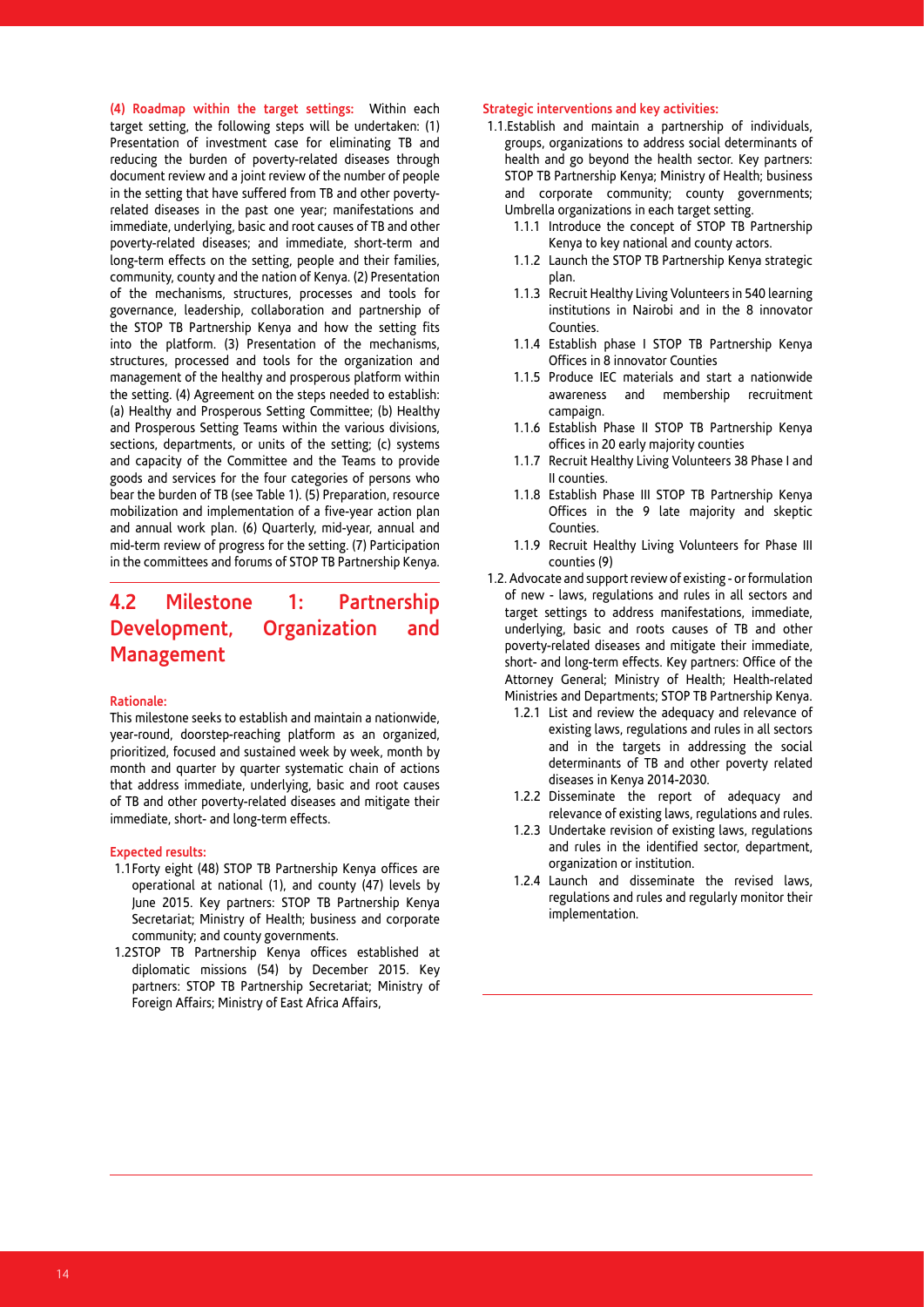**(4) Roadmap within the target settings:** Within each target setting, the following steps will be undertaken: (1) Presentation of investment case for eliminating TB and reducing the burden of poverty-related diseases through document review and a joint review of the number of people in the setting that have suffered from TB and other poverty-related diseases in the past one year; manifestations and immediate, underlying, basic and root causes of TB and other poverty-related diseases; and immediate, short-term and long-term effects on the setting, people and their families, community, county and the nation of Kenya. (2) Presentation of the mechanisms, structures, processes and tools for governance, leadership, collaboration and partnership of the STOP TB Partnership Kenya and how the setting fits into the platform. (3) Presentation of the mechanisms, structures, processed and tools for the organization and management of the healthy and prosperous platform within the setting. (4) Agreement on the steps needed to establish: (a) Healthy and Prosperous Setting Committee; (b) Healthy and Prosperous Setting Teams within the various divisions, sections, departments, or units of the setting; (c) systems and capacity of the Committee and the Teams to provide goods and services for the four categories of persons who bear the burden of TB (see Table 1). (5) Preparation, resource mobilization and implementation of a five-year action plan and annual work plan. (6) Quarterly, mid-year, annual and mid-term review of progress for the setting. (7) Participation in the committees and forums of STOP TB Partnership Kenya.

## 4.2 Milestone 1: Partnership Development, Organization and Management

**Rationale:**

This milestone seeks to establish and maintain a nationwide, year-round, doorstep-reaching platform as an organized, prioritized, focused and sustained week by week, month by month and quarter by quarter systematic chain of actions that address immediate, underlying, basic and root causes of TB and other poverty-related diseases and mitigate their immediate, short- and long-term effects.

**Expected results:**

1.1 Forty eight (48) STOP TB Partnership Kenya offices are operational at national (1), and county (47) levels by June 2015. Key partners: STOP TB Partnership Kenya Secretariat; Ministry of Health; business and corporate community; and county governments.

1.2 STOP TB Partnership Kenya offices established at diplomatic missions (54) by December 2015. Key partners: STOP TB Partnership Secretariat; Ministry of Foreign Affairs; Ministry of East Africa Affairs,

**Strategic interventions and key activities:**

1.1. Establish and maintain a partnership of individuals, groups, organizations to address social determinants of health and go beyond the health sector. Key partners: STOP TB Partnership Kenya; Ministry of Health; business and corporate community; county governments; Umbrella organizations in each target setting.

- 1.1.1 Introduce the concept of STOP TB Partnership Kenya to key national and county actors.
- 1.1.2 Launch the STOP TB Partnership Kenya strategic plan.
- 1.1.3 Recruit Healthy Living Volunteers in 540 learning institutions in Nairobi and in the 8 innovator Counties.
- 1.1.4 Establish phase I STOP TB Partnership Kenya Offices in 8 innovator Counties
- 1.1.5 Produce IEC materials and start a nationwide awareness and membership recruitment campaign.
- 1.1.6 Establish Phase II STOP TB Partnership Kenya offices in 20 early majority counties
- 1.1.7 Recruit Healthy Living Volunteers 38 Phase I and II counties.
- 1.1.8 Establish Phase III STOP TB Partnership Kenya Offices in the 9 late majority and skeptic Counties.
- 1.1.9 Recruit Healthy Living Volunteers for Phase III counties (9)

1.2. Advocate and support review of existing - or formulation of new - laws, regulations and rules in all sectors and target settings to address manifestations, immediate, underlying, basic and roots causes of TB and other poverty-related diseases and mitigate their immediate, short- and long-term effects. Key partners: Office of the Attorney General; Ministry of Health; Health-related Ministries and Departments; STOP TB Partnership Kenya.

- 1.2.1 List and review the adequacy and relevance of existing laws, regulations and rules in all sectors and in the targets in addressing the social determinants of TB and other poverty related diseases in Kenya 2014-2030.
- 1.2.2 Disseminate the report of adequacy and relevance of existing laws, regulations and rules.
- 1.2.3 Undertake revision of existing laws, regulations and rules in the identified sector, department, organization or institution.
- 1.2.4 Launch and disseminate the revised laws, regulations and rules and regularly monitor their implementation.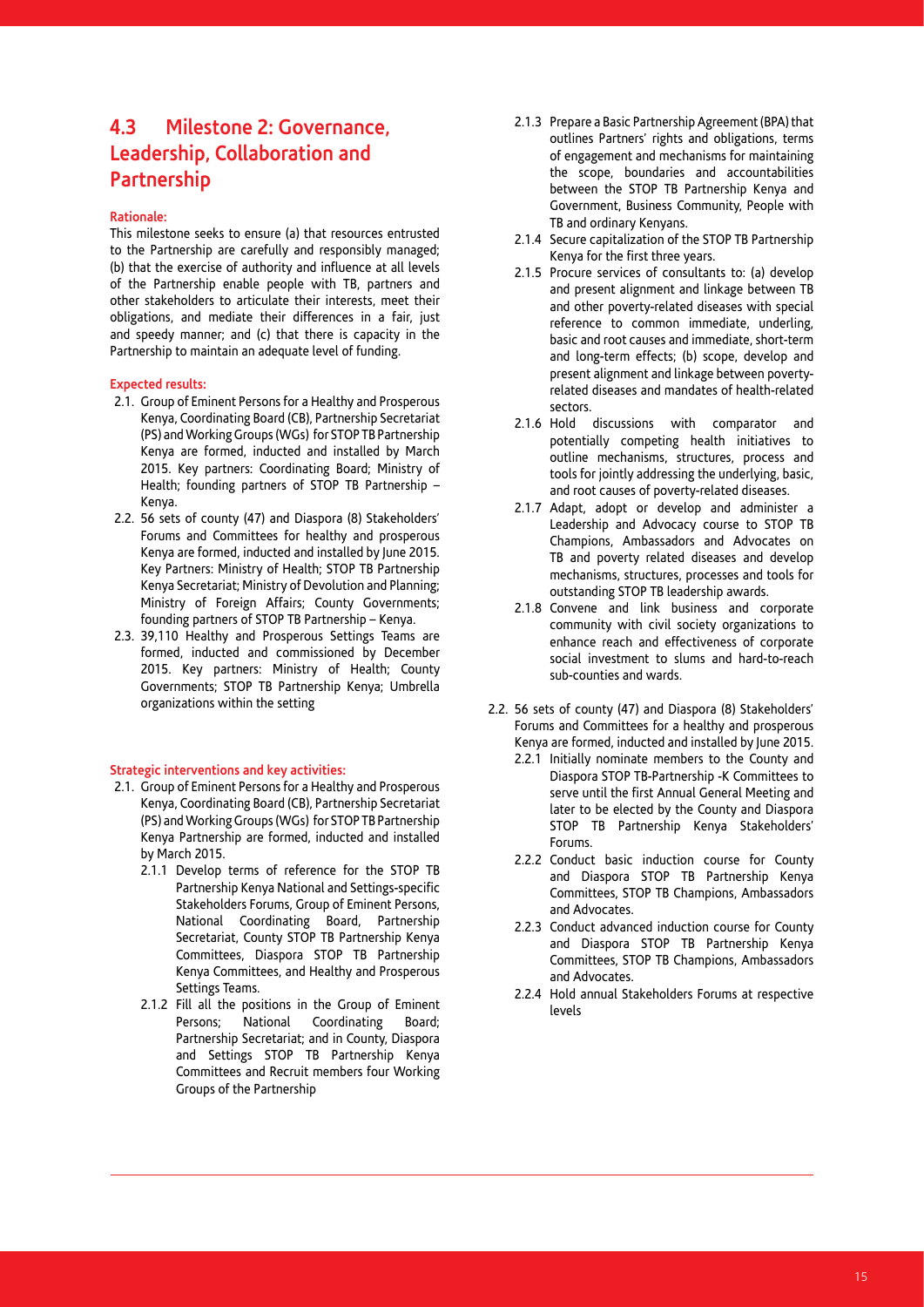## 4.3 Milestone 2: Governance, Leadership, Collaboration and Partnership

**Rationale:**

This milestone seeks to ensure (a) that resources entrusted to the Partnership are carefully and responsibly managed; (b) that the exercise of authority and influence at all levels of the Partnership enable people with TB, partners and other stakeholders to articulate their interests, meet their obligations, and mediate their differences in a fair, just and speedy manner; and (c) that there is capacity in the Partnership to maintain an adequate level of funding.

**Expected results:**

2.1. Group of Eminent Persons for a Healthy and Prosperous Kenya, Coordinating Board (CB), Partnership Secretariat (PS) and Working Groups (WGs) for STOP TB Partnership Kenya are formed, inducted and installed by March 2015. Key partners: Coordinating Board; Ministry of Health; founding partners of STOP TB Partnership – Kenya.

2.2. 56 sets of county (47) and Diaspora (8) Stakeholders' Forums and Committees for healthy and prosperous Kenya are formed, inducted and installed by June 2015. Key Partners: Ministry of Health; STOP TB Partnership Kenya Secretariat; Ministry of Devolution and Planning; Ministry of Foreign Affairs; County Governments; founding partners of STOP TB Partnership – Kenya.

2.3. 39,110 Healthy and Prosperous Settings Teams are formed, inducted and commissioned by December 2015. Key partners: Ministry of Health; County Governments; STOP TB Partnership Kenya; Umbrella organizations within the setting

**Strategic interventions and key activities:**

2.1. Group of Eminent Persons for a Healthy and Prosperous Kenya, Coordinating Board (CB), Partnership Secretariat (PS) and Working Groups (WGs) for STOP TB Partnership Kenya Partnership are formed, inducted and installed by March 2015.

- 2.1.1 Develop terms of reference for the STOP TB Partnership Kenya National and Settings-specific Stakeholders Forums, Group of Eminent Persons, National Coordinating Board, Partnership Secretariat, County STOP TB Partnership Kenya Committees, Diaspora STOP TB Partnership Kenya Committees, and Healthy and Prosperous Settings Teams.
- 2.1.2 Fill all the positions in the Group of Eminent Persons; National Coordinating Board; Partnership Secretariat; and in County, Diaspora and Settings STOP TB Partnership Kenya Committees and Recruit members four Working Groups of the Partnership
- 2.1.3 Prepare a Basic Partnership Agreement (BPA) that outlines Partners' rights and obligations, terms of engagement and mechanisms for maintaining the scope, boundaries and accountabilities between the STOP TB Partnership Kenya and Government, Business Community, People with TB and ordinary Kenyans.
- 2.1.4 Secure capitalization of the STOP TB Partnership Kenya for the first three years.
- 2.1.5 Procure services of consultants to: (a) develop and present alignment and linkage between TB and other poverty-related diseases with special reference to common immediate, underling, basic and root causes and immediate, short-term and long-term effects; (b) scope, develop and present alignment and linkage between poverty-related diseases and mandates of health-related sectors.
- 2.1.6 Hold discussions with comparator and potentially competing health initiatives to outline mechanisms, structures, process and tools for jointly addressing the underlying, basic, and root causes of poverty-related diseases.
- 2.1.7 Adapt, adopt or develop and administer a Leadership and Advocacy course to STOP TB Champions, Ambassadors and Advocates on TB and poverty related diseases and develop mechanisms, structures, processes and tools for outstanding STOP TB leadership awards.
- 2.1.8 Convene and link business and corporate community with civil society organizations to enhance reach and effectiveness of corporate social investment to slums and hard-to-reach sub-counties and wards.

2.2. 56 sets of county (47) and Diaspora (8) Stakeholders' Forums and Committees for a healthy and prosperous Kenya are formed, inducted and installed by June 2015.

- 2.2.1 Initially nominate members to the County and Diaspora STOP TB-Partnership -K Committees to serve until the first Annual General Meeting and later to be elected by the County and Diaspora STOP TB Partnership Kenya Stakeholders' Forums.
- 2.2.2 Conduct basic induction course for County and Diaspora STOP TB Partnership Kenya Committees, STOP TB Champions, Ambassadors and Advocates.
- 2.2.3 Conduct advanced induction course for County and Diaspora STOP TB Partnership Kenya Committees, STOP TB Champions, Ambassadors and Advocates.
- 2.2.4 Hold annual Stakeholders Forums at respective levels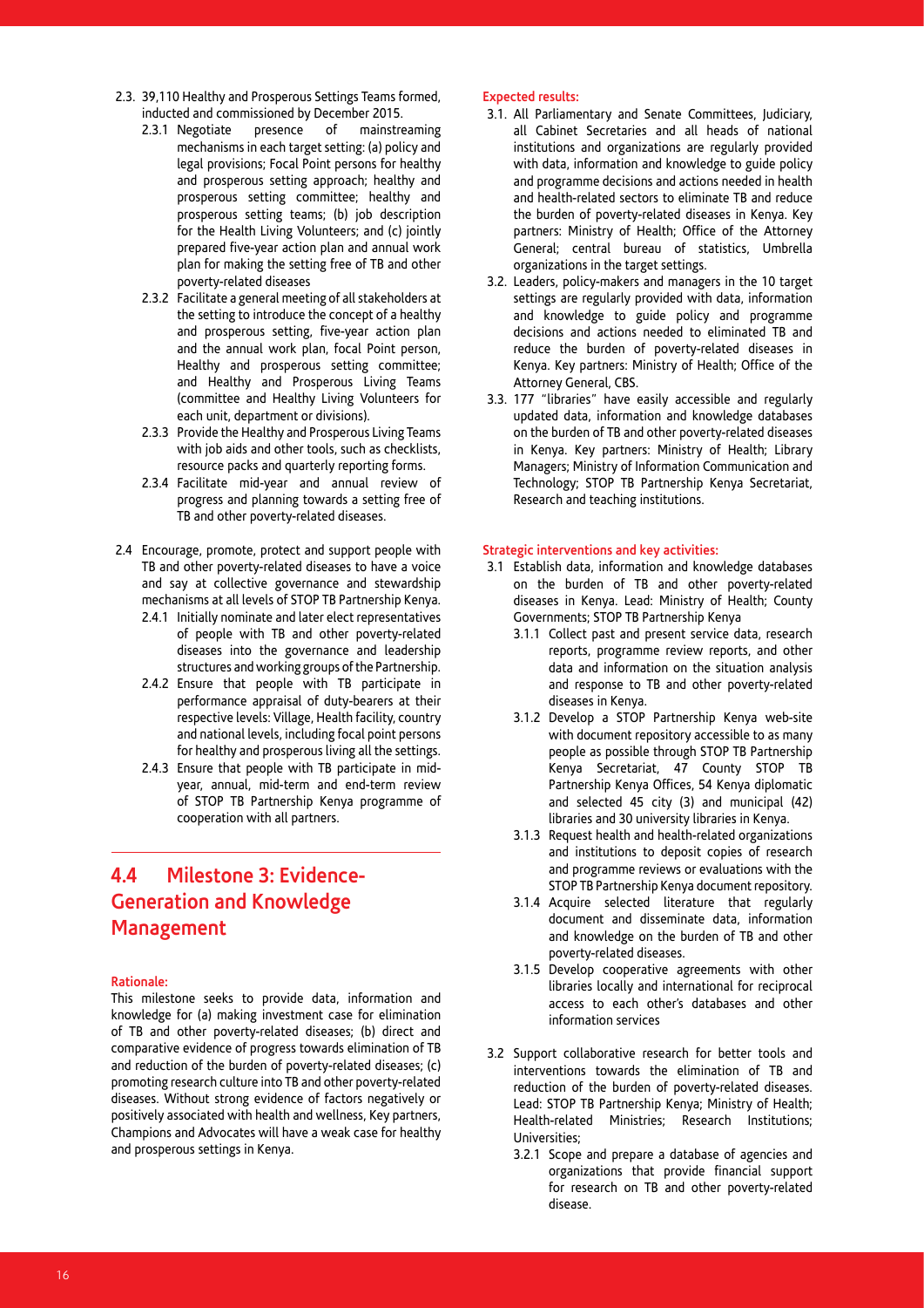2.3. 39,110 Healthy and Prosperous Settings Teams formed, inducted and commissioned by December 2015.

2.3.1 Negotiate presence of mainstreaming mechanisms in each target setting: (a) policy and legal provisions; Focal Point persons for healthy and prosperous setting approach; healthy and prosperous setting committee; healthy and prosperous setting teams; (b) job description for the Health Living Volunteers; and (c) jointly prepared five-year action plan and annual work plan for making the setting free of TB and other poverty-related diseases

2.3.2 Facilitate a general meeting of all stakeholders at the setting to introduce the concept of a healthy and prosperous setting, five-year action plan and the annual work plan, focal Point person, Healthy and prosperous setting committee; and Healthy and Prosperous Living Teams (committee and Healthy Living Volunteers for each unit, department or divisions).

2.3.3 Provide the Healthy and Prosperous Living Teams with job aids and other tools, such as checklists, resource packs and quarterly reporting forms.

2.3.4 Facilitate mid-year and annual review of progress and planning towards a setting free of TB and other poverty-related diseases.

2.4 Encourage, promote, protect and support people with TB and other poverty-related diseases to have a voice and say at collective governance and stewardship mechanisms at all levels of STOP TB Partnership Kenya.

2.4.1 Initially nominate and later elect representatives of people with TB and other poverty-related diseases into the governance and leadership structures and working groups of the Partnership.

2.4.2 Ensure that people with TB participate in performance appraisal of duty-bearers at their respective levels: Village, Health facility, country and national levels, including focal point persons for healthy and prosperous living all the settings.

2.4.3 Ensure that people with TB participate in mid-year, annual, mid-term and end-term review of STOP TB Partnership Kenya programme of cooperation with all partners.

## 4.4 Milestone 3: Evidence-Generation and Knowledge Management

**Rationale:**

This milestone seeks to provide data, information and knowledge for (a) making investment case for elimination of TB and other poverty-related diseases; (b) direct and comparative evidence of progress towards elimination of TB and reduction of the burden of poverty-related diseases; (c) promoting research culture into TB and other poverty-related diseases. Without strong evidence of factors negatively or positively associated with health and wellness, Key partners, Champions and Advocates will have a weak case for healthy and prosperous settings in Kenya.

**Expected results:**

3.1. All Parliamentary and Senate Committees, Judiciary, all Cabinet Secretaries and all heads of national institutions and organizations are regularly provided with data, information and knowledge to guide policy and programme decisions and actions needed in health and health-related sectors to eliminate TB and reduce the burden of poverty-related diseases in Kenya. Key partners: Ministry of Health; Office of the Attorney General; central bureau of statistics, Umbrella organizations in the target settings.

3.2. Leaders, policy-makers and managers in the 10 target settings are regularly provided with data, information and knowledge to guide policy and programme decisions and actions needed to eliminated TB and reduce the burden of poverty-related diseases in Kenya. Key partners: Ministry of Health; Office of the Attorney General, CBS.

3.3. 177 "libraries" have easily accessible and regularly updated data, information and knowledge databases on the burden of TB and other poverty-related diseases in Kenya. Key partners: Ministry of Health; Library Managers; Ministry of Information Communication and Technology; STOP TB Partnership Kenya Secretariat, Research and teaching institutions.

**Strategic interventions and key activities:**

3.1 Establish data, information and knowledge databases on the burden of TB and other poverty-related diseases in Kenya. Lead: Ministry of Health; County Governments; STOP TB Partnership Kenya

3.1.1 Collect past and present service data, research reports, programme review reports, and other data and information on the situation analysis and response to TB and other poverty-related diseases in Kenya.

3.1.2 Develop a STOP Partnership Kenya web-site with document repository accessible to as many people as possible through STOP TB Partnership Kenya Secretariat, 47 County STOP TB Partnership Kenya Offices, 54 Kenya diplomatic and selected 45 city (3) and municipal (42) libraries and 30 university libraries in Kenya.

3.1.3 Request health and health-related organizations and institutions to deposit copies of research and programme reviews or evaluations with the STOP TB Partnership Kenya document repository.

3.1.4 Acquire selected literature that regularly document and disseminate data, information and knowledge on the burden of TB and other poverty-related diseases.

3.1.5 Develop cooperative agreements with other libraries locally and international for reciprocal access to each other's databases and other information services

3.2 Support collaborative research for better tools and interventions towards the elimination of TB and reduction of the burden of poverty-related diseases. Lead: STOP TB Partnership Kenya; Ministry of Health; Health-related Ministries; Research Institutions; Universities;

3.2.1 Scope and prepare a database of agencies and organizations that provide financial support for research on TB and other poverty-related disease.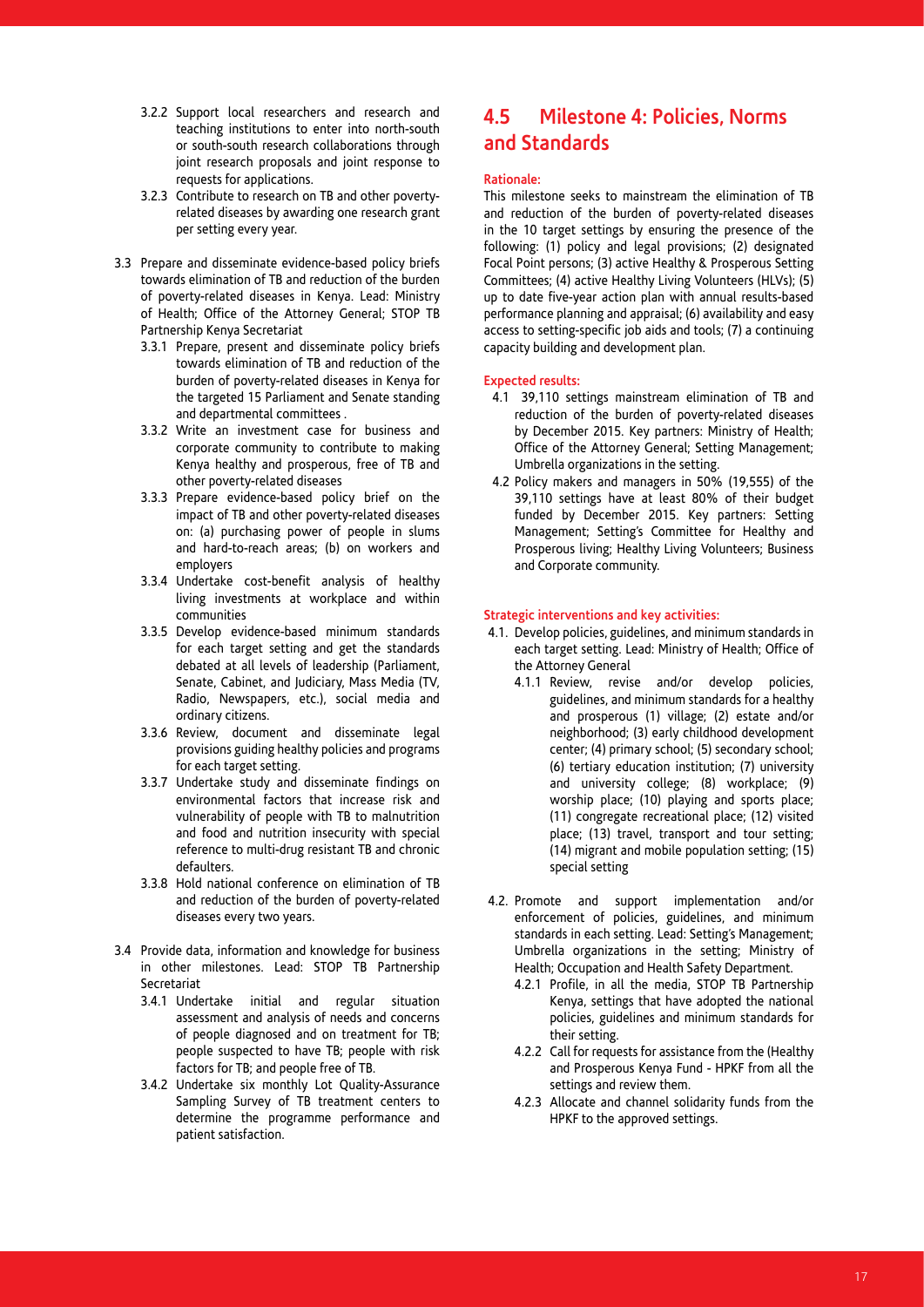- 3.2.2 Support local researchers and research and teaching institutions to enter into north-south or south-south research collaborations through joint research proposals and joint response to requests for applications.
- 3.2.3 Contribute to research on TB and other poverty-related diseases by awarding one research grant per setting every year.

3.3 Prepare and disseminate evidence-based policy briefs towards elimination of TB and reduction of the burden of poverty-related diseases in Kenya. Lead: Ministry of Health; Office of the Attorney General; STOP TB Partnership Kenya Secretariat

- 3.3.1 Prepare, present and disseminate policy briefs towards elimination of TB and reduction of the burden of poverty-related diseases in Kenya for the targeted 15 Parliament and Senate standing and departmental committees .
- 3.3.2 Write an investment case for business and corporate community to contribute to making Kenya healthy and prosperous, free of TB and other poverty-related diseases
- 3.3.3 Prepare evidence-based policy brief on the impact of TB and other poverty-related diseases on: (a) purchasing power of people in slums and hard-to-reach areas; (b) on workers and employers
- 3.3.4 Undertake cost-benefit analysis of healthy living investments at workplace and within communities
- 3.3.5 Develop evidence-based minimum standards for each target setting and get the standards debated at all levels of leadership (Parliament, Senate, Cabinet, and Judiciary, Mass Media (TV, Radio, Newspapers, etc.), social media and ordinary citizens.
- 3.3.6 Review, document and disseminate legal provisions guiding healthy policies and programs for each target setting.
- 3.3.7 Undertake study and disseminate findings on environmental factors that increase risk and vulnerability of people with TB to malnutrition and food and nutrition insecurity with special reference to multi-drug resistant TB and chronic defaulters.
- 3.3.8 Hold national conference on elimination of TB and reduction of the burden of poverty-related diseases every two years.

3.4 Provide data, information and knowledge for business in other milestones. Lead: STOP TB Partnership Secretariat

- 3.4.1 Undertake initial and regular situation assessment and analysis of needs and concerns of people diagnosed and on treatment for TB; people suspected to have TB; people with risk factors for TB; and people free of TB.
- 3.4.2 Undertake six monthly Lot Quality-Assurance Sampling Survey of TB treatment centers to determine the programme performance and patient satisfaction.

## 4.5 Milestone 4: Policies, Norms and Standards

**Rationale:**

This milestone seeks to mainstream the elimination of TB and reduction of the burden of poverty-related diseases in the 10 target settings by ensuring the presence of the following: (1) policy and legal provisions; (2) designated Focal Point persons; (3) active Healthy & Prosperous Setting Committees; (4) active Healthy Living Volunteers (HLVs); (5) up to date five-year action plan with annual results-based performance planning and appraisal; (6) availability and easy access to setting-specific job aids and tools; (7) a continuing capacity building and development plan.

**Expected results:**

4.1 39,110 settings mainstream elimination of TB and reduction of the burden of poverty-related diseases by December 2015. Key partners: Ministry of Health; Office of the Attorney General; Setting Management; Umbrella organizations in the setting.

4.2 Policy makers and managers in 50% (19,555) of the 39,110 settings have at least 80% of their budget funded by December 2015. Key partners: Setting Management; Setting's Committee for Healthy and Prosperous living; Healthy Living Volunteers; Business and Corporate community.

**Strategic interventions and key activities:**

4.1. Develop policies, guidelines, and minimum standards in each target setting. Lead: Ministry of Health; Office of the Attorney General

- 4.1.1 Review, revise and/or develop policies, guidelines, and minimum standards for a healthy and prosperous (1) village; (2) estate and/or neighborhood; (3) early childhood development center; (4) primary school; (5) secondary school; (6) tertiary education institution; (7) university and university college; (8) workplace; (9) worship place; (10) playing and sports place; (11) congregate recreational place; (12) visited place; (13) travel, transport and tour setting; (14) migrant and mobile population setting; (15) special setting

4.2. Promote and support implementation and/or enforcement of policies, guidelines, and minimum standards in each setting. Lead: Setting's Management; Umbrella organizations in the setting; Ministry of Health; Occupation and Health Safety Department.

- 4.2.1 Profile, in all the media, STOP TB Partnership Kenya, settings that have adopted the national policies, guidelines and minimum standards for their setting.
- 4.2.2 Call for requests for assistance from the (Healthy and Prosperous Kenya Fund - HPKF from all the settings and review them.
- 4.2.3 Allocate and channel solidarity funds from the HPKF to the approved settings.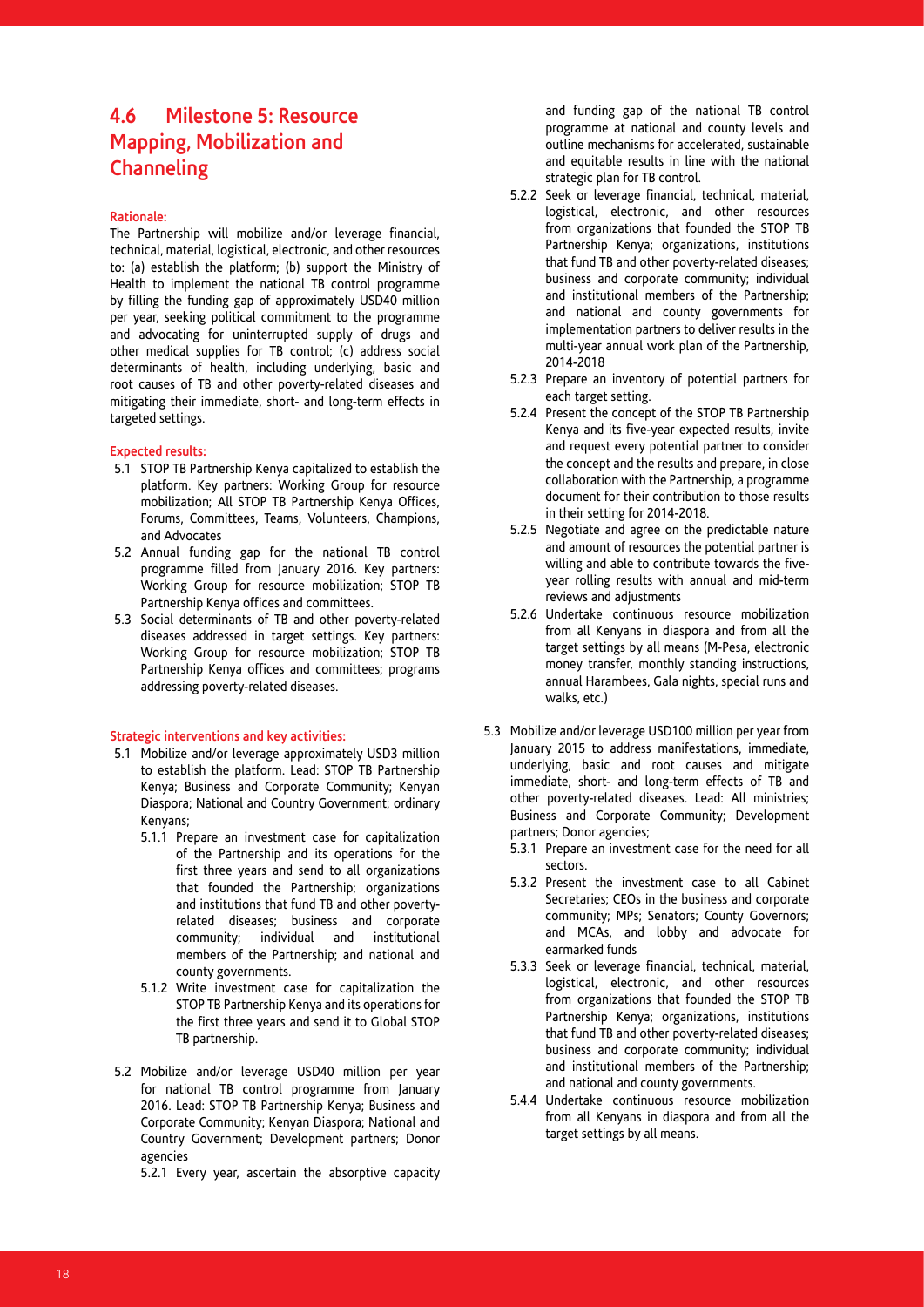## 4.6 Milestone 5: Resource Mapping, Mobilization and Channeling

**Rationale:**

The Partnership will mobilize and/or leverage financial, technical, material, logistical, electronic, and other resources to: (a) establish the platform; (b) support the Ministry of Health to implement the national TB control programme by filling the funding gap of approximately USD40 million per year, seeking political commitment to the programme and advocating for uninterrupted supply of drugs and other medical supplies for TB control; (c) address social determinants of health, including underlying, basic and root causes of TB and other poverty-related diseases and mitigating their immediate, short- and long-term effects in targeted settings.

**Expected results:**

- 5.1 STOP TB Partnership Kenya capitalized to establish the platform. Key partners: Working Group for resource mobilization; All STOP TB Partnership Kenya Offices, Forums, Committees, Teams, Volunteers, Champions, and Advocates
- 5.2 Annual funding gap for the national TB control programme filled from January 2016. Key partners: Working Group for resource mobilization; STOP TB Partnership Kenya offices and committees.
- 5.3 Social determinants of TB and other poverty-related diseases addressed in target settings. Key partners: Working Group for resource mobilization; STOP TB Partnership Kenya offices and committees; programs addressing poverty-related diseases.

**Strategic interventions and key activities:**

- 5.1 Mobilize and/or leverage approximately USD3 million to establish the platform. Lead: STOP TB Partnership Kenya; Business and Corporate Community; Kenyan Diaspora; National and Country Government; ordinary Kenyans;
  - 5.1.1 Prepare an investment case for capitalization of the Partnership and its operations for the first three years and send to all organizations that founded the Partnership; organizations and institutions that fund TB and other poverty-related diseases; business and corporate community; individual and institutional members of the Partnership; and national and county governments.
  - 5.1.2 Write investment case for capitalization the STOP TB Partnership Kenya and its operations for the first three years and send it to Global STOP TB partnership.
- 5.2 Mobilize and/or leverage USD40 million per year for national TB control programme from January 2016. Lead: STOP TB Partnership Kenya; Business and Corporate Community; Kenyan Diaspora; National and Country Government; Development partners; Donor agencies
  - 5.2.1 Every year, ascertain the absorptive capacity and funding gap of the national TB control programme at national and county levels and outline mechanisms for accelerated, sustainable and equitable results in line with the national strategic plan for TB control.
  - 5.2.2 Seek or leverage financial, technical, material, logistical, electronic, and other resources from organizations that founded the STOP TB Partnership Kenya; organizations, institutions that fund TB and other poverty-related diseases; business and corporate community; individual and institutional members of the Partnership; and national and county governments for implementation partners to deliver results in the multi-year annual work plan of the Partnership, 2014-2018
  - 5.2.3 Prepare an inventory of potential partners for each target setting.
  - 5.2.4 Present the concept of the STOP TB Partnership Kenya and its five-year expected results, invite and request every potential partner to consider the concept and the results and prepare, in close collaboration with the Partnership, a programme document for their contribution to those results in their setting for 2014-2018.
  - 5.2.5 Negotiate and agree on the predictable nature and amount of resources the potential partner is willing and able to contribute towards the five-year rolling results with annual and mid-term reviews and adjustments
  - 5.2.6 Undertake continuous resource mobilization from all Kenyans in diaspora and from all the target settings by all means (M-Pesa, electronic money transfer, monthly standing instructions, annual Harambees, Gala nights, special runs and walks, etc.)
- 5.3 Mobilize and/or leverage USD100 million per year from January 2015 to address manifestations, immediate, underlying, basic and root causes and mitigate immediate, short- and long-term effects of TB and other poverty-related diseases. Lead: All ministries; Business and Corporate Community; Development partners; Donor agencies;
  - 5.3.1 Prepare an investment case for the need for all sectors.
  - 5.3.2 Present the investment case to all Cabinet Secretaries; CEOs in the business and corporate community; MPs; Senators; County Governors; and MCAs, and lobby and advocate for earmarked funds
  - 5.3.3 Seek or leverage financial, technical, material, logistical, electronic, and other resources from organizations that founded the STOP TB Partnership Kenya; organizations, institutions that fund TB and other poverty-related diseases; business and corporate community; individual and institutional members of the Partnership; and national and county governments.
  - 5.4.4 Undertake continuous resource mobilization from all Kenyans in diaspora and from all the target settings by all means.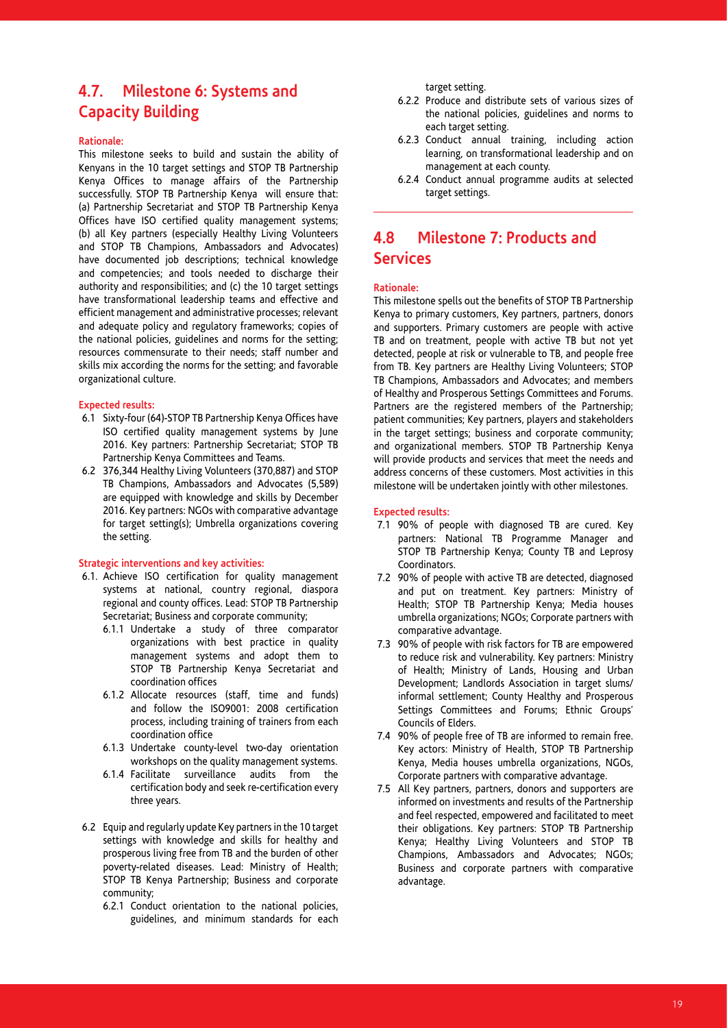## 4.7. Milestone 6: Systems and Capacity Building

**Rationale:**

This milestone seeks to build and sustain the ability of Kenyans in the 10 target settings and STOP TB Partnership Kenya Offices to manage affairs of the Partnership successfully. STOP TB Partnership Kenya will ensure that: (a) Partnership Secretariat and STOP TB Partnership Kenya Offices have ISO certified quality management systems; (b) all Key partners (especially Healthy Living Volunteers and STOP TB Champions, Ambassadors and Advocates) have documented job descriptions; technical knowledge and competencies; and tools needed to discharge their authority and responsibilities; and (c) the 10 target settings have transformational leadership teams and effective and efficient management and administrative processes; relevant and adequate policy and regulatory frameworks; copies of the national policies, guidelines and norms for the setting; resources commensurate to their needs; staff number and skills mix according the norms for the setting; and favorable organizational culture.

**Expected results:**

6.1 Sixty-four (64)-STOP TB Partnership Kenya Offices have ISO certified quality management systems by June 2016. Key partners: Partnership Secretariat; STOP TB Partnership Kenya Committees and Teams.

6.2 376,344 Healthy Living Volunteers (370,887) and STOP TB Champions, Ambassadors and Advocates (5,589) are equipped with knowledge and skills by December 2016. Key partners: NGOs with comparative advantage for target setting(s); Umbrella organizations covering the setting.

**Strategic interventions and key activities:**

6.1. Achieve ISO certification for quality management systems at national, country regional, diaspora regional and county offices. Lead: STOP TB Partnership Secretariat; Business and corporate community;
  - 6.1.1 Undertake a study of three comparator organizations with best practice in quality management systems and adopt them to STOP TB Partnership Kenya Secretariat and coordination offices
  - 6.1.2 Allocate resources (staff, time and funds) and follow the ISO9001: 2008 certification process, including training of trainers from each coordination office
  - 6.1.3 Undertake county-level two-day orientation workshops on the quality management systems.
  - 6.1.4 Facilitate surveillance audits from the certification body and seek re-certification every three years.

6.2 Equip and regularly update Key partners in the 10 target settings with knowledge and skills for healthy and prosperous living free from TB and the burden of other poverty-related diseases. Lead: Ministry of Health; STOP TB Kenya Partnership; Business and corporate community;
  - 6.2.1 Conduct orientation to the national policies, guidelines, and minimum standards for each target setting.
  - 6.2.2 Produce and distribute sets of various sizes of the national policies, guidelines and norms to each target setting.
  - 6.2.3 Conduct annual training, including action learning, on transformational leadership and on management at each county.
  - 6.2.4 Conduct annual programme audits at selected target settings.

## 4.8 Milestone 7: Products and Services

**Rationale:**

This milestone spells out the benefits of STOP TB Partnership Kenya to primary customers, Key partners, partners, donors and supporters. Primary customers are people with active TB and on treatment, people with active TB but not yet detected, people at risk or vulnerable to TB, and people free from TB. Key partners are Healthy Living Volunteers; STOP TB Champions, Ambassadors and Advocates; and members of Healthy and Prosperous Settings Committees and Forums. Partners are the registered members of the Partnership; patient communities; Key partners, players and stakeholders in the target settings; business and corporate community; and organizational members. STOP TB Partnership Kenya will provide products and services that meet the needs and address concerns of these customers. Most activities in this milestone will be undertaken jointly with other milestones.

**Expected results:**

7.1 90% of people with diagnosed TB are cured. Key partners: National TB Programme Manager and STOP TB Partnership Kenya; County TB and Leprosy Coordinators.

7.2 90% of people with active TB are detected, diagnosed and put on treatment. Key partners: Ministry of Health; STOP TB Partnership Kenya; Media houses umbrella organizations; NGOs; Corporate partners with comparative advantage.

7.3 90% of people with risk factors for TB are empowered to reduce risk and vulnerability. Key partners: Ministry of Health; Ministry of Lands, Housing and Urban Development; Landlords Association in target slums/ informal settlement; County Healthy and Prosperous Settings Committees and Forums; Ethnic Groups' Councils of Elders.

7.4 90% of people free of TB are informed to remain free. Key actors: Ministry of Health, STOP TB Partnership Kenya, Media houses umbrella organizations, NGOs, Corporate partners with comparative advantage.

7.5 All Key partners, partners, donors and supporters are informed on investments and results of the Partnership and feel respected, empowered and facilitated to meet their obligations. Key partners: STOP TB Partnership Kenya; Healthy Living Volunteers and STOP TB Champions, Ambassadors and Advocates; NGOs; Business and corporate partners with comparative advantage.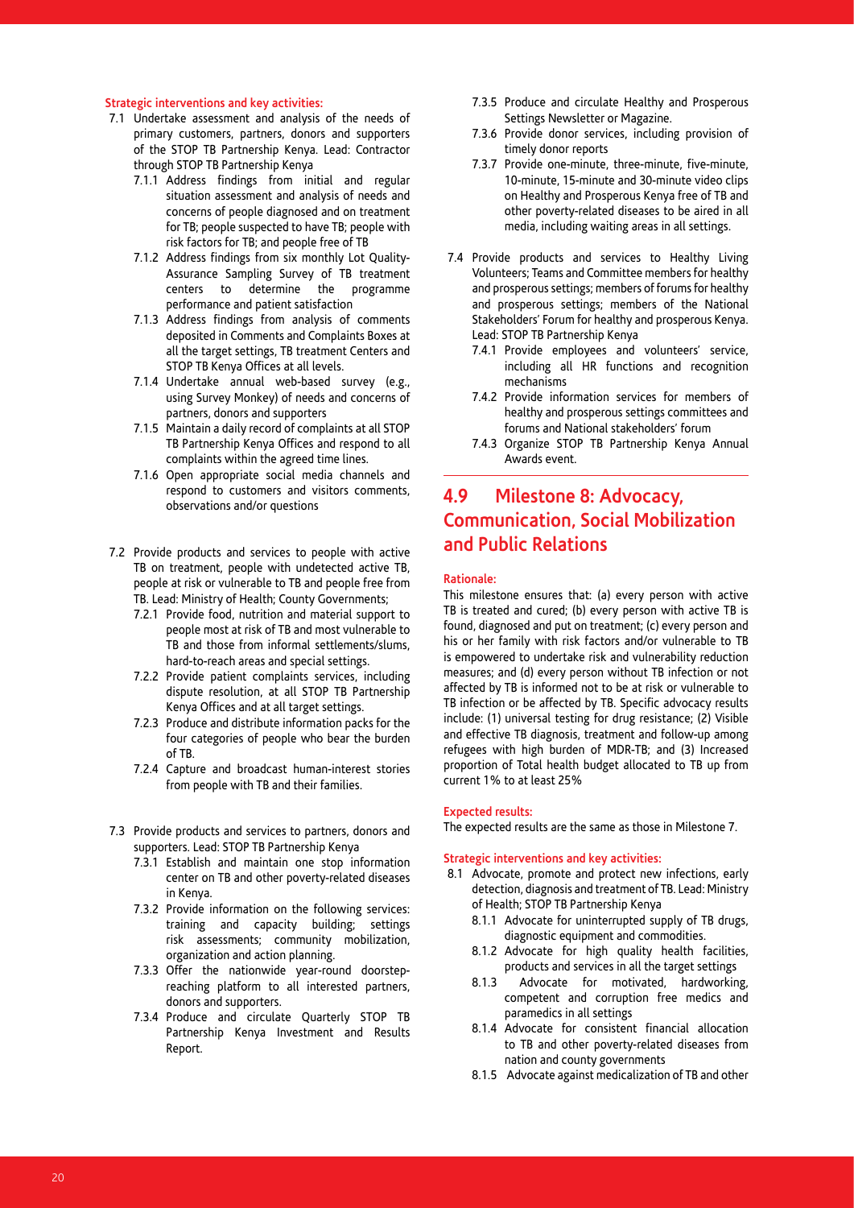**Strategic interventions and key activities:**

- 7.1 Undertake assessment and analysis of the needs of primary customers, partners, donors and supporters of the STOP TB Partnership Kenya. Lead: Contractor through STOP TB Partnership Kenya
  - 7.1.1 Address findings from initial and regular situation assessment and analysis of needs and concerns of people diagnosed and on treatment for TB; people suspected to have TB; people with risk factors for TB; and people free of TB
  - 7.1.2 Address findings from six monthly Lot Quality-Assurance Sampling Survey of TB treatment centers to determine the programme performance and patient satisfaction
  - 7.1.3 Address findings from analysis of comments deposited in Comments and Complaints Boxes at all the target settings, TB treatment Centers and STOP TB Kenya Offices at all levels.
  - 7.1.4 Undertake annual web-based survey (e.g., using Survey Monkey) of needs and concerns of partners, donors and supporters
  - 7.1.5 Maintain a daily record of complaints at all STOP TB Partnership Kenya Offices and respond to all complaints within the agreed time lines.
  - 7.1.6 Open appropriate social media channels and respond to customers and visitors comments, observations and/or questions
- 7.2 Provide products and services to people with active TB on treatment, people with undetected active TB, people at risk or vulnerable to TB and people free from TB. Lead: Ministry of Health; County Governments;
  - 7.2.1 Provide food, nutrition and material support to people most at risk of TB and most vulnerable to TB and those from informal settlements/slums, hard-to-reach areas and special settings.
  - 7.2.2 Provide patient complaints services, including dispute resolution, at all STOP TB Partnership Kenya Offices and at all target settings.
  - 7.2.3 Produce and distribute information packs for the four categories of people who bear the burden of TB.
  - 7.2.4 Capture and broadcast human-interest stories from people with TB and their families.
- 7.3 Provide products and services to partners, donors and supporters. Lead: STOP TB Partnership Kenya
  - 7.3.1 Establish and maintain one stop information center on TB and other poverty-related diseases in Kenya.
  - 7.3.2 Provide information on the following services: training and capacity building; settings risk assessments; community mobilization, organization and action planning.
  - 7.3.3 Offer the nationwide year-round doorstep-reaching platform to all interested partners, donors and supporters.
  - 7.3.4 Produce and circulate Quarterly STOP TB Partnership Kenya Investment and Results Report.
  - 7.3.5 Produce and circulate Healthy and Prosperous Settings Newsletter or Magazine.
  - 7.3.6 Provide donor services, including provision of timely donor reports
  - 7.3.7 Provide one-minute, three-minute, five-minute, 10-minute, 15-minute and 30-minute video clips on Healthy and Prosperous Kenya free of TB and other poverty-related diseases to be aired in all media, including waiting areas in all settings.
- 7.4 Provide products and services to Healthy Living Volunteers; Teams and Committee members for healthy and prosperous settings; members of forums for healthy and prosperous settings; members of the National Stakeholders' Forum for healthy and prosperous Kenya. Lead: STOP TB Partnership Kenya
  - 7.4.1 Provide employees and volunteers' service, including all HR functions and recognition mechanisms
  - 7.4.2 Provide information services for members of healthy and prosperous settings committees and forums and National stakeholders' forum
  - 7.4.3 Organize STOP TB Partnership Kenya Annual Awards event.

## 4.9 Milestone 8: Advocacy, Communication, Social Mobilization and Public Relations

**Rationale:**

This milestone ensures that: (a) every person with active TB is treated and cured; (b) every person with active TB is found, diagnosed and put on treatment; (c) every person and his or her family with risk factors and/or vulnerable to TB is empowered to undertake risk and vulnerability reduction measures; and (d) every person without TB infection or not affected by TB is informed not to be at risk or vulnerable to TB infection or be affected by TB. Specific advocacy results include: (1) universal testing for drug resistance; (2) Visible and effective TB diagnosis, treatment and follow-up among refugees with high burden of MDR-TB; and (3) Increased proportion of Total health budget allocated to TB up from current 1% to at least 25%

**Expected results:**

The expected results are the same as those in Milestone 7.

**Strategic interventions and key activities:**

- 8.1 Advocate, promote and protect new infections, early detection, diagnosis and treatment of TB. Lead: Ministry of Health; STOP TB Partnership Kenya
  - 8.1.1 Advocate for uninterrupted supply of TB drugs, diagnostic equipment and commodities.
  - 8.1.2 Advocate for high quality health facilities, products and services in all the target settings
  - 8.1.3 Advocate for motivated, hardworking, competent and corruption free medics and paramedics in all settings
  - 8.1.4 Advocate for consistent financial allocation to TB and other poverty-related diseases from nation and county governments
  - 8.1.5 Advocate against medicalization of TB and other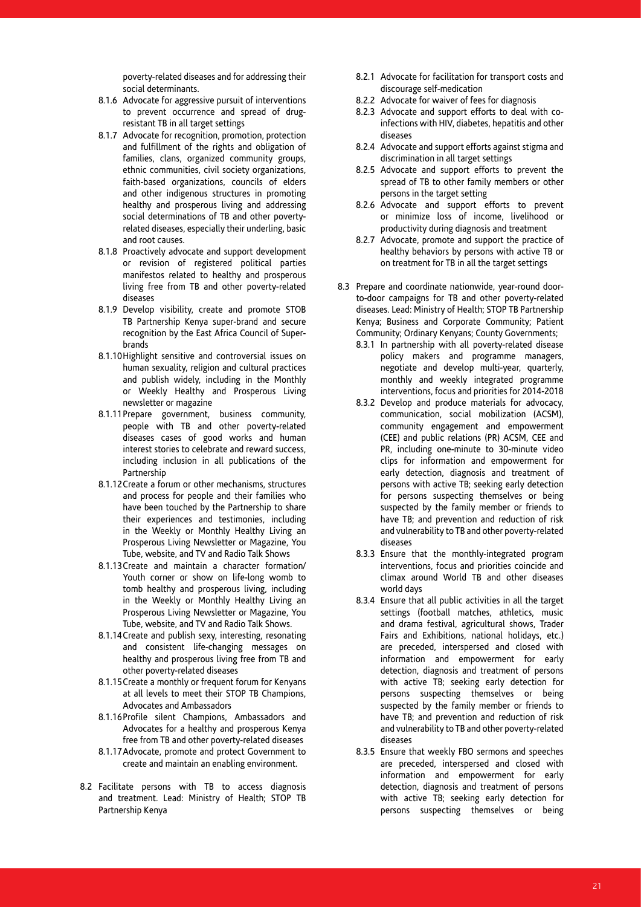poverty-related diseases and for addressing their social determinants.

- 8.1.6 Advocate for aggressive pursuit of interventions to prevent occurrence and spread of drug-resistant TB in all target settings
- 8.1.7 Advocate for recognition, promotion, protection and fulfillment of the rights and obligation of families, clans, organized community groups, ethnic communities, civil society organizations, faith-based organizations, councils of elders and other indigenous structures in promoting healthy and prosperous living and addressing social determinations of TB and other poverty-related diseases, especially their underling, basic and root causes.
- 8.1.8 Proactively advocate and support development or revision of registered political parties manifestos related to healthy and prosperous living free from TB and other poverty-related diseases
- 8.1.9 Develop visibility, create and promote STOB TB Partnership Kenya super-brand and secure recognition by the East Africa Council of Super-brands
- 8.1.10 Highlight sensitive and controversial issues on human sexuality, religion and cultural practices and publish widely, including in the Monthly or Weekly Healthy and Prosperous Living newsletter or magazine
- 8.1.11 Prepare government, business community, people with TB and other poverty-related diseases cases of good works and human interest stories to celebrate and reward success, including inclusion in all publications of the Partnership
- 8.1.12 Create a forum or other mechanisms, structures and process for people and their families who have been touched by the Partnership to share their experiences and testimonies, including in the Weekly or Monthly Healthy Living an Prosperous Living Newsletter or Magazine, You Tube, website, and TV and Radio Talk Shows
- 8.1.13 Create and maintain a character formation/ Youth corner or show on life-long womb to tomb healthy and prosperous living, including in the Weekly or Monthly Healthy Living an Prosperous Living Newsletter or Magazine, You Tube, website, and TV and Radio Talk Shows.
- 8.1.14 Create and publish sexy, interesting, resonating and consistent life-changing messages on healthy and prosperous living free from TB and other poverty-related diseases
- 8.1.15 Create a monthly or frequent forum for Kenyans at all levels to meet their STOP TB Champions, Advocates and Ambassadors
- 8.1.16 Profile silent Champions, Ambassadors and Advocates for a healthy and prosperous Kenya free from TB and other poverty-related diseases
- 8.1.17 Advocate, promote and protect Government to create and maintain an enabling environment.

8.2 Facilitate persons with TB to access diagnosis and treatment. Lead: Ministry of Health; STOP TB Partnership Kenya

- 8.2.1 Advocate for facilitation for transport costs and discourage self-medication
- 8.2.2 Advocate for waiver of fees for diagnosis
- 8.2.3 Advocate and support efforts to deal with co-infections with HIV, diabetes, hepatitis and other diseases
- 8.2.4 Advocate and support efforts against stigma and discrimination in all target settings
- 8.2.5 Advocate and support efforts to prevent the spread of TB to other family members or other persons in the target setting
- 8.2.6 Advocate and support efforts to prevent or minimize loss of income, livelihood or productivity during diagnosis and treatment
- 8.2.7 Advocate, promote and support the practice of healthy behaviors by persons with active TB or on treatment for TB in all the target settings

8.3 Prepare and coordinate nationwide, year-round door-to-door campaigns for TB and other poverty-related diseases. Lead: Ministry of Health; STOP TB Partnership Kenya; Business and Corporate Community; Patient Community; Ordinary Kenyans; County Governments;

- 8.3.1 In partnership with all poverty-related disease policy makers and programme managers, negotiate and develop multi-year, quarterly, monthly and weekly integrated programme interventions, focus and priorities for 2014-2018
- 8.3.2 Develop and produce materials for advocacy, communication, social mobilization (ACSM), community engagement and empowerment (CEE) and public relations (PR) ACSM, CEE and PR, including one-minute to 30-minute video clips for information and empowerment for early detection, diagnosis and treatment of persons with active TB; seeking early detection for persons suspecting themselves or being suspected by the family member or friends to have TB; and prevention and reduction of risk and vulnerability to TB and other poverty-related diseases
- 8.3.3 Ensure that the monthly-integrated program interventions, focus and priorities coincide and climax around World TB and other diseases world days
- 8.3.4 Ensure that all public activities in all the target settings (football matches, athletics, music and drama festival, agricultural shows, Trader Fairs and Exhibitions, national holidays, etc.) are preceded, interspersed and closed with information and empowerment for early detection, diagnosis and treatment of persons with active TB; seeking early detection for persons suspecting themselves or being suspected by the family member or friends to have TB; and prevention and reduction of risk and vulnerability to TB and other poverty-related diseases
- 8.3.5 Ensure that weekly FBO sermons and speeches are preceded, interspersed and closed with information and empowerment for early detection, diagnosis and treatment of persons with active TB; seeking early detection for persons suspecting themselves or being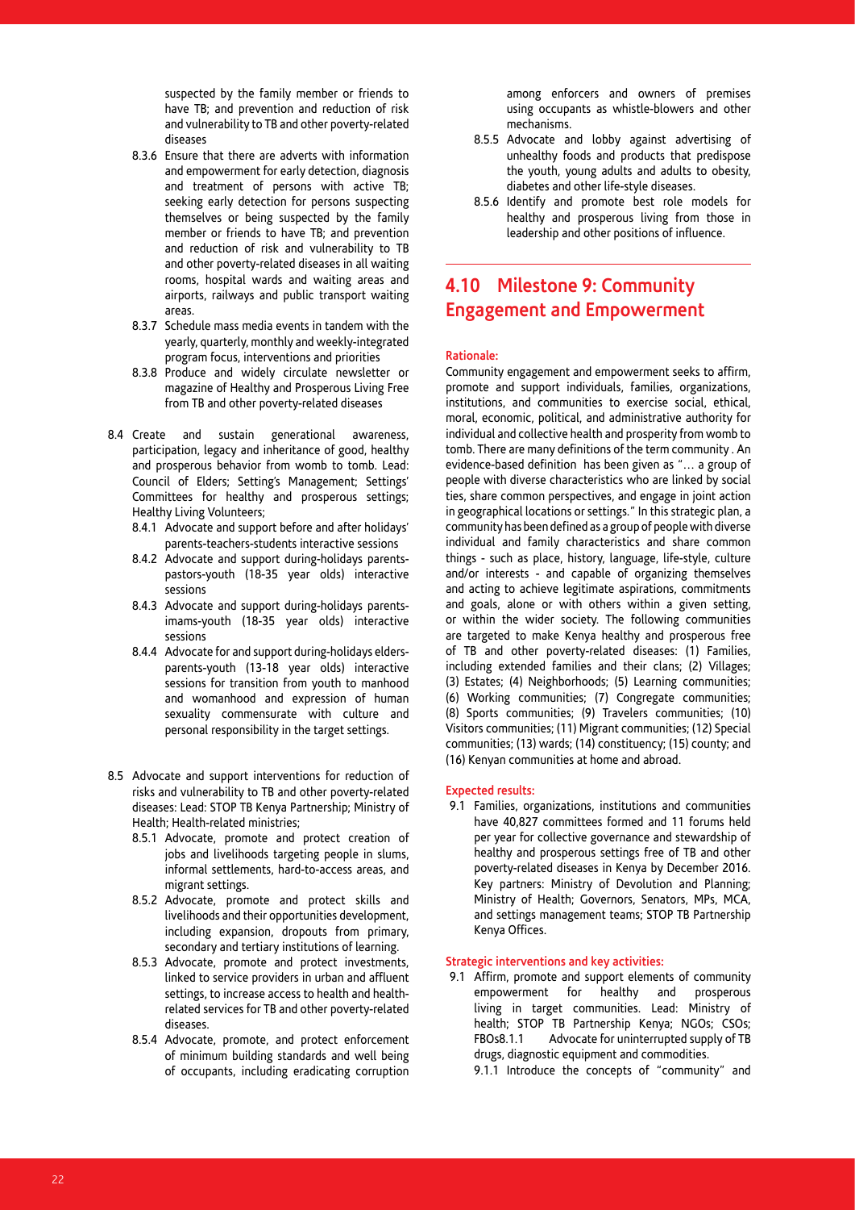suspected by the family member or friends to have TB; and prevention and reduction of risk and vulnerability to TB and other poverty-related diseases

- 8.3.6 Ensure that there are adverts with information and empowerment for early detection, diagnosis and treatment of persons with active TB; seeking early detection for persons suspecting themselves or being suspected by the family member or friends to have TB; and prevention and reduction of risk and vulnerability to TB and other poverty-related diseases in all waiting rooms, hospital wards and waiting areas and airports, railways and public transport waiting areas.
- 8.3.7 Schedule mass media events in tandem with the yearly, quarterly, monthly and weekly-integrated program focus, interventions and priorities
- 8.3.8 Produce and widely circulate newsletter or magazine of Healthy and Prosperous Living Free from TB and other poverty-related diseases

8.4 Create and sustain generational awareness, participation, legacy and inheritance of good, healthy and prosperous behavior from womb to tomb. Lead: Council of Elders; Setting's Management; Settings' Committees for healthy and prosperous settings; Healthy Living Volunteers;

- 8.4.1 Advocate and support before and after holidays' parents-teachers-students interactive sessions
- 8.4.2 Advocate and support during-holidays parents-pastors-youth (18-35 year olds) interactive sessions
- 8.4.3 Advocate and support during-holidays parents-imams-youth (18-35 year olds) interactive sessions
- 8.4.4 Advocate for and support during-holidays elders-parents-youth (13-18 year olds) interactive sessions for transition from youth to manhood and womanhood and expression of human sexuality commensurate with culture and personal responsibility in the target settings.

8.5 Advocate and support interventions for reduction of risks and vulnerability to TB and other poverty-related diseases: Lead: STOP TB Kenya Partnership; Ministry of Health; Health-related ministries;

- 8.5.1 Advocate, promote and protect creation of jobs and livelihoods targeting people in slums, informal settlements, hard-to-access areas, and migrant settings.
- 8.5.2 Advocate, promote and protect skills and livelihoods and their opportunities development, including expansion, dropouts from primary, secondary and tertiary institutions of learning.
- 8.5.3 Advocate, promote and protect investments, linked to service providers in urban and affluent settings, to increase access to health and health-related services for TB and other poverty-related diseases.
- 8.5.4 Advocate, promote, and protect enforcement of minimum building standards and well being of occupants, including eradicating corruption among enforcers and owners of premises using occupants as whistle-blowers and other mechanisms.
- 8.5.5 Advocate and lobby against advertising of unhealthy foods and products that predispose the youth, young adults and adults to obesity, diabetes and other life-style diseases.
- 8.5.6 Identify and promote best role models for healthy and prosperous living from those in leadership and other positions of influence.

## 4.10 Milestone 9: Community Engagement and Empowerment

**Rationale:**

Community engagement and empowerment seeks to affirm, promote and support individuals, families, organizations, institutions, and communities to exercise social, ethical, moral, economic, political, and administrative authority for individual and collective health and prosperity from womb to tomb. There are many definitions of the term community . An evidence-based definition has been given as "… a group of people with diverse characteristics who are linked by social ties, share common perspectives, and engage in joint action in geographical locations or settings." In this strategic plan, a community has been defined as a group of people with diverse individual and family characteristics and share common things - such as place, history, language, life-style, culture and/or interests - and capable of organizing themselves and acting to achieve legitimate aspirations, commitments and goals, alone or with others within a given setting, or within the wider society. The following communities are targeted to make Kenya healthy and prosperous free of TB and other poverty-related diseases: (1) Families, including extended families and their clans; (2) Villages; (3) Estates; (4) Neighborhoods; (5) Learning communities; (6) Working communities; (7) Congregate communities; (8) Sports communities; (9) Travelers communities; (10) Visitors communities; (11) Migrant communities; (12) Special communities; (13) wards; (14) constituency; (15) county; and (16) Kenyan communities at home and abroad.

**Expected results:**

9.1 Families, organizations, institutions and communities have 40,827 committees formed and 11 forums held per year for collective governance and stewardship of healthy and prosperous settings free of TB and other poverty-related diseases in Kenya by December 2016. Key partners: Ministry of Devolution and Planning; Ministry of Health; Governors, Senators, MPs, MCA, and settings management teams; STOP TB Partnership Kenya Offices.

**Strategic interventions and key activities:**

9.1 Affirm, promote and support elements of community empowerment for healthy and prosperous living in target communities. Lead: Ministry of health; STOP TB Partnership Kenya; NGOs; CSOs; FBOs8.1.1 Advocate for uninterrupted supply of TB drugs, diagnostic equipment and commodities.

- 9.1.1 Introduce the concepts of "community" and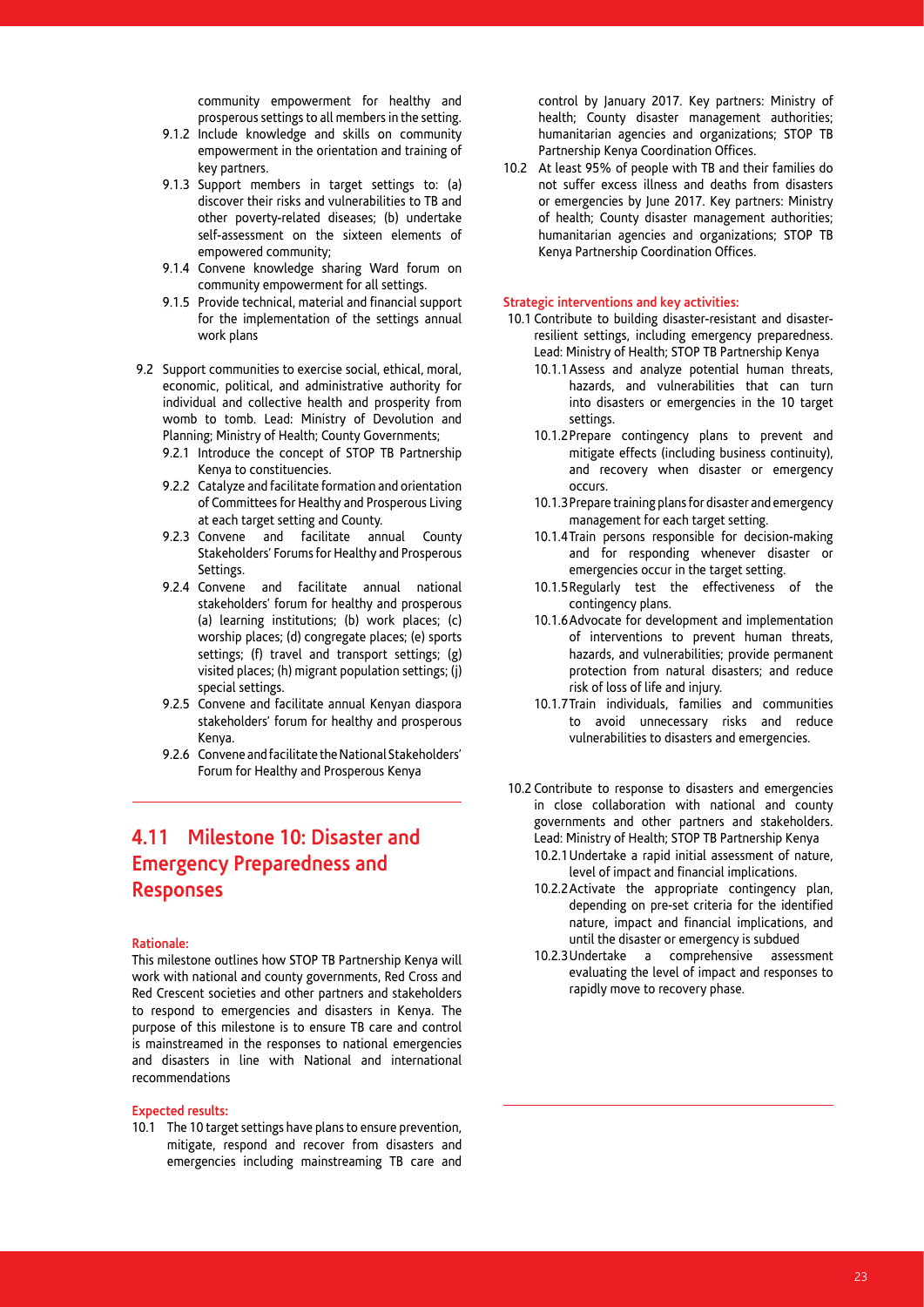community empowerment for healthy and prosperous settings to all members in the setting.

- 9.1.2 Include knowledge and skills on community empowerment in the orientation and training of key partners.
- 9.1.3 Support members in target settings to: (a) discover their risks and vulnerabilities to TB and other poverty-related diseases; (b) undertake self-assessment on the sixteen elements of empowered community;
- 9.1.4 Convene knowledge sharing Ward forum on community empowerment for all settings.
- 9.1.5 Provide technical, material and financial support for the implementation of the settings annual work plans

9.2 Support communities to exercise social, ethical, moral, economic, political, and administrative authority for individual and collective health and prosperity from womb to tomb. Lead: Ministry of Devolution and Planning; Ministry of Health; County Governments;

- 9.2.1 Introduce the concept of STOP TB Partnership Kenya to constituencies.
- 9.2.2 Catalyze and facilitate formation and orientation of Committees for Healthy and Prosperous Living at each target setting and County.
- 9.2.3 Convene and facilitate annual County Stakeholders' Forums for Healthy and Prosperous Settings.
- 9.2.4 Convene and facilitate annual national stakeholders' forum for healthy and prosperous (a) learning institutions; (b) work places; (c) worship places; (d) congregate places; (e) sports settings; (f) travel and transport settings; (g) visited places; (h) migrant population settings; (j) special settings.
- 9.2.5 Convene and facilitate annual Kenyan diaspora stakeholders' forum for healthy and prosperous Kenya.
- 9.2.6 Convene and facilitate the National Stakeholders' Forum for Healthy and Prosperous Kenya

## 4.11 Milestone 10: Disaster and Emergency Preparedness and Responses

**Rationale:**

This milestone outlines how STOP TB Partnership Kenya will work with national and county governments, Red Cross and Red Crescent societies and other partners and stakeholders to respond to emergencies and disasters in Kenya. The purpose of this milestone is to ensure TB care and control is mainstreamed in the responses to national emergencies and disasters in line with National and international recommendations

**Expected results:**

10.1 The 10 target settings have plans to ensure prevention, mitigate, respond and recover from disasters and emergencies including mainstreaming TB care and control by January 2017. Key partners: Ministry of health; County disaster management authorities; humanitarian agencies and organizations; STOP TB Partnership Kenya Coordination Offices.

10.2 At least 95% of people with TB and their families do not suffer excess illness and deaths from disasters or emergencies by June 2017. Key partners: Ministry of health; County disaster management authorities; humanitarian agencies and organizations; STOP TB Kenya Partnership Coordination Offices.

**Strategic interventions and key activities:**

10.1 Contribute to building disaster-resistant and disaster-resilient settings, including emergency preparedness. Lead: Ministry of Health; STOP TB Partnership Kenya

- 10.1.1 Assess and analyze potential human threats, hazards, and vulnerabilities that can turn into disasters or emergencies in the 10 target settings.
- 10.1.2 Prepare contingency plans to prevent and mitigate effects (including business continuity), and recovery when disaster or emergency occurs.
- 10.1.3 Prepare training plans for disaster and emergency management for each target setting.
- 10.1.4 Train persons responsible for decision-making and for responding whenever disaster or emergencies occur in the target setting.
- 10.1.5 Regularly test the effectiveness of the contingency plans.
- 10.1.6 Advocate for development and implementation of interventions to prevent human threats, hazards, and vulnerabilities; provide permanent protection from natural disasters; and reduce risk of loss of life and injury.
- 10.1.7 Train individuals, families and communities to avoid unnecessary risks and reduce vulnerabilities to disasters and emergencies.

10.2 Contribute to response to disasters and emergencies in close collaboration with national and county governments and other partners and stakeholders. Lead: Ministry of Health; STOP TB Partnership Kenya

- 10.2.1 Undertake a rapid initial assessment of nature, level of impact and financial implications.
- 10.2.2 Activate the appropriate contingency plan, depending on pre-set criteria for the identified nature, impact and financial implications, and until the disaster or emergency is subdued
- 10.2.3 Undertake a comprehensive assessment evaluating the level of impact and responses to rapidly move to recovery phase.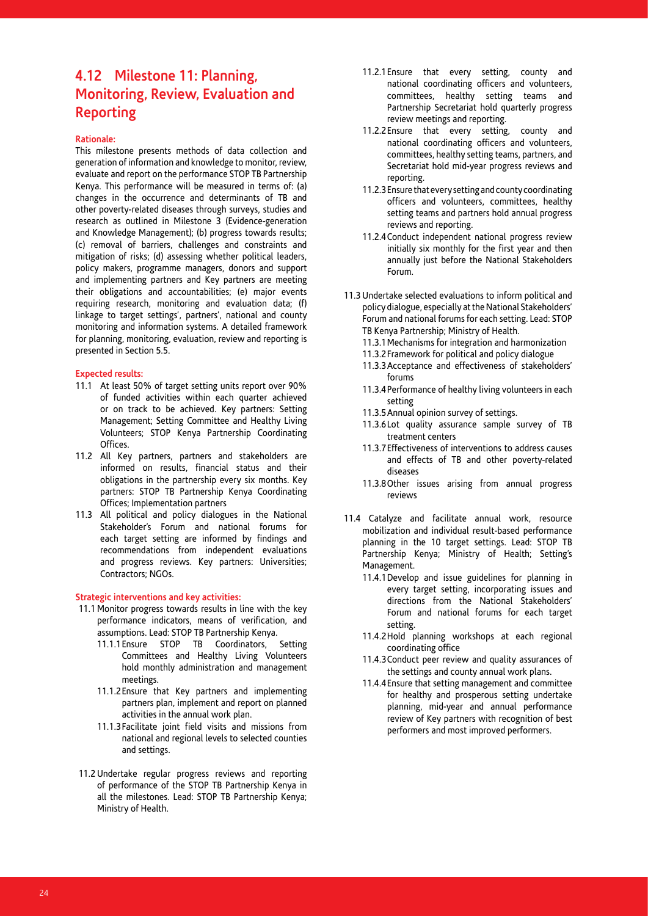## 4.12 Milestone 11: Planning, Monitoring, Review, Evaluation and Reporting

**Rationale:**

This milestone presents methods of data collection and generation of information and knowledge to monitor, review, evaluate and report on the performance STOP TB Partnership Kenya. This performance will be measured in terms of: (a) changes in the occurrence and determinants of TB and other poverty-related diseases through surveys, studies and research as outlined in Milestone 3 (Evidence-generation and Knowledge Management); (b) progress towards results; (c) removal of barriers, challenges and constraints and mitigation of risks; (d) assessing whether political leaders, policy makers, programme managers, donors and support and implementing partners and Key partners are meeting their obligations and accountabilities; (e) major events requiring research, monitoring and evaluation data; (f) linkage to target settings', partners', national and county monitoring and information systems. A detailed framework for planning, monitoring, evaluation, review and reporting is presented in Section 5.5.

**Expected results:**

- 11.1 At least 50% of target setting units report over 90% of funded activities within each quarter achieved or on track to be achieved. Key partners: Setting Management; Setting Committee and Healthy Living Volunteers; STOP Kenya Partnership Coordinating Offices.
- 11.2 All Key partners, partners and stakeholders are informed on results, financial status and their obligations in the partnership every six months. Key partners: STOP TB Partnership Kenya Coordinating Offices; Implementation partners
- 11.3 All political and policy dialogues in the National Stakeholder's Forum and national forums for each target setting are informed by findings and recommendations from independent evaluations and progress reviews. Key partners: Universities; Contractors; NGOs.

**Strategic interventions and key activities:**

- 11.1 Monitor progress towards results in line with the key performance indicators, means of verification, and assumptions. Lead: STOP TB Partnership Kenya.
  - 11.1.1 Ensure STOP TB Coordinators, Setting Committees and Healthy Living Volunteers hold monthly administration and management meetings.
  - 11.1.2 Ensure that Key partners and implementing partners plan, implement and report on planned activities in the annual work plan.
  - 11.1.3 Facilitate joint field visits and missions from national and regional levels to selected counties and settings.
- 11.2 Undertake regular progress reviews and reporting of performance of the STOP TB Partnership Kenya in all the milestones. Lead: STOP TB Partnership Kenya; Ministry of Health.
  - 11.2.1 Ensure that every setting, county and national coordinating officers and volunteers, committees, healthy setting teams and Partnership Secretariat hold quarterly progress review meetings and reporting.
  - 11.2.2 Ensure that every setting, county and national coordinating officers and volunteers, committees, healthy setting teams, partners, and Secretariat hold mid-year progress reviews and reporting.
  - 11.2.3 Ensure that every setting and county coordinating officers and volunteers, committees, healthy setting teams and partners hold annual progress reviews and reporting.
  - 11.2.4 Conduct independent national progress review initially six monthly for the first year and then annually just before the National Stakeholders Forum.
- 11.3 Undertake selected evaluations to inform political and policy dialogue, especially at the National Stakeholders' Forum and national forums for each setting. Lead: STOP TB Kenya Partnership; Ministry of Health.
  - 11.3.1 Mechanisms for integration and harmonization
  - 11.3.2 Framework for political and policy dialogue
  - 11.3.3 Acceptance and effectiveness of stakeholders' forums
  - 11.3.4 Performance of healthy living volunteers in each setting
  - 11.3.5 Annual opinion survey of settings.
  - 11.3.6 Lot quality assurance sample survey of TB treatment centers
  - 11.3.7 Effectiveness of interventions to address causes and effects of TB and other poverty-related diseases
  - 11.3.8 Other issues arising from annual progress reviews
- 11.4 Catalyze and facilitate annual work, resource mobilization and individual result-based performance planning in the 10 target settings. Lead: STOP TB Partnership Kenya; Ministry of Health; Setting's Management.
  - 11.4.1 Develop and issue guidelines for planning in every target setting, incorporating issues and directions from the National Stakeholders' Forum and national forums for each target setting.
  - 11.4.2 Hold planning workshops at each regional coordinating office
  - 11.4.3 Conduct peer review and quality assurances of the settings and county annual work plans.
  - 11.4.4 Ensure that setting management and committee for healthy and prosperous setting undertake planning, mid-year and annual performance review of Key partners with recognition of best performers and most improved performers.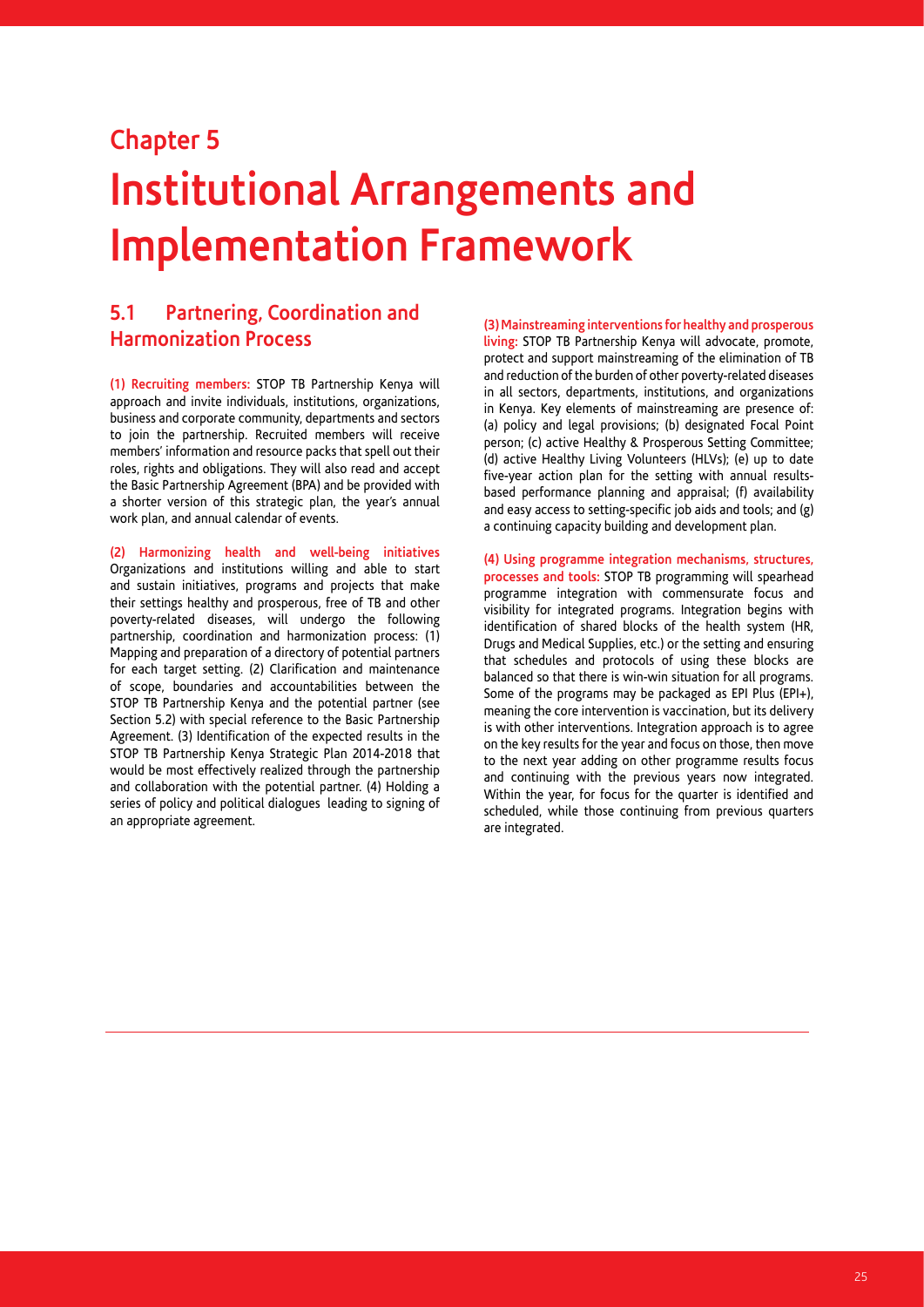## Chapter 5

# Institutional Arrangements and Implementation Framework

## 5.1 Partnering, Coordination and Harmonization Process

**(1) Recruiting members:** STOP TB Partnership Kenya will approach and invite individuals, institutions, organizations, business and corporate community, departments and sectors to join the partnership. Recruited members will receive members' information and resource packs that spell out their roles, rights and obligations. They will also read and accept the Basic Partnership Agreement (BPA) and be provided with a shorter version of this strategic plan, the year's annual work plan, and annual calendar of events.

**(2) Harmonizing health and well-being initiatives** Organizations and institutions willing and able to start and sustain initiatives, programs and projects that make their settings healthy and prosperous, free of TB and other poverty-related diseases, will undergo the following partnership, coordination and harmonization process: (1) Mapping and preparation of a directory of potential partners for each target setting. (2) Clarification and maintenance of scope, boundaries and accountabilities between the STOP TB Partnership Kenya and the potential partner (see Section 5.2) with special reference to the Basic Partnership Agreement. (3) Identification of the expected results in the STOP TB Partnership Kenya Strategic Plan 2014-2018 that would be most effectively realized through the partnership and collaboration with the potential partner. (4) Holding a series of policy and political dialogues leading to signing of an appropriate agreement.

**(3) Mainstreaming interventions for healthy and prosperous living:** STOP TB Partnership Kenya will advocate, promote, protect and support mainstreaming of the elimination of TB and reduction of the burden of other poverty-related diseases in all sectors, departments, institutions, and organizations in Kenya. Key elements of mainstreaming are presence of: (a) policy and legal provisions; (b) designated Focal Point person; (c) active Healthy & Prosperous Setting Committee; (d) active Healthy Living Volunteers (HLVs); (e) up to date five-year action plan for the setting with annual results-based performance planning and appraisal; (f) availability and easy access to setting-specific job aids and tools; and (g) a continuing capacity building and development plan.

**(4) Using programme integration mechanisms, structures, processes and tools:** STOP TB programming will spearhead programme integration with commensurate focus and visibility for integrated programs. Integration begins with identification of shared blocks of the health system (HR, Drugs and Medical Supplies, etc.) or the setting and ensuring that schedules and protocols of using these blocks are balanced so that there is win-win situation for all programs. Some of the programs may be packaged as EPI Plus (EPI+), meaning the core intervention is vaccination, but its delivery is with other interventions. Integration approach is to agree on the key results for the year and focus on those, then move to the next year adding on other programme results focus and continuing with the previous years now integrated. Within the year, for focus for the quarter is identified and scheduled, while those continuing from previous quarters are integrated.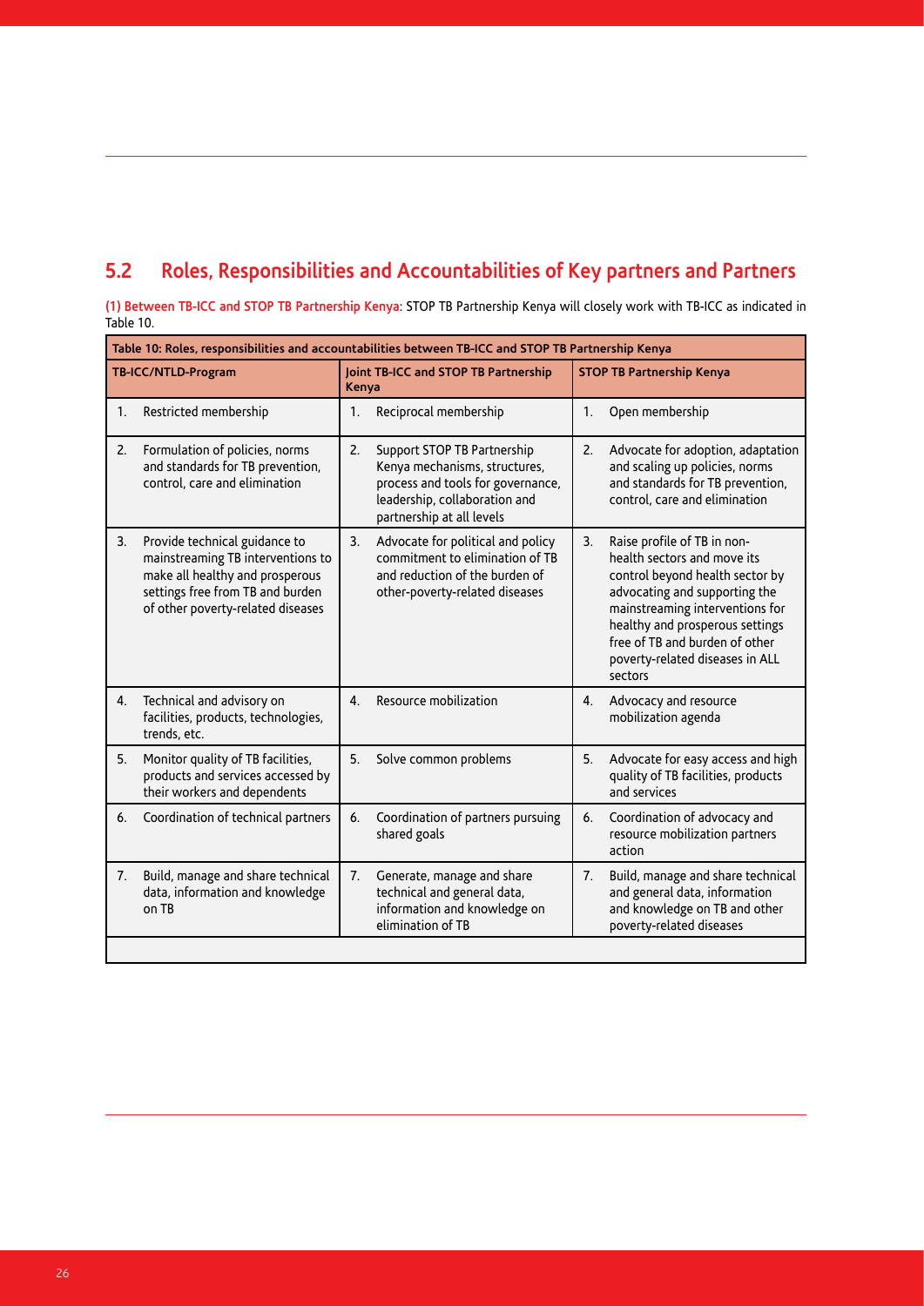## 5.2 Roles, Responsibilities and Accountabilities of Key partners and Partners

**(1) Between TB-ICC and STOP TB Partnership Kenya**: STOP TB Partnership Kenya will closely work with TB-ICC as indicated in Table 10.

**Table 10: Roles, responsibilities and accountabilities between TB-ICC and STOP TB Partnership Kenya**

| TB-ICC/NTLD-Program | Joint TB-ICC and STOP TB Partnership Kenya | STOP TB Partnership Kenya |
|---|---|---|
| 1. Restricted membership | 1. Reciprocal membership | 1. Open membership |
| 2. Formulation of policies, norms and standards for TB prevention, control, care and elimination | 2. Support STOP TB Partnership Kenya mechanisms, structures, process and tools for governance, leadership, collaboration and partnership at all levels | 2. Advocate for adoption, adaptation and scaling up policies, norms and standards for TB prevention, control, care and elimination |
| 3. Provide technical guidance to mainstreaming TB interventions to make all healthy and prosperous settings free from TB and burden of other poverty-related diseases | 3. Advocate for political and policy commitment to elimination of TB and reduction of the burden of other-poverty-related diseases | 3. Raise profile of TB in non-health sectors and move its control beyond health sector by advocating and supporting the mainstreaming interventions for healthy and prosperous settings free of TB and burden of other poverty-related diseases in ALL sectors |
| 4. Technical and advisory on facilities, products, technologies, trends, etc. | 4. Resource mobilization | 4. Advocacy and resource mobilization agenda |
| 5. Monitor quality of TB facilities, products and services accessed by their workers and dependents | 5. Solve common problems | 5. Advocate for easy access and high quality of TB facilities, products and services |
| 6. Coordination of technical partners | 6. Coordination of partners pursuing shared goals | 6. Coordination of advocacy and resource mobilization partners action |
| 7. Build, manage and share technical data, information and knowledge on TB | 7. Generate, manage and share technical and general data, information and knowledge on elimination of TB | 7. Build, manage and share technical and general data, information and knowledge on TB and other poverty-related diseases |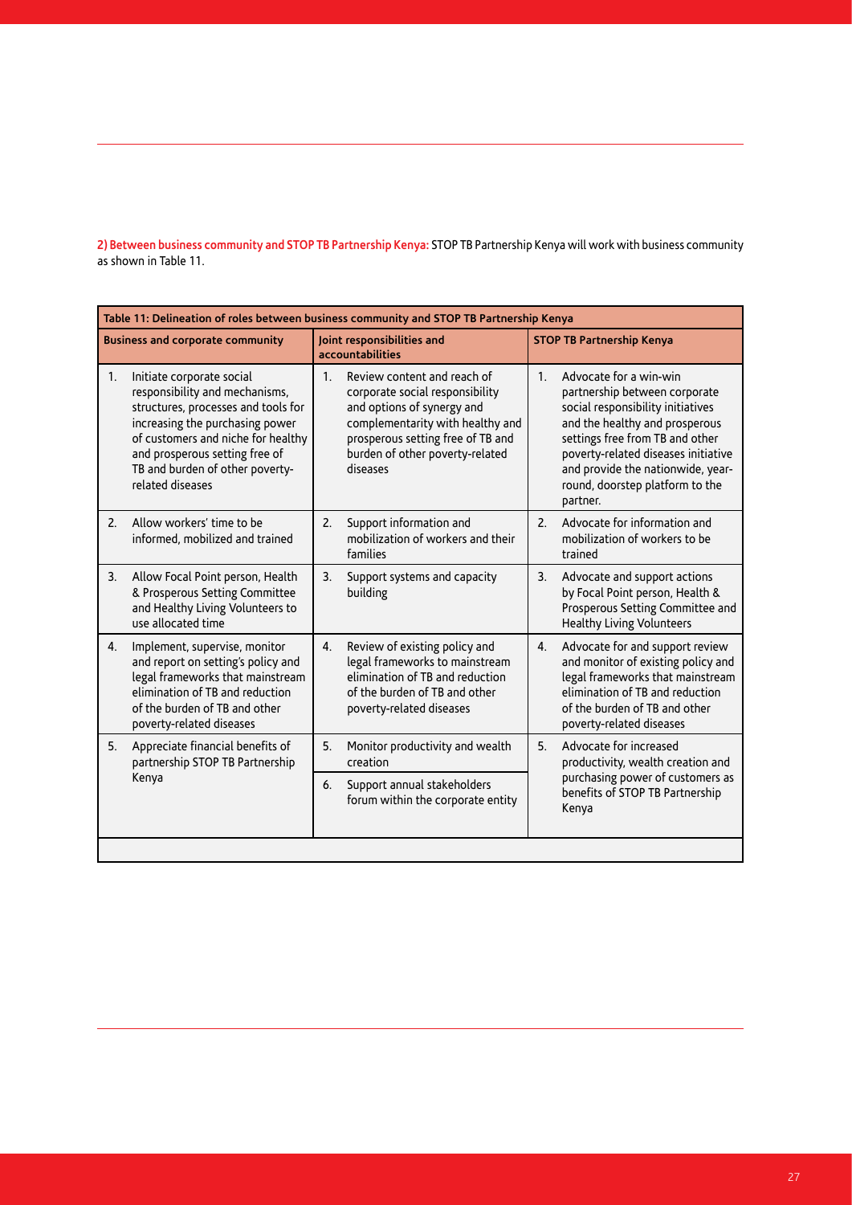**2) Between business community and STOP TB Partnership Kenya:** STOP TB Partnership Kenya will work with business community as shown in Table 11.

**Table 11: Delineation of roles between business community and STOP TB Partnership Kenya**

| Business and corporate community | Joint responsibilities and accountabilities | STOP TB Partnership Kenya |
|---|---|---|
| 1. Initiate corporate social responsibility and mechanisms, structures, processes and tools for increasing the purchasing power of customers and niche for healthy and prosperous setting free of TB and burden of other poverty-related diseases | 1. Review content and reach of corporate social responsibility and options of synergy and complementarity with healthy and prosperous setting free of TB and burden of other poverty-related diseases | 1. Advocate for a win-win partnership between corporate social responsibility initiatives and the healthy and prosperous settings free from TB and other poverty-related diseases initiative and provide the nationwide, year-round, doorstep platform to the partner. |
| 2. Allow workers' time to be informed, mobilized and trained | 2. Support information and mobilization of workers and their families | 2. Advocate for information and mobilization of workers to be trained |
| 3. Allow Focal Point person, Health & Prosperous Setting Committee and Healthy Living Volunteers to use allocated time | 3. Support systems and capacity building | 3. Advocate and support actions by Focal Point person, Health & Prosperous Setting Committee and Healthy Living Volunteers |
| 4. Implement, supervise, monitor and report on setting's policy and legal frameworks that mainstream elimination of TB and reduction of the burden of TB and other poverty-related diseases | 4. Review of existing policy and legal frameworks to mainstream elimination of TB and reduction of the burden of TB and other poverty-related diseases | 4. Advocate for and support review and monitor of existing policy and legal frameworks that mainstream elimination of TB and reduction of the burden of TB and other poverty-related diseases |
| 5. Appreciate financial benefits of partnership STOP TB Partnership Kenya | 5. Monitor productivity and wealth creation<br>6. Support annual stakeholders forum within the corporate entity | 5. Advocate for increased productivity, wealth creation and purchasing power of customers as benefits of STOP TB Partnership Kenya |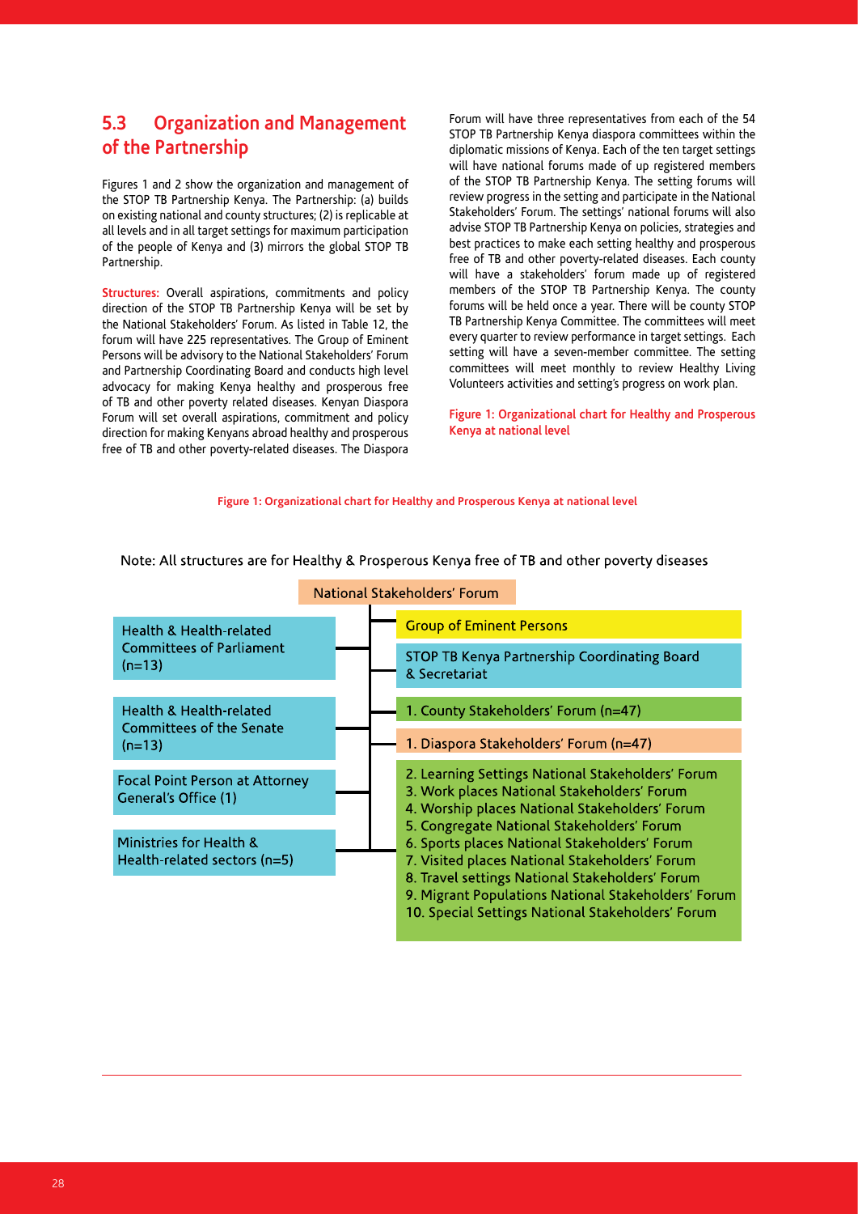## 5.3 Organization and Management of the Partnership

Figures 1 and 2 show the organization and management of the STOP TB Partnership Kenya. The Partnership: (a) builds on existing national and county structures; (2) is replicable at all levels and in all target settings for maximum participation of the people of Kenya and (3) mirrors the global STOP TB Partnership.

**Structures:** Overall aspirations, commitments and policy direction of the STOP TB Partnership Kenya will be set by the National Stakeholders' Forum. As listed in Table 12, the forum will have 225 representatives. The Group of Eminent Persons will be advisory to the National Stakeholders' Forum and Partnership Coordinating Board and conducts high level advocacy for making Kenya healthy and prosperous free of TB and other poverty related diseases. Kenyan Diaspora Forum will set overall aspirations, commitment and policy direction for making Kenyans abroad healthy and prosperous free of TB and other poverty-related diseases. The Diaspora Forum will have three representatives from each of the 54 STOP TB Partnership Kenya diaspora committees within the diplomatic missions of Kenya. Each of the ten target settings will have national forums made of up registered members of the STOP TB Partnership Kenya. The setting forums will review progress in the setting and participate in the National Stakeholders' Forum. The settings' national forums will also advise STOP TB Partnership Kenya on policies, strategies and best practices to make each setting healthy and prosperous free of TB and other poverty-related diseases. Each county will have a stakeholders' forum made up of registered members of the STOP TB Partnership Kenya. The county forums will be held once a year. There will be county STOP TB Partnership Kenya Committee. The committees will meet every quarter to review performance in target settings. Each setting will have a seven-member committee. The setting committees will meet monthly to review Healthy Living Volunteers activities and setting's progress on work plan.

**Figure 1: Organizational chart for Healthy and Prosperous Kenya at national level**

**Figure 1: Organizational chart for Healthy and Prosperous Kenya at national level**

Note: All structures are for Healthy & Prosperous Kenya free of TB and other poverty diseases

National Stakeholders' Forum

- Health & Health-related Committees of Parliament (n=13)
- Health & Health-related Committees of the Senate (n=13)
- Focal Point Person at Attorney General's Office (1)
- Ministries for Health & Health-related sectors (n=5)

- Group of Eminent Persons
- STOP TB Kenya Partnership Coordinating Board & Secretariat
- 1. County Stakeholders' Forum (n=47)
- 1. Diaspora Stakeholders' Forum (n=47)
- 2. Learning Settings National Stakeholders' Forum
- 3. Work places National Stakeholders' Forum
- 4. Worship places National Stakeholders' Forum
- 5. Congregate National Stakeholders' Forum
- 6. Sports places National Stakeholders' Forum
- 7. Visited places National Stakeholders' Forum
- 8. Travel settings National Stakeholders' Forum
- 9. Migrant Populations National Stakeholders' Forum
- 10. Special Settings National Stakeholders' Forum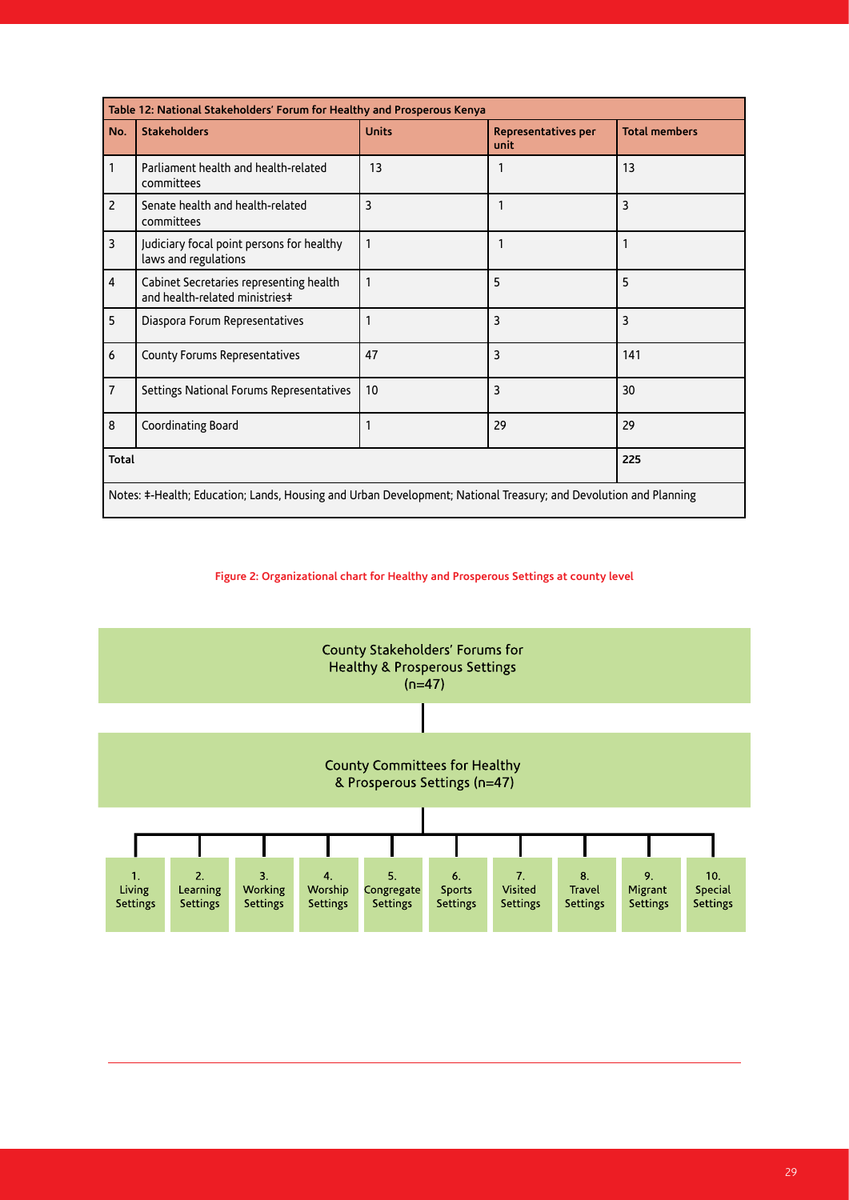**Table 12: National Stakeholders' Forum for Healthy and Prosperous Kenya**

| No. | Stakeholders | Units | Representatives per unit | Total members |
|---|---|---|---|---|
| 1 | Parliament health and health-related committees | 13 | 1 | 13 |
| 2 | Senate health and health-related committees | 3 | 1 | 3 |
| 3 | Judiciary focal point persons for healthy laws and regulations | 1 | 1 | 1 |
| 4 | Cabinet Secretaries representing health and health-related ministries‡ | 1 | 5 | 5 |
| 5 | Diaspora Forum Representatives | 1 | 3 | 3 |
| 6 | County Forums Representatives | 47 | 3 | 141 |
| 7 | Settings National Forums Representatives | 10 | 3 | 30 |
| 8 | Coordinating Board | 1 | 29 | 29 |
| **Total** | | | | **225** |

Notes: ‡-Health; Education; Lands, Housing and Urban Development; National Treasury; and Devolution and Planning

**Figure 2: Organizational chart for Healthy and Prosperous Settings at county level**

- County Stakeholders' Forums for Healthy & Prosperous Settings (n=47)
  - County Committees for Healthy & Prosperous Settings (n=47)
    1. Living Settings
    2. Learning Settings
    3. Working Settings
    4. Worship Settings
    5. Congregate Settings
    6. Sports Settings
    7. Visited Settings
    8. Travel Settings
    9. Migrant Settings
    10. Special Settings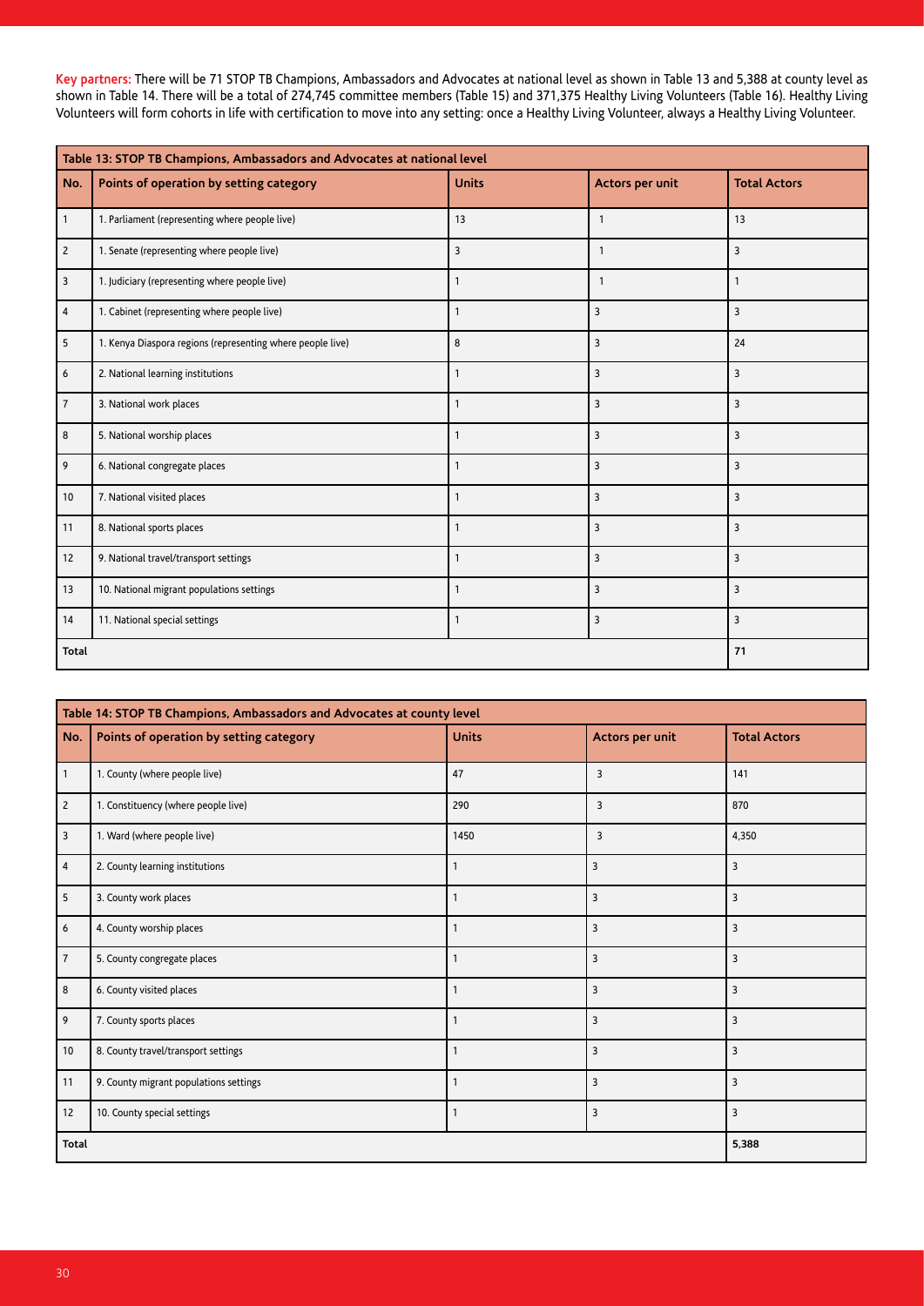**Key partners:** There will be 71 STOP TB Champions, Ambassadors and Advocates at national level as shown in Table 13 and 5,388 at county level as shown in Table 14. There will be a total of 274,745 committee members (Table 15) and 371,375 Healthy Living Volunteers (Table 16). Healthy Living Volunteers will form cohorts in life with certification to move into any setting: once a Healthy Living Volunteer, always a Healthy Living Volunteer.

**Table 13: STOP TB Champions, Ambassadors and Advocates at national level**

| No. | Points of operation by setting category | Units | Actors per unit | Total Actors |
|---|---|---|---|---|
| 1 | 1. Parliament (representing where people live) | 13 | 1 | 13 |
| 2 | 1. Senate (representing where people live) | 3 | 1 | 3 |
| 3 | 1. Judiciary (representing where people live) | 1 | 1 | 1 |
| 4 | 1. Cabinet (representing where people live) | 1 | 3 | 3 |
| 5 | 1. Kenya Diaspora regions (representing where people live) | 8 | 3 | 24 |
| 6 | 2. National learning institutions | 1 | 3 | 3 |
| 7 | 3. National work places | 1 | 3 | 3 |
| 8 | 5. National worship places | 1 | 3 | 3 |
| 9 | 6. National congregate places | 1 | 3 | 3 |
| 10 | 7. National visited places | 1 | 3 | 3 |
| 11 | 8. National sports places | 1 | 3 | 3 |
| 12 | 9. National travel/transport settings | 1 | 3 | 3 |
| 13 | 10. National migrant populations settings | 1 | 3 | 3 |
| 14 | 11. National special settings | 1 | 3 | 3 |
| **Total** | | | | **71** |

**Table 14: STOP TB Champions, Ambassadors and Advocates at county level**

| No. | Points of operation by setting category | Units | Actors per unit | Total Actors |
|---|---|---|---|---|
| 1 | 1. County (where people live) | 47 | 3 | 141 |
| 2 | 1. Constituency (where people live) | 290 | 3 | 870 |
| 3 | 1. Ward (where people live) | 1450 | 3 | 4,350 |
| 4 | 2. County learning institutions | 1 | 3 | 3 |
| 5 | 3. County work places | 1 | 3 | 3 |
| 6 | 4. County worship places | 1 | 3 | 3 |
| 7 | 5. County congregate places | 1 | 3 | 3 |
| 8 | 6. County visited places | 1 | 3 | 3 |
| 9 | 7. County sports places | 1 | 3 | 3 |
| 10 | 8. County travel/transport settings | 1 | 3 | 3 |
| 11 | 9. County migrant populations settings | 1 | 3 | 3 |
| 12 | 10. County special settings | 1 | 3 | 3 |
| **Total** | | | | **5,388** |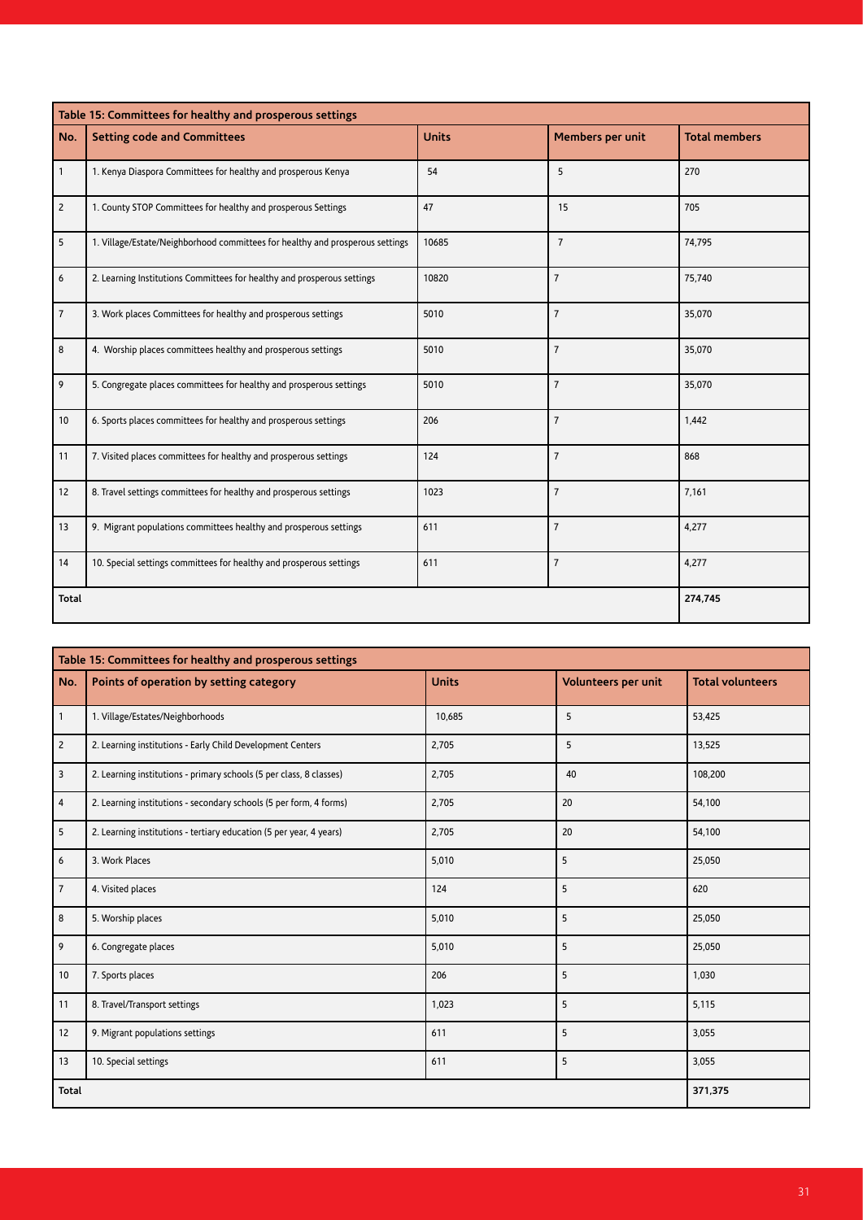| Table 15: Committees for healthy and prosperous settings | | | | |
|---|---|---|---|---|
| No. | Setting code and Committees | Units | Members per unit | Total members |
| 1 | 1. Kenya Diaspora Committees for healthy and prosperous Kenya | 54 | 5 | 270 |
| 2 | 1. County STOP Committees for healthy and prosperous Settings | 47 | 15 | 705 |
| 5 | 1. Village/Estate/Neighborhood committees for healthy and prosperous settings | 10685 | 7 | 74,795 |
| 6 | 2. Learning Institutions Committees for healthy and prosperous settings | 10820 | 7 | 75,740 |
| 7 | 3. Work places Committees for healthy and prosperous settings | 5010 | 7 | 35,070 |
| 8 | 4. Worship places committees healthy and prosperous settings | 5010 | 7 | 35,070 |
| 9 | 5. Congregate places committees for healthy and prosperous settings | 5010 | 7 | 35,070 |
| 10 | 6. Sports places committees for healthy and prosperous settings | 206 | 7 | 1,442 |
| 11 | 7. Visited places committees for healthy and prosperous settings | 124 | 7 | 868 |
| 12 | 8. Travel settings committees for healthy and prosperous settings | 1023 | 7 | 7,161 |
| 13 | 9. Migrant populations committees healthy and prosperous settings | 611 | 7 | 4,277 |
| 14 | 10. Special settings committees for healthy and prosperous settings | 611 | 7 | 4,277 |
| Total | | | | 274,745 |

| Table 15: Committees for healthy and prosperous settings | | | | |
|---|---|---|---|---|
| No. | Points of operation by setting category | Units | Volunteers per unit | Total volunteers |
| 1 | 1. Village/Estates/Neighborhoods | 10,685 | 5 | 53,425 |
| 2 | 2. Learning institutions - Early Child Development Centers | 2,705 | 5 | 13,525 |
| 3 | 2. Learning institutions - primary schools (5 per class, 8 classes) | 2,705 | 40 | 108,200 |
| 4 | 2. Learning institutions - secondary schools (5 per form, 4 forms) | 2,705 | 20 | 54,100 |
| 5 | 2. Learning institutions - tertiary education (5 per year, 4 years) | 2,705 | 20 | 54,100 |
| 6 | 3. Work Places | 5,010 | 5 | 25,050 |
| 7 | 4. Visited places | 124 | 5 | 620 |
| 8 | 5. Worship places | 5,010 | 5 | 25,050 |
| 9 | 6. Congregate places | 5,010 | 5 | 25,050 |
| 10 | 7. Sports places | 206 | 5 | 1,030 |
| 11 | 8. Travel/Transport settings | 1,023 | 5 | 5,115 |
| 12 | 9. Migrant populations settings | 611 | 5 | 3,055 |
| 13 | 10. Special settings | 611 | 5 | 3,055 |
| Total | | | | 371,375 |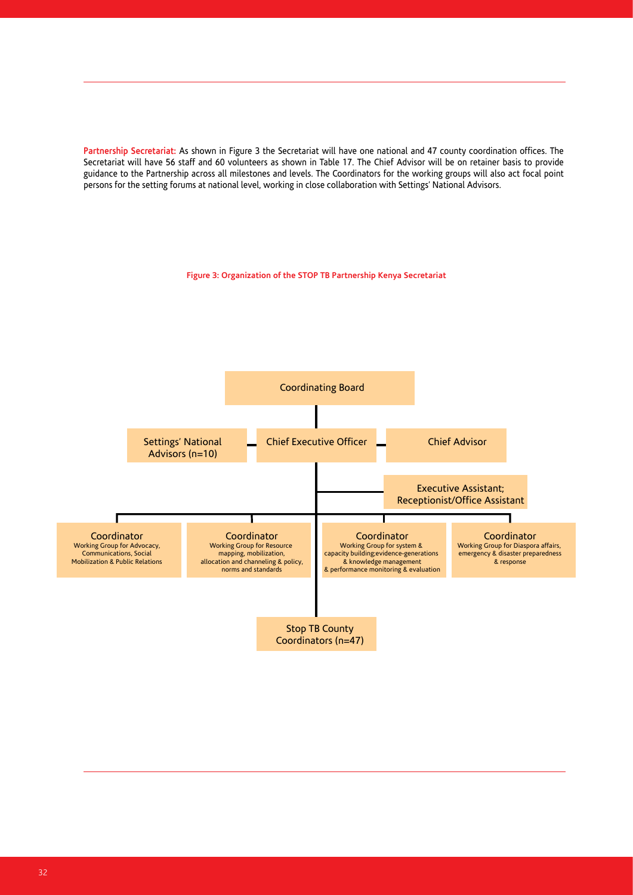**Partnership Secretariat:** As shown in Figure 3 the Secretariat will have one national and 47 county coordination offices. The Secretariat will have 56 staff and 60 volunteers as shown in Table 17. The Chief Advisor will be on retainer basis to provide guidance to the Partnership across all milestones and levels. The Coordinators for the working groups will also act focal point persons for the setting forums at national level, working in close collaboration with Settings' National Advisors.

**Figure 3: Organization of the STOP TB Partnership Kenya Secretariat**

- Coordinating Board
  - Chief Executive Officer
    - Settings' National Advisors (n=10)
    - Chief Advisor
    - Executive Assistant; Receptionist/Office Assistant
    - Coordinator – Working Group for Advocacy, Communications, Social Mobilization & Public Relations
    - Coordinator – Working Group for Resource mapping, mobilization, allocation and channeling & policy, norms and standards
    - Coordinator – Working Group for system & capacity building;evidence-generations & knowledge management & performance monitoring & evaluation
    - Coordinator – Working Group for Diaspora affairs, emergency & disaster preparedness & response
    - Stop TB County Coordinators (n=47)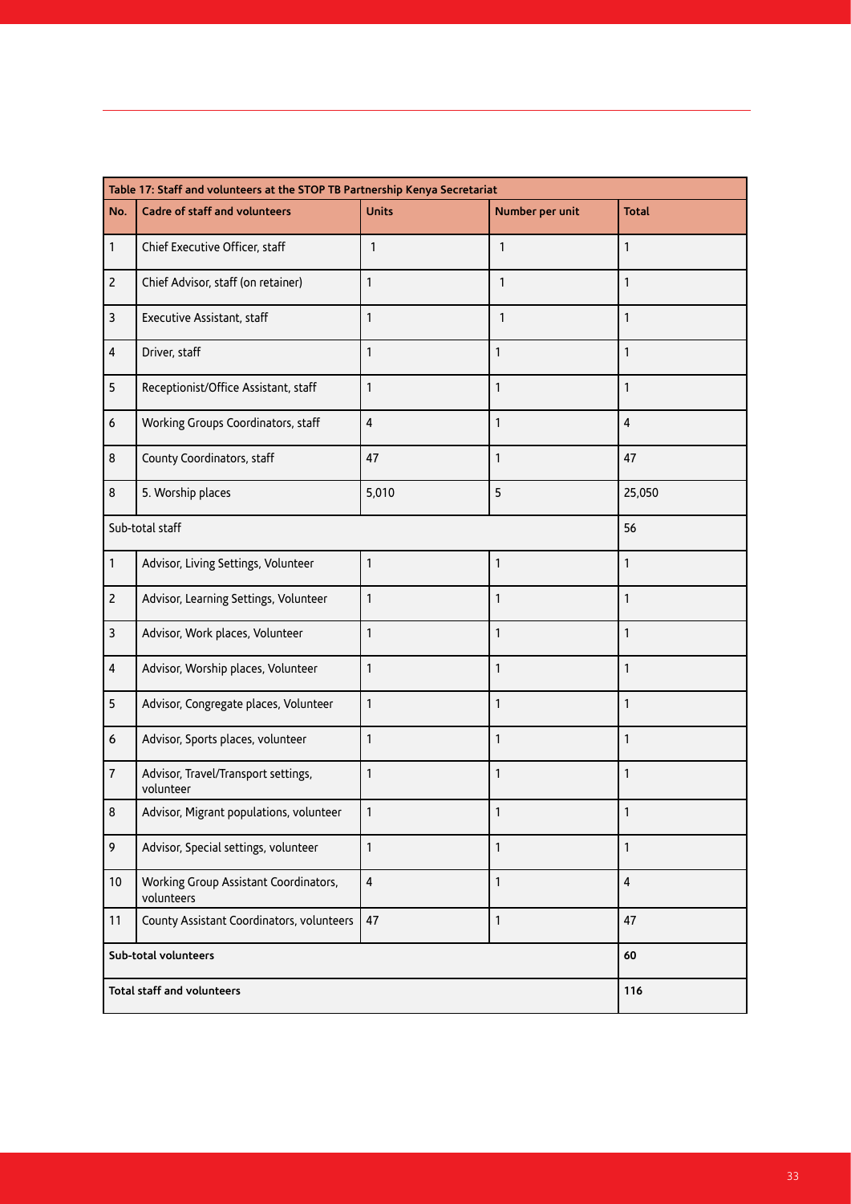| Table 17: Staff and volunteers at the STOP TB Partnership Kenya Secretariat | | | | |
|---|---|---|---|---|
| **No.** | **Cadre of staff and volunteers** | **Units** | **Number per unit** | **Total** |
| 1 | Chief Executive Officer, staff | 1 | 1 | 1 |
| 2 | Chief Advisor, staff (on retainer) | 1 | 1 | 1 |
| 3 | Executive Assistant, staff | 1 | 1 | 1 |
| 4 | Driver, staff | 1 | 1 | 1 |
| 5 | Receptionist/Office Assistant, staff | 1 | 1 | 1 |
| 6 | Working Groups Coordinators, staff | 4 | 1 | 4 |
| 8 | County Coordinators, staff | 47 | 1 | 47 |
| 8 | 5. Worship places | 5,010 | 5 | 25,050 |
| Sub-total staff | | | | 56 |
| 1 | Advisor, Living Settings, Volunteer | 1 | 1 | 1 |
| 2 | Advisor, Learning Settings, Volunteer | 1 | 1 | 1 |
| 3 | Advisor, Work places, Volunteer | 1 | 1 | 1 |
| 4 | Advisor, Worship places, Volunteer | 1 | 1 | 1 |
| 5 | Advisor, Congregate places, Volunteer | 1 | 1 | 1 |
| 6 | Advisor, Sports places, volunteer | 1 | 1 | 1 |
| 7 | Advisor, Travel/Transport settings, volunteer | 1 | 1 | 1 |
| 8 | Advisor, Migrant populations, volunteer | 1 | 1 | 1 |
| 9 | Advisor, Special settings, volunteer | 1 | 1 | 1 |
| 10 | Working Group Assistant Coordinators, volunteers | 4 | 1 | 4 |
| 11 | County Assistant Coordinators, volunteers | 47 | 1 | 47 |
| **Sub-total volunteers** | | | | **60** |
| **Total staff and volunteers** | | | | **116** |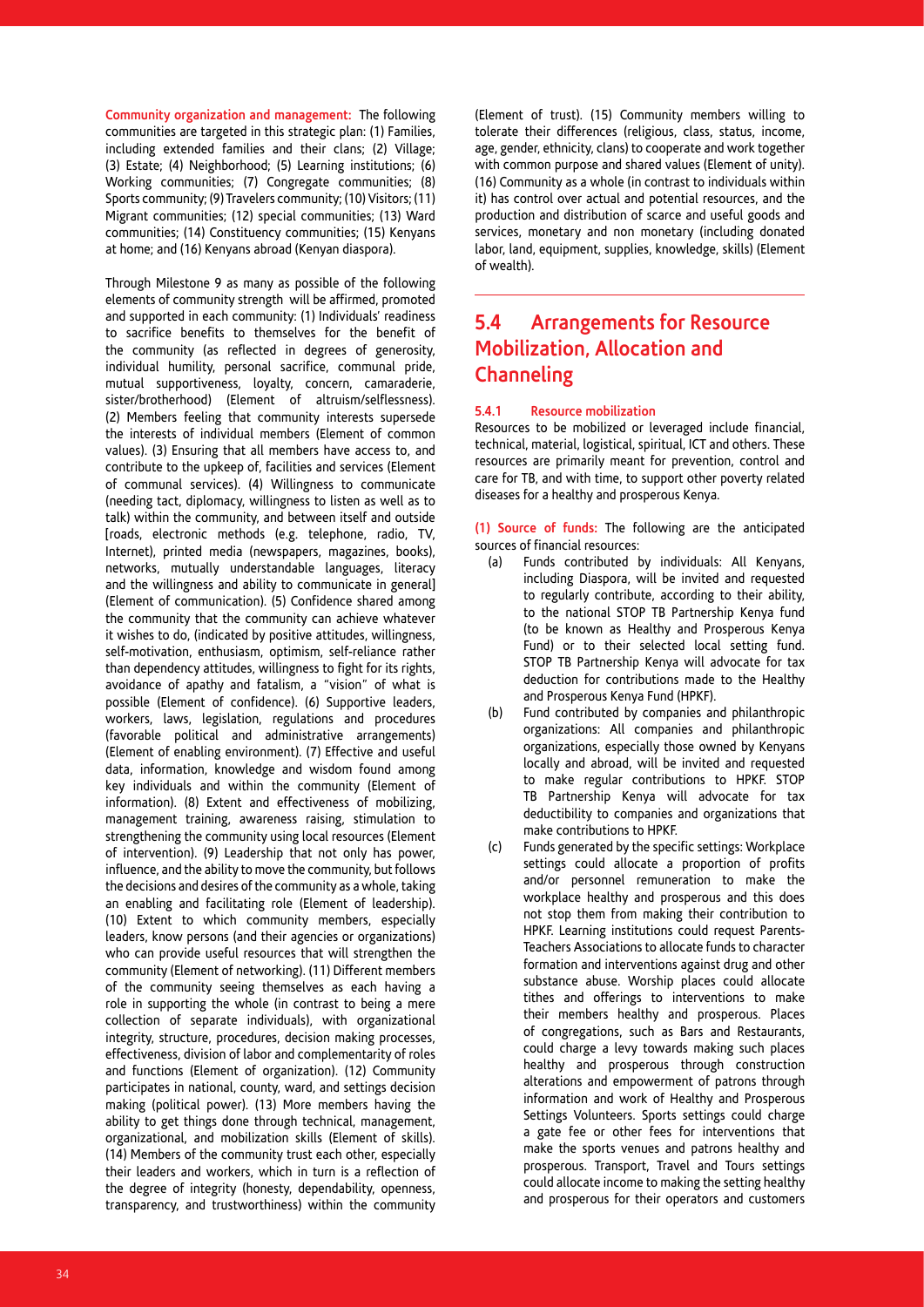**Community organization and management:** The following communities are targeted in this strategic plan: (1) Families, including extended families and their clans; (2) Village; (3) Estate; (4) Neighborhood; (5) Learning institutions; (6) Working communities; (7) Congregate communities; (8) Sports community; (9) Travelers community; (10) Visitors; (11) Migrant communities; (12) special communities; (13) Ward communities; (14) Constituency communities; (15) Kenyans at home; and (16) Kenyans abroad (Kenyan diaspora).

Through Milestone 9 as many as possible of the following elements of community strength will be affirmed, promoted and supported in each community: (1) Individuals' readiness to sacrifice benefits to themselves for the benefit of the community (as reflected in degrees of generosity, individual humility, personal sacrifice, communal pride, mutual supportiveness, loyalty, concern, camaraderie, sister/brotherhood) (Element of altruism/selflessness). (2) Members feeling that community interests supersede the interests of individual members (Element of common values). (3) Ensuring that all members have access to, and contribute to the upkeep of, facilities and services (Element of communal services). (4) Willingness to communicate (needing tact, diplomacy, willingness to listen as well as to talk) within the community, and between itself and outside [roads, electronic methods (e.g. telephone, radio, TV, Internet), printed media (newspapers, magazines, books), networks, mutually understandable languages, literacy and the willingness and ability to communicate in general] (Element of communication). (5) Confidence shared among the community that the community can achieve whatever it wishes to do, (indicated by positive attitudes, willingness, self-motivation, enthusiasm, optimism, self-reliance rather than dependency attitudes, willingness to fight for its rights, avoidance of apathy and fatalism, a "vision" of what is possible (Element of confidence). (6) Supportive leaders, workers, laws, legislation, regulations and procedures (favorable political and administrative arrangements) (Element of enabling environment). (7) Effective and useful data, information, knowledge and wisdom found among key individuals and within the community (Element of information). (8) Extent and effectiveness of mobilizing, management training, awareness raising, stimulation to strengthening the community using local resources (Element of intervention). (9) Leadership that not only has power, influence, and the ability to move the community, but follows the decisions and desires of the community as a whole, taking an enabling and facilitating role (Element of leadership). (10) Extent to which community members, especially leaders, know persons (and their agencies or organizations) who can provide useful resources that will strengthen the community (Element of networking). (11) Different members of the community seeing themselves as each having a role in supporting the whole (in contrast to being a mere collection of separate individuals), with organizational integrity, structure, procedures, decision making processes, effectiveness, division of labor and complementarity of roles and functions (Element of organization). (12) Community participates in national, county, ward, and settings decision making (political power). (13) More members having the ability to get things done through technical, management, organizational, and mobilization skills (Element of skills). (14) Members of the community trust each other, especially their leaders and workers, which in turn is a reflection of the degree of integrity (honesty, dependability, openness, transparency, and trustworthiness) within the community (Element of trust). (15) Community members willing to tolerate their differences (religious, class, status, income, age, gender, ethnicity, clans) to cooperate and work together with common purpose and shared values (Element of unity). (16) Community as a whole (in contrast to individuals within it) has control over actual and potential resources, and the production and distribution of scarce and useful goods and services, monetary and non monetary (including donated labor, land, equipment, supplies, knowledge, skills) (Element of wealth).

## 5.4 Arrangements for Resource Mobilization, Allocation and Channeling

### 5.4.1 Resource mobilization

Resources to be mobilized or leveraged include financial, technical, material, logistical, spiritual, ICT and others. These resources are primarily meant for prevention, control and care for TB, and with time, to support other poverty related diseases for a healthy and prosperous Kenya.

**(1) Source of funds:** The following are the anticipated sources of financial resources:

(a) Funds contributed by individuals: All Kenyans, including Diaspora, will be invited and requested to regularly contribute, according to their ability, to the national STOP TB Partnership Kenya fund (to be known as Healthy and Prosperous Kenya Fund) or to their selected local setting fund. STOP TB Partnership Kenya will advocate for tax deduction for contributions made to the Healthy and Prosperous Kenya Fund (HPKF).

(b) Fund contributed by companies and philanthropic organizations: All companies and philanthropic organizations, especially those owned by Kenyans locally and abroad, will be invited and requested to make regular contributions to HPKF. STOP TB Partnership Kenya will advocate for tax deductibility to companies and organizations that make contributions to HPKF.

(c) Funds generated by the specific settings: Workplace settings could allocate a proportion of profits and/or personnel remuneration to make the workplace healthy and prosperous and this does not stop them from making their contribution to HPKF. Learning institutions could request Parents-Teachers Associations to allocate funds to character formation and interventions against drug and other substance abuse. Worship places could allocate tithes and offerings to interventions to make their members healthy and prosperous. Places of congregations, such as Bars and Restaurants, could charge a levy towards making such places healthy and prosperous through construction alterations and empowerment of patrons through information and work of Healthy and Prosperous Settings Volunteers. Sports settings could charge a gate fee or other fees for interventions that make the sports venues and patrons healthy and prosperous. Transport, Travel and Tours settings could allocate income to making the setting healthy and prosperous for their operators and customers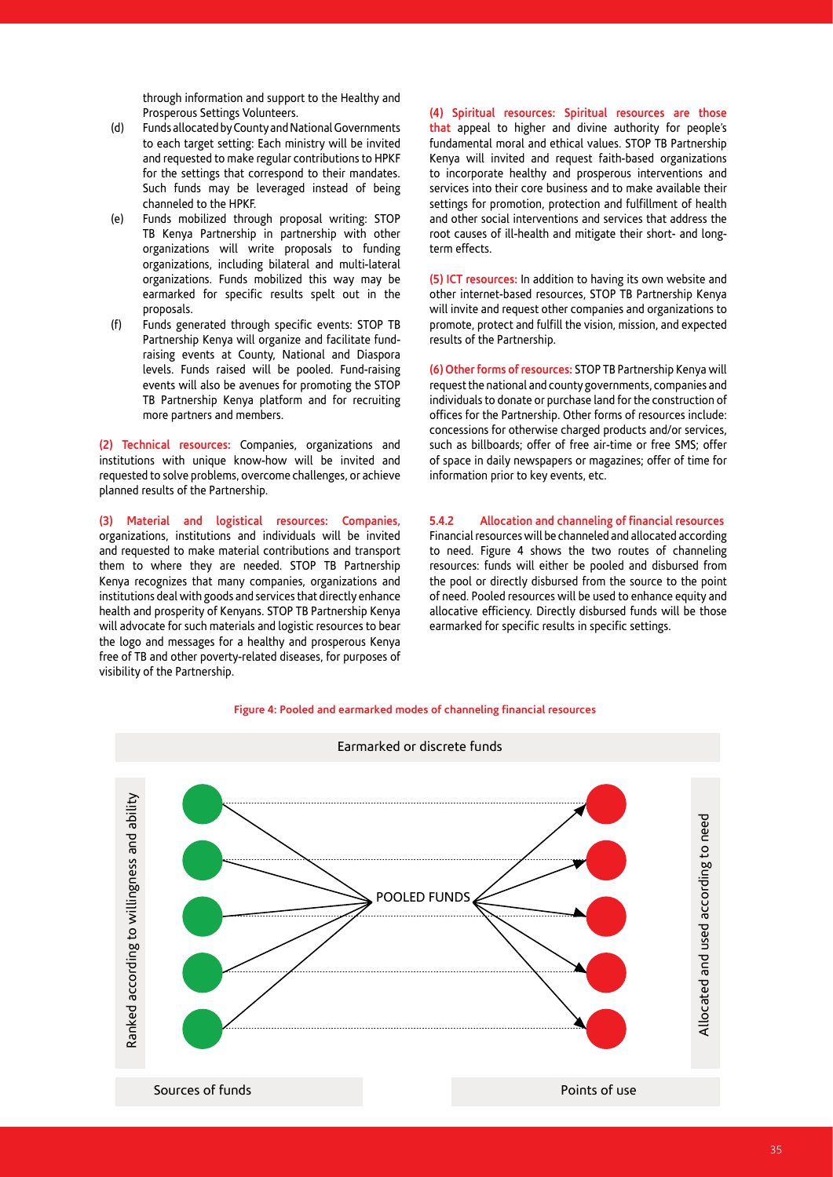through information and support to the Healthy and Prosperous Settings Volunteers.

(d) Funds allocated by County and National Governments to each target setting: Each ministry will be invited and requested to make regular contributions to HPKF for the settings that correspond to their mandates. Such funds may be leveraged instead of being channeled to the HPKF.

(e) Funds mobilized through proposal writing: STOP TB Kenya Partnership in partnership with other organizations will write proposals to funding organizations, including bilateral and multi-lateral organizations. Funds mobilized this way may be earmarked for specific results spelt out in the proposals.

(f) Funds generated through specific events: STOP TB Partnership Kenya will organize and facilitate fund-raising events at County, National and Diaspora levels. Funds raised will be pooled. Fund-raising events will also be avenues for promoting the STOP TB Partnership Kenya platform and for recruiting more partners and members.

**(2) Technical resources:** Companies, organizations and institutions with unique know-how will be invited and requested to solve problems, overcome challenges, or achieve planned results of the Partnership.

**(3) Material and logistical resources: Companies,** organizations, institutions and individuals will be invited and requested to make material contributions and transport them to where they are needed. STOP TB Partnership Kenya recognizes that many companies, organizations and institutions deal with goods and services that directly enhance health and prosperity of Kenyans. STOP TB Partnership Kenya will advocate for such materials and logistic resources to bear the logo and messages for a healthy and prosperous Kenya free of TB and other poverty-related diseases, for purposes of visibility of the Partnership.

**(4) Spiritual resources: Spiritual resources are those that** appeal to higher and divine authority for people's fundamental moral and ethical values. STOP TB Partnership Kenya will invited and request faith-based organizations to incorporate healthy and prosperous interventions and services into their core business and to make available their settings for promotion, protection and fulfillment of health and other social interventions and services that address the root causes of ill-health and mitigate their short- and long-term effects.

**(5) ICT resources:** In addition to having its own website and other internet-based resources, STOP TB Partnership Kenya will invite and request other companies and organizations to promote, protect and fulfill the vision, mission, and expected results of the Partnership.

**(6) Other forms of resources:** STOP TB Partnership Kenya will request the national and county governments, companies and individuals to donate or purchase land for the construction of offices for the Partnership. Other forms of resources include: concessions for otherwise charged products and/or services, such as billboards; offer of free air-time or free SMS; offer of space in daily newspapers or magazines; offer of time for information prior to key events, etc.

### 5.4.2 Allocation and channeling of financial resources

Financial resources will be channeled and allocated according to need. Figure 4 shows the two routes of channeling resources: funds will either be pooled and disbursed from the pool or directly disbursed from the source to the point of need. Pooled resources will be used to enhance equity and allocative efficiency. Directly disbursed funds will be those earmarked for specific results in specific settings.

**Figure 4: Pooled and earmarked modes of channeling financial resources**

Earmarked or discrete funds

Ranked according to willingness and ability

POOLED FUNDS

Allocated and used according to need

Sources of funds

Points of use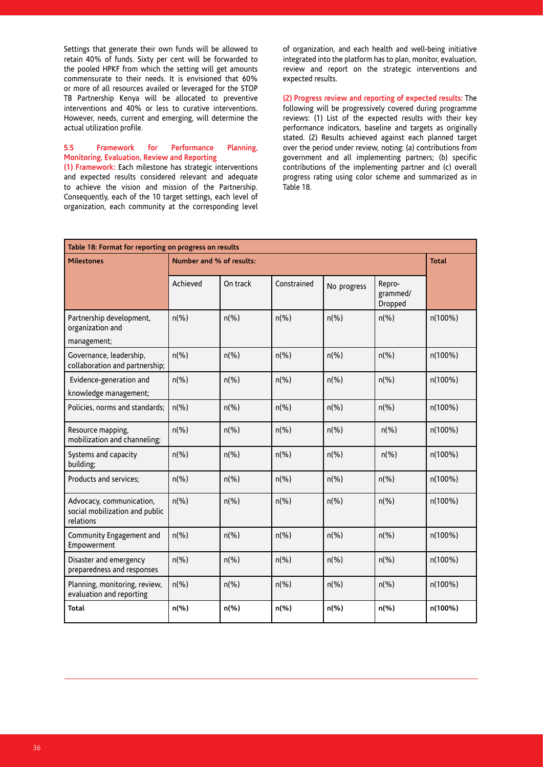Settings that generate their own funds will be allowed to retain 40% of funds. Sixty per cent will be forwarded to the pooled HPKF from which the setting will get amounts commensurate to their needs. It is envisioned that 60% or more of all resources availed or leveraged for the STOP TB Partnership Kenya will be allocated to preventive interventions and 40% or less to curative interventions. However, needs, current and emerging, will determine the actual utilization profile.

### 5.5 Framework for Performance Planning, Monitoring, Evaluation, Review and Reporting

**(1) Framework:** Each milestone has strategic interventions and expected results considered relevant and adequate to achieve the vision and mission of the Partnership. Consequently, each of the 10 target settings, each level of organization, each community at the corresponding level of organization, and each health and well-being initiative integrated into the platform has to plan, monitor, evaluation, review and report on the strategic interventions and expected results.

**(2) Progress review and reporting of expected results:** The following will be progressively covered during programme reviews: (1) List of the expected results with their key performance indicators, baseline and targets as originally stated. (2) Results achieved against each planned target over the period under review, noting: (a) contributions from government and all implementing partners; (b) specific contributions of the implementing partner and (c) overall progress rating using color scheme and summarized as in Table 18.

**Table 18: Format for reporting on progress on results**

| Milestones | Number and % of results: | | | | | Total |
|---|---|---|---|---|---|---|
| | Achieved | On track | Constrained | No progress | Repro-grammed/ Dropped | |
| Partnership development, organization and management; | n(%) | n(%) | n(%) | n(%) | n(%) | n(100%) |
| Governance, leadership, collaboration and partnership; | n(%) | n(%) | n(%) | n(%) | n(%) | n(100%) |
| Evidence-generation and knowledge management; | n(%) | n(%) | n(%) | n(%) | n(%) | n(100%) |
| Policies, norms and standards; | n(%) | n(%) | n(%) | n(%) | n(%) | n(100%) |
| Resource mapping, mobilization and channeling; | n(%) | n(%) | n(%) | n(%) | n(%) | n(100%) |
| Systems and capacity building; | n(%) | n(%) | n(%) | n(%) | n(%) | n(100%) |
| Products and services; | n(%) | n(%) | n(%) | n(%) | n(%) | n(100%) |
| Advocacy, communication, social mobilization and public relations | n(%) | n(%) | n(%) | n(%) | n(%) | n(100%) |
| Community Engagement and Empowerment | n(%) | n(%) | n(%) | n(%) | n(%) | n(100%) |
| Disaster and emergency preparedness and responses | n(%) | n(%) | n(%) | n(%) | n(%) | n(100%) |
| Planning, monitoring, review, evaluation and reporting | n(%) | n(%) | n(%) | n(%) | n(%) | n(100%) |
| **Total** | **n(%)** | **n(%)** | **n(%)** | **n(%)** | **n(%)** | **n(100%)** |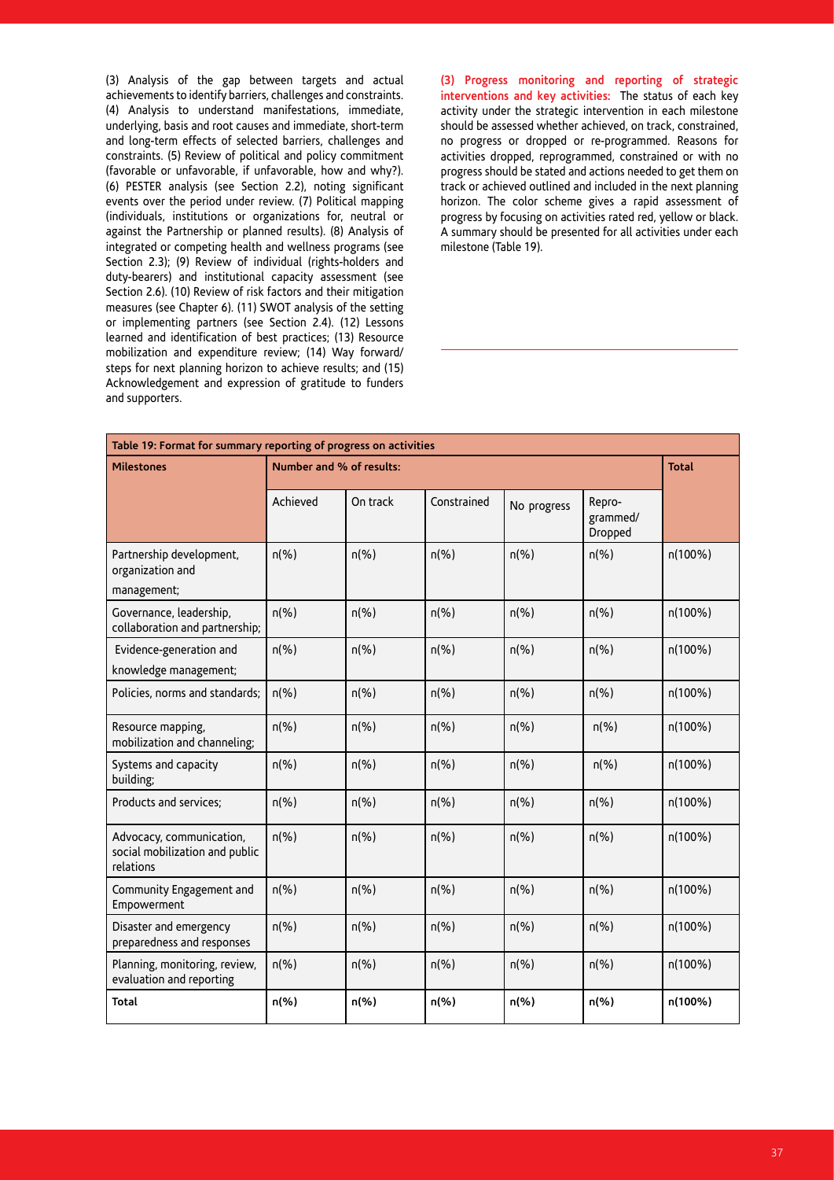(3) Analysis of the gap between targets and actual achievements to identify barriers, challenges and constraints. (4) Analysis to understand manifestations, immediate, underlying, basis and root causes and immediate, short-term and long-term effects of selected barriers, challenges and constraints. (5) Review of political and policy commitment (favorable or unfavorable, if unfavorable, how and why?). (6) PESTER analysis (see Section 2.2), noting significant events over the period under review. (7) Political mapping (individuals, institutions or organizations for, neutral or against the Partnership or planned results). (8) Analysis of integrated or competing health and wellness programs (see Section 2.3); (9) Review of individual (rights-holders and duty-bearers) and institutional capacity assessment (see Section 2.6). (10) Review of risk factors and their mitigation measures (see Chapter 6). (11) SWOT analysis of the setting or implementing partners (see Section 2.4). (12) Lessons learned and identification of best practices; (13) Resource mobilization and expenditure review; (14) Way forward/ steps for next planning horizon to achieve results; and (15) Acknowledgement and expression of gratitude to funders and supporters.

**(3) Progress monitoring and reporting of strategic interventions and key activities:** The status of each key activity under the strategic intervention in each milestone should be assessed whether achieved, on track, constrained, no progress or dropped or re-programmed. Reasons for activities dropped, reprogrammed, constrained or with no progress should be stated and actions needed to get them on track or achieved outlined and included in the next planning horizon. The color scheme gives a rapid assessment of progress by focusing on activities rated red, yellow or black. A summary should be presented for all activities under each milestone (Table 19).

**Table 19: Format for summary reporting of progress on activities**

| Milestones | Number and % of results: | | | | | Total |
|---|---|---|---|---|---|---|
| | Achieved | On track | Constrained | No progress | Repro-grammed/ Dropped | |
| Partnership development, organization and management; | n(%) | n(%) | n(%) | n(%) | n(%) | n(100%) |
| Governance, leadership, collaboration and partnership; | n(%) | n(%) | n(%) | n(%) | n(%) | n(100%) |
| Evidence-generation and knowledge management; | n(%) | n(%) | n(%) | n(%) | n(%) | n(100%) |
| Policies, norms and standards; | n(%) | n(%) | n(%) | n(%) | n(%) | n(100%) |
| Resource mapping, mobilization and channeling; | n(%) | n(%) | n(%) | n(%) | n(%) | n(100%) |
| Systems and capacity building; | n(%) | n(%) | n(%) | n(%) | n(%) | n(100%) |
| Products and services; | n(%) | n(%) | n(%) | n(%) | n(%) | n(100%) |
| Advocacy, communication, social mobilization and public relations | n(%) | n(%) | n(%) | n(%) | n(%) | n(100%) |
| Community Engagement and Empowerment | n(%) | n(%) | n(%) | n(%) | n(%) | n(100%) |
| Disaster and emergency preparedness and responses | n(%) | n(%) | n(%) | n(%) | n(%) | n(100%) |
| Planning, monitoring, review, evaluation and reporting | n(%) | n(%) | n(%) | n(%) | n(%) | n(100%) |
| **Total** | **n(%)** | **n(%)** | **n(%)** | **n(%)** | **n(%)** | **n(100%)** |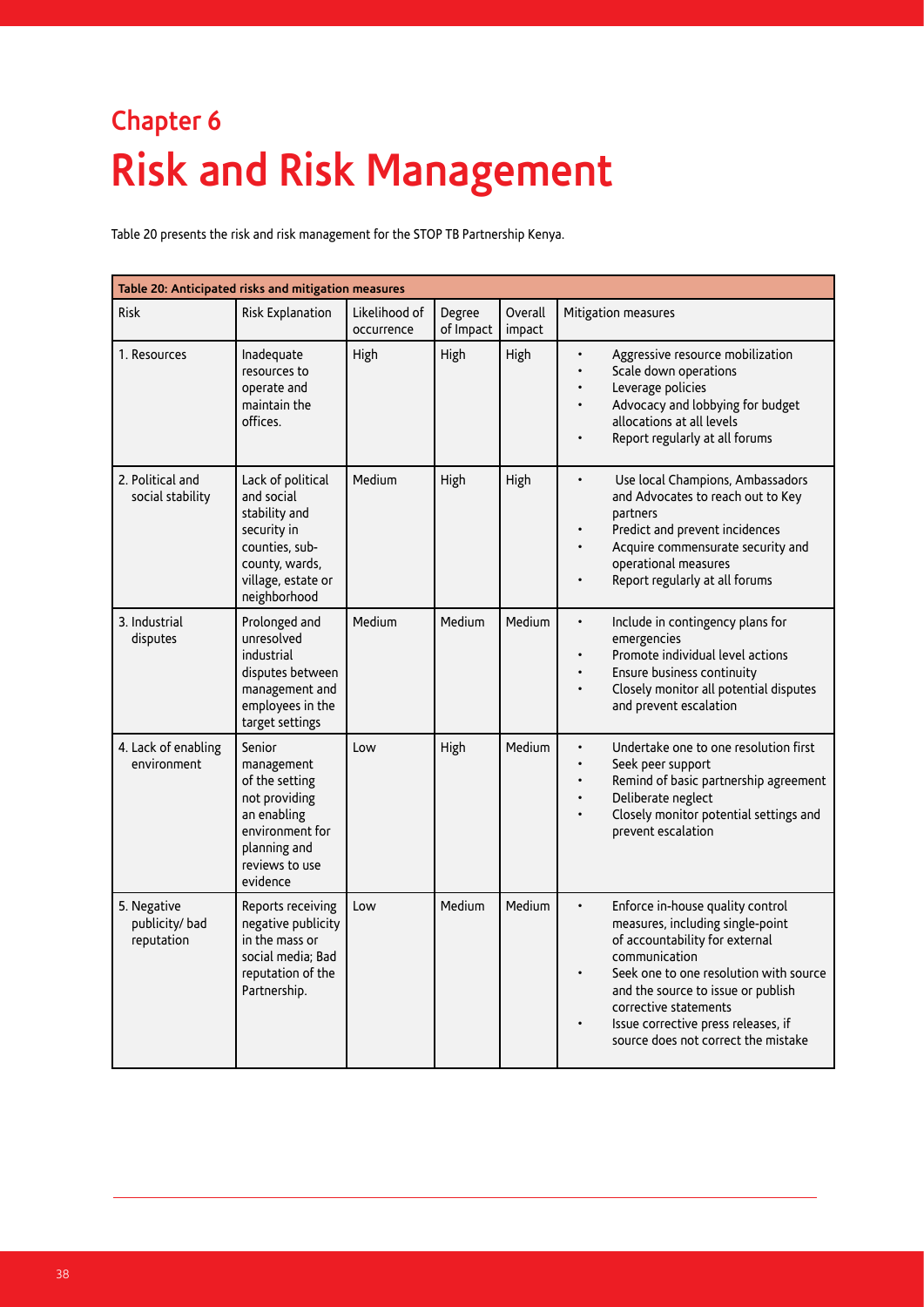## Chapter 6

# Risk and Risk Management

Table 20 presents the risk and risk management for the STOP TB Partnership Kenya.

**Table 20: Anticipated risks and mitigation measures**

| Risk | Risk Explanation | Likelihood of occurrence | Degree of Impact | Overall impact | Mitigation measures |
|---|---|---|---|---|---|
| 1. Resources | Inadequate resources to operate and maintain the offices. | High | High | High | • Aggressive resource mobilization<br>• Scale down operations<br>• Leverage policies<br>• Advocacy and lobbying for budget allocations at all levels<br>• Report regularly at all forums |
| 2. Political and social stability | Lack of political and social stability and security in counties, sub-county, wards, village, estate or neighborhood | Medium | High | High | • Use local Champions, Ambassadors and Advocates to reach out to Key partners<br>• Predict and prevent incidences<br>• Acquire commensurate security and operational measures<br>• Report regularly at all forums |
| 3. Industrial disputes | Prolonged and unresolved industrial disputes between management and employees in the target settings | Medium | Medium | Medium | • Include in contingency plans for emergencies<br>• Promote individual level actions<br>• Ensure business continuity<br>• Closely monitor all potential disputes and prevent escalation |
| 4. Lack of enabling environment | Senior management of the setting not providing an enabling environment for planning and reviews to use evidence | Low | High | Medium | • Undertake one to one resolution first<br>• Seek peer support<br>• Remind of basic partnership agreement<br>• Deliberate neglect<br>• Closely monitor potential settings and prevent escalation |
| 5. Negative publicity/ bad reputation | Reports receiving negative publicity in the mass or social media; Bad reputation of the Partnership. | Low | Medium | Medium | • Enforce in-house quality control measures, including single-point of accountability for external communication<br>• Seek one to one resolution with source and the source to issue or publish corrective statements<br>• Issue corrective press releases, if source does not correct the mistake |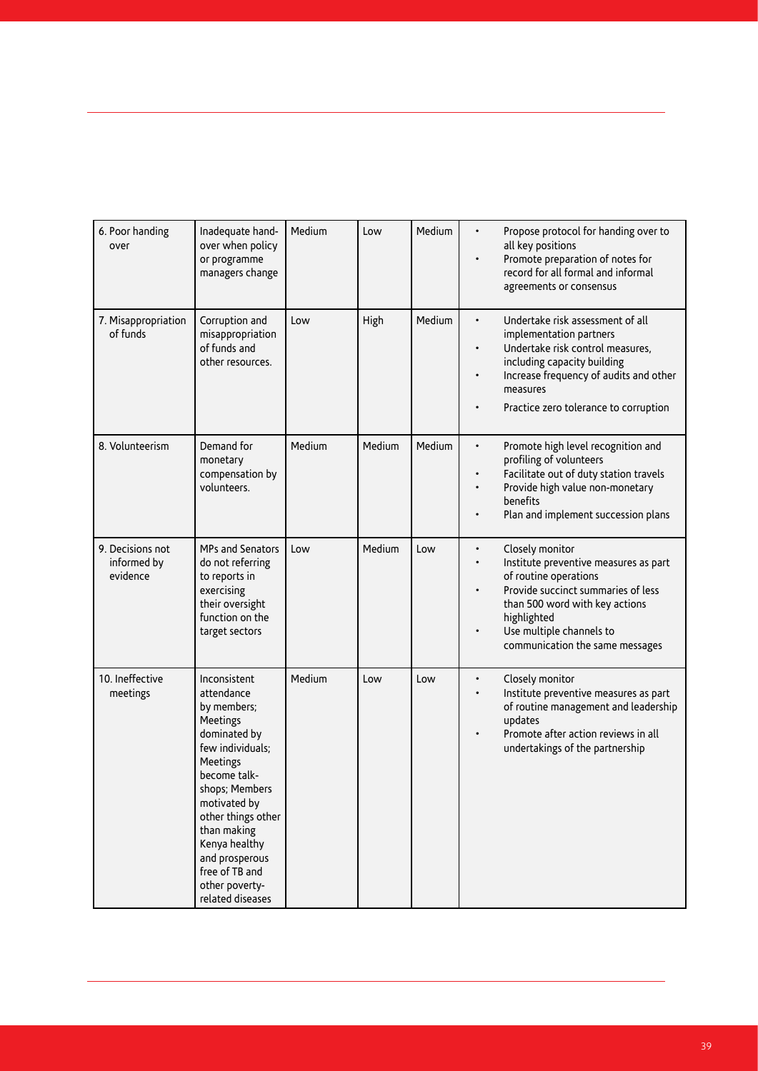| | | | | | |
|---|---|---|---|---|---|
| 6. Poor handing over | Inadequate hand-over when policy or programme managers change | Medium | Low | Medium | • Propose protocol for handing over to all key positions<br>• Promote preparation of notes for record for all formal and informal agreements or consensus |
| 7. Misappropriation of funds | Corruption and misappropriation of funds and other resources. | Low | High | Medium | • Undertake risk assessment of all implementation partners<br>• Undertake risk control measures, including capacity building<br>• Increase frequency of audits and other measures<br>• Practice zero tolerance to corruption |
| 8. Volunteerism | Demand for monetary compensation by volunteers. | Medium | Medium | Medium | • Promote high level recognition and profiling of volunteers<br>• Facilitate out of duty station travels<br>• Provide high value non-monetary benefits<br>• Plan and implement succession plans |
| 9. Decisions not informed by evidence | MPs and Senators do not referring to reports in exercising their oversight function on the target sectors | Low | Medium | Low | • Closely monitor<br>• Institute preventive measures as part of routine operations<br>• Provide succinct summaries of less than 500 word with key actions highlighted<br>• Use multiple channels to communication the same messages |
| 10. Ineffective meetings | Inconsistent attendance by members; Meetings dominated by few individuals; Meetings become talk-shops; Members motivated by other things other than making Kenya healthy and prosperous free of TB and other poverty-related diseases | Medium | Low | Low | • Closely monitor<br>• Institute preventive measures as part of routine management and leadership updates<br>• Promote after action reviews in all undertakings of the partnership |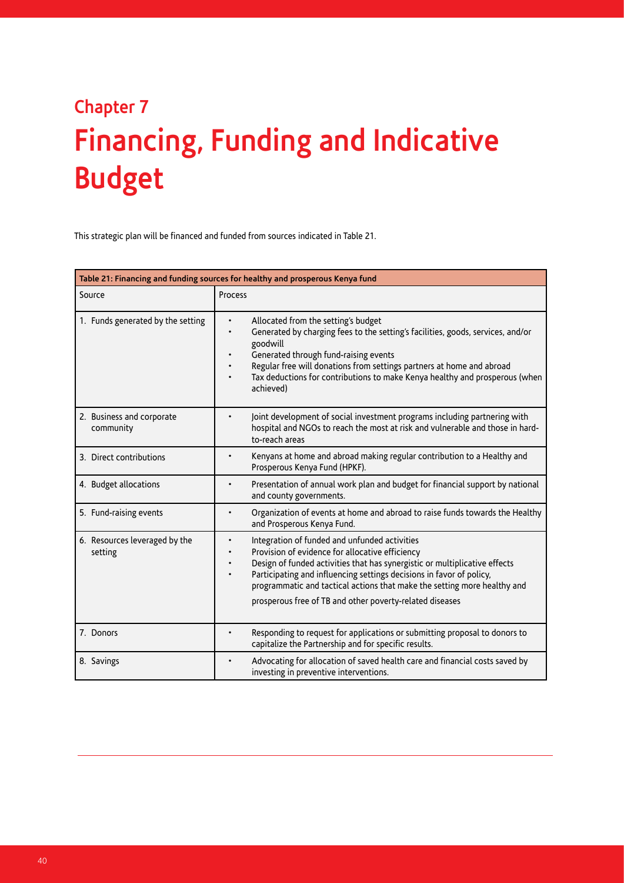## Chapter 7

# Financing, Funding and Indicative Budget

This strategic plan will be financed and funded from sources indicated in Table 21.

**Table 21: Financing and funding sources for healthy and prosperous Kenya fund**

| Source | Process |
|---|---|
| 1. Funds generated by the setting | • Allocated from the setting's budget<br>• Generated by charging fees to the setting's facilities, goods, services, and/or goodwill<br>• Generated through fund-raising events<br>• Regular free will donations from settings partners at home and abroad<br>• Tax deductions for contributions to make Kenya healthy and prosperous (when achieved) |
| 2. Business and corporate community | • Joint development of social investment programs including partnering with hospital and NGOs to reach the most at risk and vulnerable and those in hard-to-reach areas |
| 3. Direct contributions | • Kenyans at home and abroad making regular contribution to a Healthy and Prosperous Kenya Fund (HPKF). |
| 4. Budget allocations | • Presentation of annual work plan and budget for financial support by national and county governments. |
| 5. Fund-raising events | • Organization of events at home and abroad to raise funds towards the Healthy and Prosperous Kenya Fund. |
| 6. Resources leveraged by the setting | • Integration of funded and unfunded activities<br>• Provision of evidence for allocative efficiency<br>• Design of funded activities that has synergistic or multiplicative effects<br>• Participating and influencing settings decisions in favor of policy, programmatic and tactical actions that make the setting more healthy and prosperous free of TB and other poverty-related diseases |
| 7. Donors | • Responding to request for applications or submitting proposal to donors to capitalize the Partnership and for specific results. |
| 8. Savings | • Advocating for allocation of saved health care and financial costs saved by investing in preventive interventions. |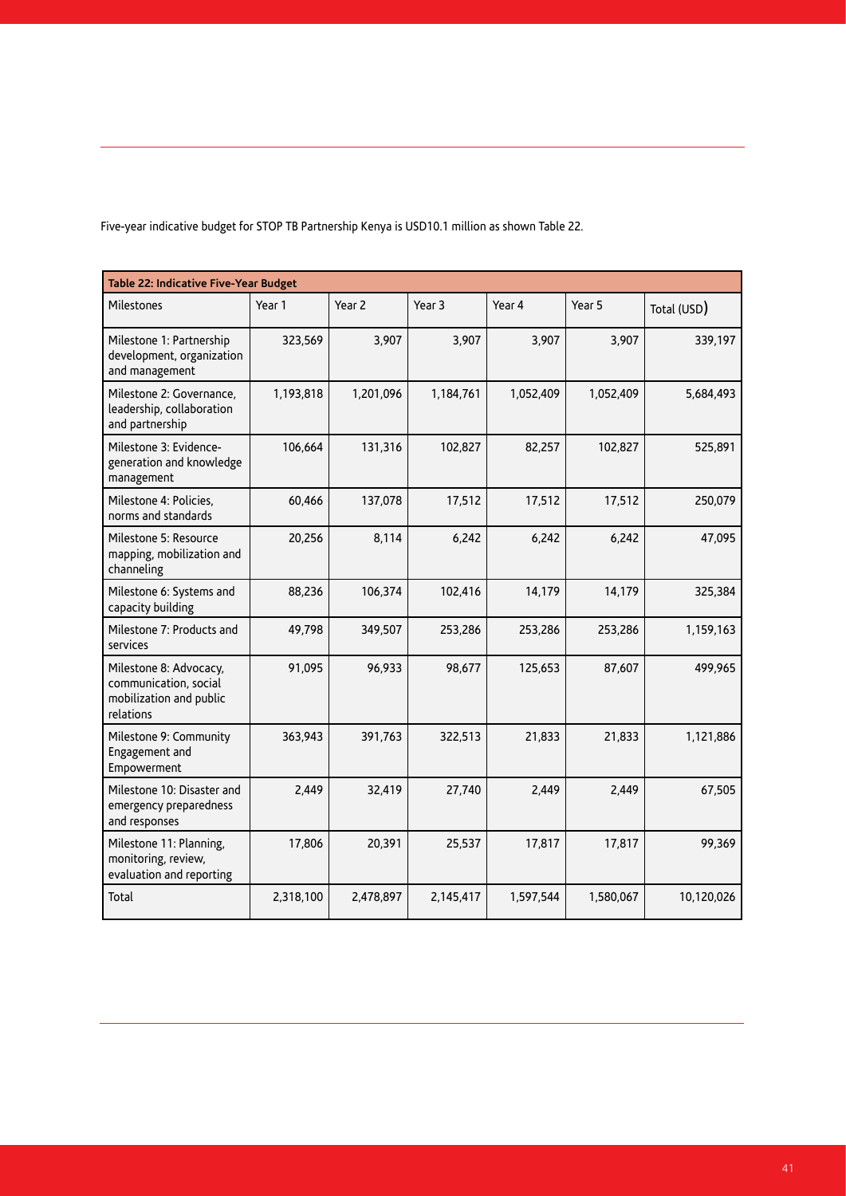Five-year indicative budget for STOP TB Partnership Kenya is USD10.1 million as shown Table 22.

**Table 22: Indicative Five-Year Budget**

| Milestones | Year 1 | Year 2 | Year 3 | Year 4 | Year 5 | Total (USD) |
|---|---|---|---|---|---|---|
| Milestone 1: Partnership development, organization and management | 323,569 | 3,907 | 3,907 | 3,907 | 3,907 | 339,197 |
| Milestone 2: Governance, leadership, collaboration and partnership | 1,193,818 | 1,201,096 | 1,184,761 | 1,052,409 | 1,052,409 | 5,684,493 |
| Milestone 3: Evidence-generation and knowledge management | 106,664 | 131,316 | 102,827 | 82,257 | 102,827 | 525,891 |
| Milestone 4: Policies, norms and standards | 60,466 | 137,078 | 17,512 | 17,512 | 17,512 | 250,079 |
| Milestone 5: Resource mapping, mobilization and channeling | 20,256 | 8,114 | 6,242 | 6,242 | 6,242 | 47,095 |
| Milestone 6: Systems and capacity building | 88,236 | 106,374 | 102,416 | 14,179 | 14,179 | 325,384 |
| Milestone 7: Products and services | 49,798 | 349,507 | 253,286 | 253,286 | 253,286 | 1,159,163 |
| Milestone 8: Advocacy, communication, social mobilization and public relations | 91,095 | 96,933 | 98,677 | 125,653 | 87,607 | 499,965 |
| Milestone 9: Community Engagement and Empowerment | 363,943 | 391,763 | 322,513 | 21,833 | 21,833 | 1,121,886 |
| Milestone 10: Disaster and emergency preparedness and responses | 2,449 | 32,419 | 27,740 | 2,449 | 2,449 | 67,505 |
| Milestone 11: Planning, monitoring, review, evaluation and reporting | 17,806 | 20,391 | 25,537 | 17,817 | 17,817 | 99,369 |
| Total | 2,318,100 | 2,478,897 | 2,145,417 | 1,597,544 | 1,580,067 | 10,120,026 |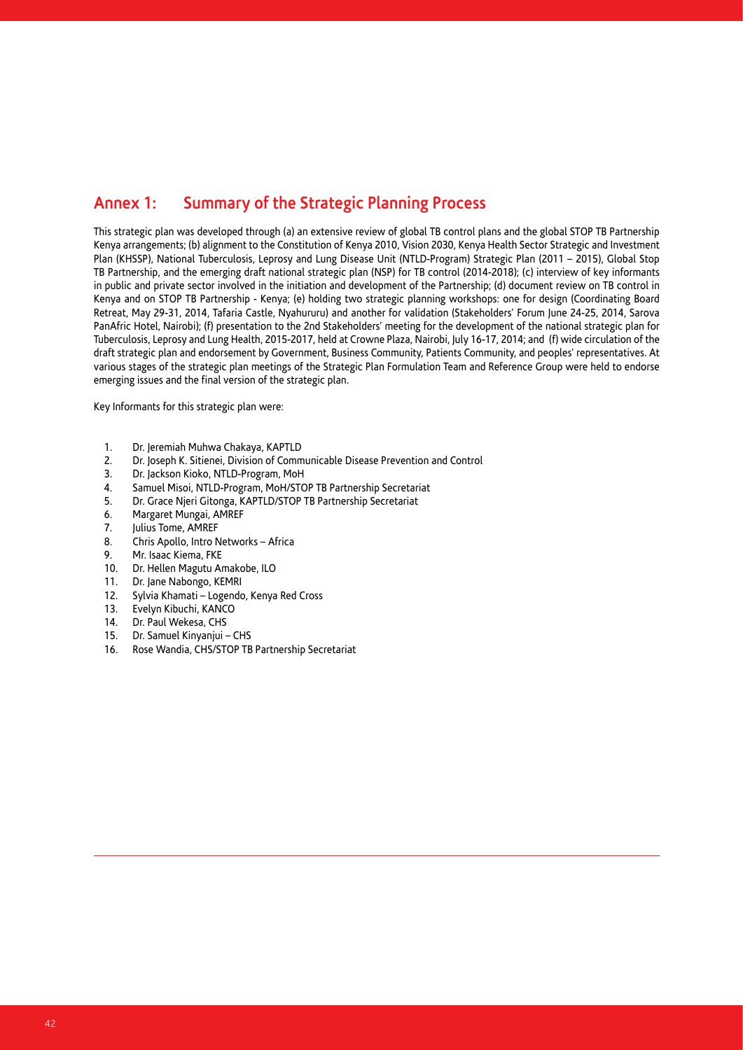## Annex 1: Summary of the Strategic Planning Process

This strategic plan was developed through (a) an extensive review of global TB control plans and the global STOP TB Partnership Kenya arrangements; (b) alignment to the Constitution of Kenya 2010, Vision 2030, Kenya Health Sector Strategic and Investment Plan (KHSSP), National Tuberculosis, Leprosy and Lung Disease Unit (NTLD-Program) Strategic Plan (2011 – 2015), Global Stop TB Partnership, and the emerging draft national strategic plan (NSP) for TB control (2014-2018); (c) interview of key informants in public and private sector involved in the initiation and development of the Partnership; (d) document review on TB control in Kenya and on STOP TB Partnership - Kenya; (e) holding two strategic planning workshops: one for design (Coordinating Board Retreat, May 29-31, 2014, Tafaria Castle, Nyahururu) and another for validation (Stakeholders' Forum June 24-25, 2014, Sarova PanAfric Hotel, Nairobi); (f) presentation to the 2nd Stakeholders' meeting for the development of the national strategic plan for Tuberculosis, Leprosy and Lung Health, 2015-2017, held at Crowne Plaza, Nairobi, July 16-17, 2014; and (f) wide circulation of the draft strategic plan and endorsement by Government, Business Community, Patients Community, and peoples' representatives. At various stages of the strategic plan meetings of the Strategic Plan Formulation Team and Reference Group were held to endorse emerging issues and the final version of the strategic plan.

Key Informants for this strategic plan were:

1. Dr. Jeremiah Muhwa Chakaya, KAPTLD
2. Dr. Joseph K. Sitienei, Division of Communicable Disease Prevention and Control
3. Dr. Jackson Kioko, NTLD-Program, MoH
4. Samuel Misoi, NTLD-Program, MoH/STOP TB Partnership Secretariat
5. Dr. Grace Njeri Gitonga, KAPTLD/STOP TB Partnership Secretariat
6. Margaret Mungai, AMREF
7. Julius Tome, AMREF
8. Chris Apollo, Intro Networks – Africa
9. Mr. Isaac Kiema, FKE
10. Dr. Hellen Magutu Amakobe, ILO
11. Dr. Jane Nabongo, KEMRI
12. Sylvia Khamati – Logendo, Kenya Red Cross
13. Evelyn Kibuchi, KANCO
14. Dr. Paul Wekesa, CHS
15. Dr. Samuel Kinyanjui – CHS
16. Rose Wandia, CHS/STOP TB Partnership Secretariat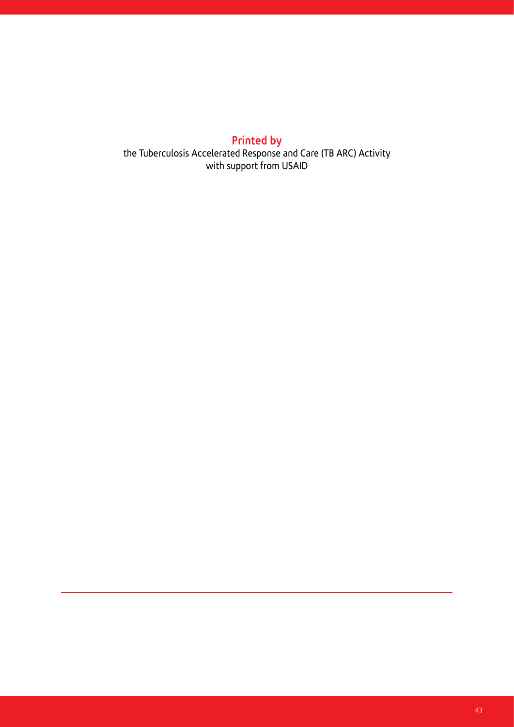**Printed by**

the Tuberculosis Accelerated Response and Care (TB ARC) Activity
with support from USAID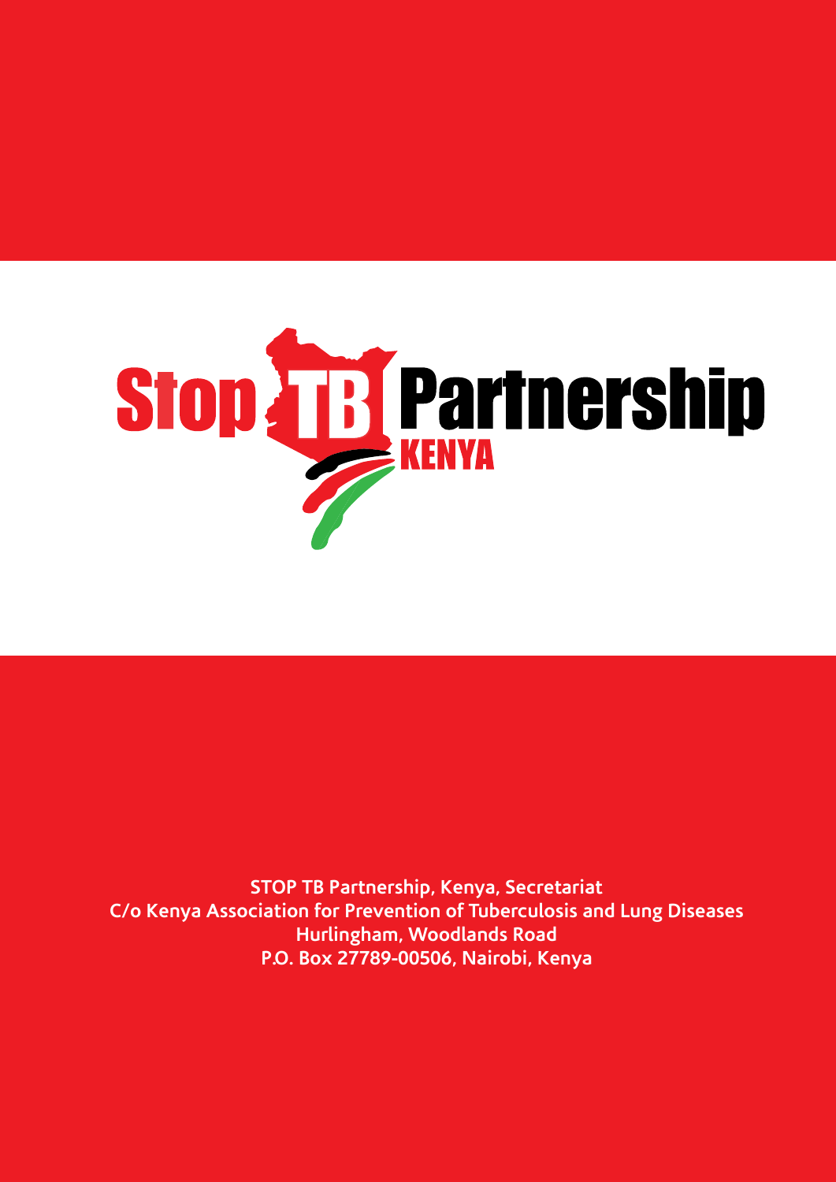Stop TB Partnership KENYA

STOP TB Partnership, Kenya, Secretariat
C/o Kenya Association for Prevention of Tuberculosis and Lung Diseases
Hurlingham, Woodlands Road
P.O. Box 27789-00506, Nairobi, Kenya